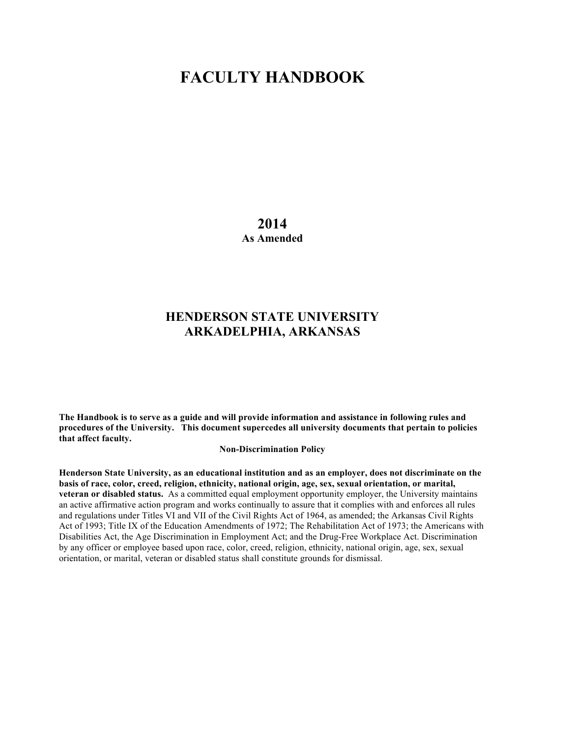# FACULTY HANDBOOK

## 2014

**As Amended**

## HENDERSON STATE UNIVERSITY
## ARKADELPHIA, ARKANSAS

**The Handbook is to serve as a guide and will provide information and assistance in following rules and procedures of the University. This document supercedes all university documents that pertain to policies that affect faculty.**

**Non-Discrimination Policy**

**Henderson State University, as an educational institution and as an employer, does not discriminate on the basis of race, color, creed, religion, ethnicity, national origin, age, sex, sexual orientation, or marital, veteran or disabled status.** As a committed equal employment opportunity employer, the University maintains an active affirmative action program and works continually to assure that it complies with and enforces all rules and regulations under Titles VI and VII of the Civil Rights Act of 1964, as amended; the Arkansas Civil Rights Act of 1993; Title IX of the Education Amendments of 1972; The Rehabilitation Act of 1973; the Americans with Disabilities Act, the Age Discrimination in Employment Act; and the Drug-Free Workplace Act. Discrimination by any officer or employee based upon race, color, creed, religion, ethnicity, national origin, age, sex, sexual orientation, or marital, veteran or disabled status shall constitute grounds for dismissal.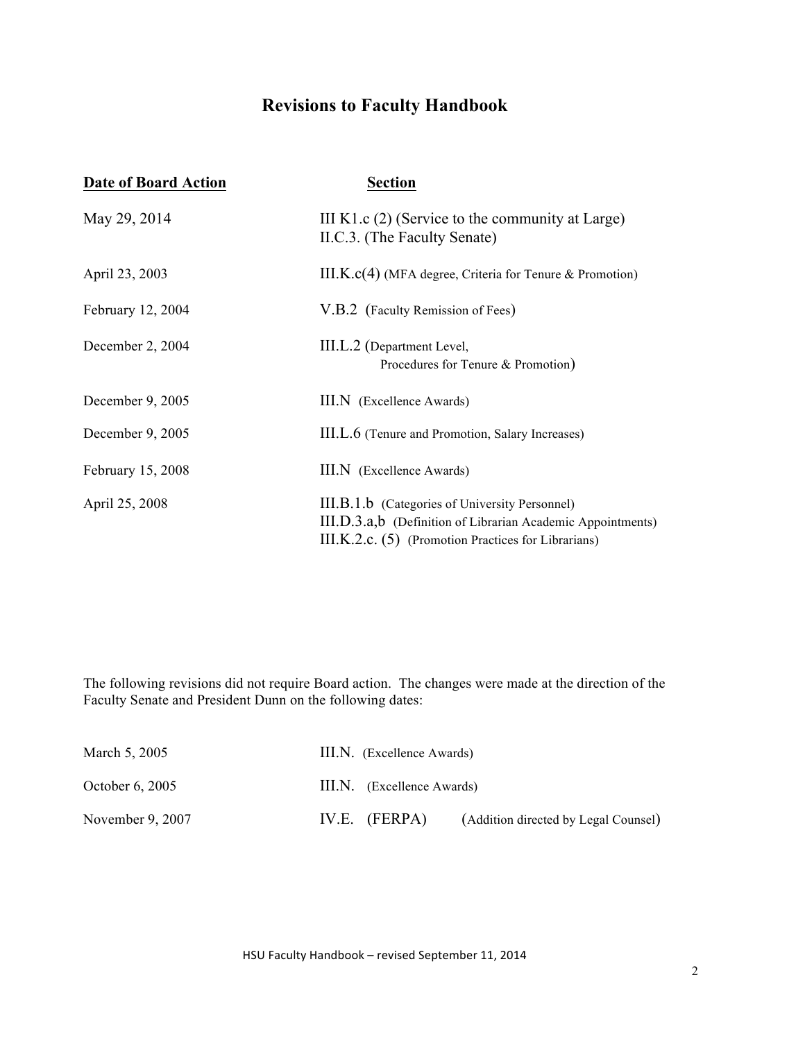# Revisions to Faculty Handbook

| Date of Board Action | Section |
|---|---|
| May 29, 2014 | III K1.c (2) (Service to the community at Large)<br>II.C.3. (The Faculty Senate) |
| April 23, 2003 | III.K.c(4) (MFA degree, Criteria for Tenure & Promotion) |
| February 12, 2004 | V.B.2 (Faculty Remission of Fees) |
| December 2, 2004 | III.L.2 (Department Level, Procedures for Tenure & Promotion) |
| December 9, 2005 | III.N (Excellence Awards) |
| December 9, 2005 | III.L.6 (Tenure and Promotion, Salary Increases) |
| February 15, 2008 | III.N (Excellence Awards) |
| April 25, 2008 | III.B.1.b (Categories of University Personnel)<br>III.D.3.a,b (Definition of Librarian Academic Appointments)<br>III.K.2.c. (5) (Promotion Practices for Librarians) |

The following revisions did not require Board action. The changes were made at the direction of the Faculty Senate and President Dunn on the following dates:

| | |
|---|---|
| March 5, 2005 | III.N. (Excellence Awards) |
| October 6, 2005 | III.N. (Excellence Awards) |
| November 9, 2007 | IV.E. (FERPA) (Addition directed by Legal Counsel) |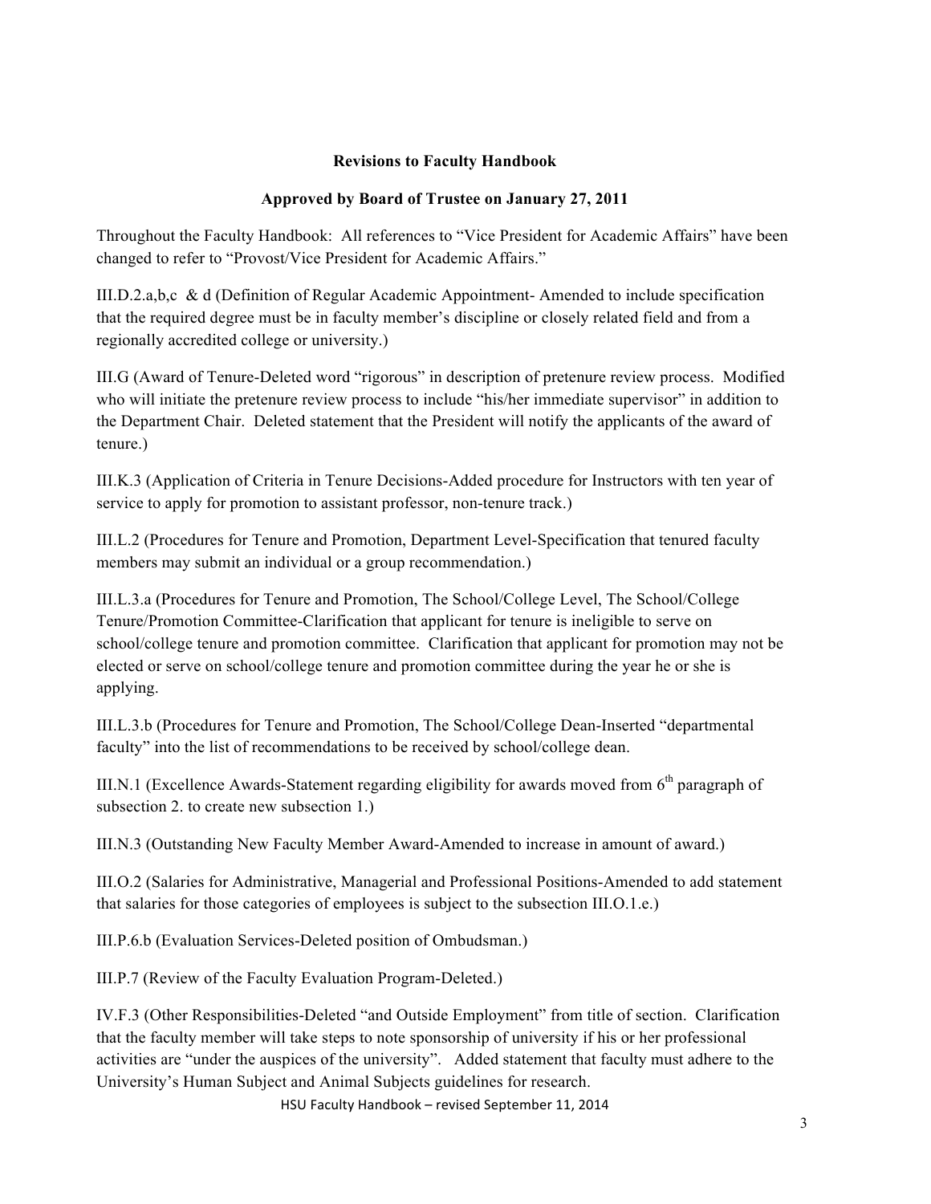**Revisions to Faculty Handbook**

**Approved by Board of Trustee on January 27, 2011**

Throughout the Faculty Handbook: All references to "Vice President for Academic Affairs" have been changed to refer to "Provost/Vice President for Academic Affairs."

III.D.2.a,b,c & d (Definition of Regular Academic Appointment- Amended to include specification that the required degree must be in faculty member's discipline or closely related field and from a regionally accredited college or university.)

III.G (Award of Tenure-Deleted word "rigorous" in description of pretenure review process. Modified who will initiate the pretenure review process to include "his/her immediate supervisor" in addition to the Department Chair. Deleted statement that the President will notify the applicants of the award of tenure.)

III.K.3 (Application of Criteria in Tenure Decisions-Added procedure for Instructors with ten year of service to apply for promotion to assistant professor, non-tenure track.)

III.L.2 (Procedures for Tenure and Promotion, Department Level-Specification that tenured faculty members may submit an individual or a group recommendation.)

III.L.3.a (Procedures for Tenure and Promotion, The School/College Level, The School/College Tenure/Promotion Committee-Clarification that applicant for tenure is ineligible to serve on school/college tenure and promotion committee. Clarification that applicant for promotion may not be elected or serve on school/college tenure and promotion committee during the year he or she is applying.

III.L.3.b (Procedures for Tenure and Promotion, The School/College Dean-Inserted "departmental faculty" into the list of recommendations to be received by school/college dean.

III.N.1 (Excellence Awards-Statement regarding eligibility for awards moved from 6th paragraph of subsection 2. to create new subsection 1.)

III.N.3 (Outstanding New Faculty Member Award-Amended to increase in amount of award.)

III.O.2 (Salaries for Administrative, Managerial and Professional Positions-Amended to add statement that salaries for those categories of employees is subject to the subsection III.O.1.e.)

III.P.6.b (Evaluation Services-Deleted position of Ombudsman.)

III.P.7 (Review of the Faculty Evaluation Program-Deleted.)

IV.F.3 (Other Responsibilities-Deleted "and Outside Employment" from title of section. Clarification that the faculty member will take steps to note sponsorship of university if his or her professional activities are "under the auspices of the university". Added statement that faculty must adhere to the University's Human Subject and Animal Subjects guidelines for research.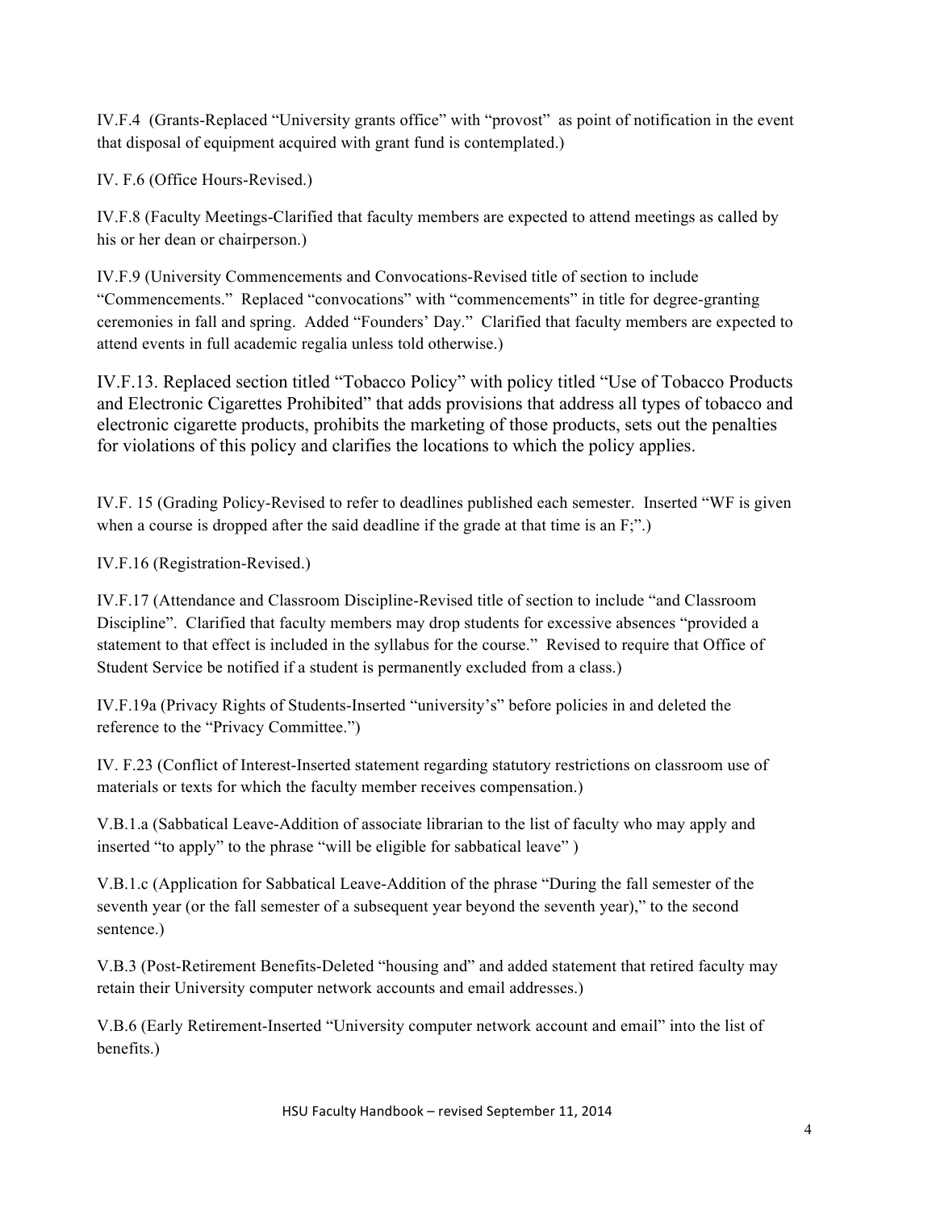IV.F.4 (Grants-Replaced "University grants office" with "provost" as point of notification in the event that disposal of equipment acquired with grant fund is contemplated.)

IV. F.6 (Office Hours-Revised.)

IV.F.8 (Faculty Meetings-Clarified that faculty members are expected to attend meetings as called by his or her dean or chairperson.)

IV.F.9 (University Commencements and Convocations-Revised title of section to include "Commencements." Replaced "convocations" with "commencements" in title for degree-granting ceremonies in fall and spring. Added "Founders' Day." Clarified that faculty members are expected to attend events in full academic regalia unless told otherwise.)

IV.F.13. Replaced section titled "Tobacco Policy" with policy titled "Use of Tobacco Products and Electronic Cigarettes Prohibited" that adds provisions that address all types of tobacco and electronic cigarette products, prohibits the marketing of those products, sets out the penalties for violations of this policy and clarifies the locations to which the policy applies.

IV.F. 15 (Grading Policy-Revised to refer to deadlines published each semester. Inserted "WF is given when a course is dropped after the said deadline if the grade at that time is an F;".)

IV.F.16 (Registration-Revised.)

IV.F.17 (Attendance and Classroom Discipline-Revised title of section to include "and Classroom Discipline". Clarified that faculty members may drop students for excessive absences "provided a statement to that effect is included in the syllabus for the course." Revised to require that Office of Student Service be notified if a student is permanently excluded from a class.)

IV.F.19a (Privacy Rights of Students-Inserted "university's" before policies in and deleted the reference to the "Privacy Committee.")

IV. F.23 (Conflict of Interest-Inserted statement regarding statutory restrictions on classroom use of materials or texts for which the faculty member receives compensation.)

V.B.1.a (Sabbatical Leave-Addition of associate librarian to the list of faculty who may apply and inserted "to apply" to the phrase "will be eligible for sabbatical leave" )

V.B.1.c (Application for Sabbatical Leave-Addition of the phrase "During the fall semester of the seventh year (or the fall semester of a subsequent year beyond the seventh year)," to the second sentence.)

V.B.3 (Post-Retirement Benefits-Deleted "housing and" and added statement that retired faculty may retain their University computer network accounts and email addresses.)

V.B.6 (Early Retirement-Inserted "University computer network account and email" into the list of benefits.)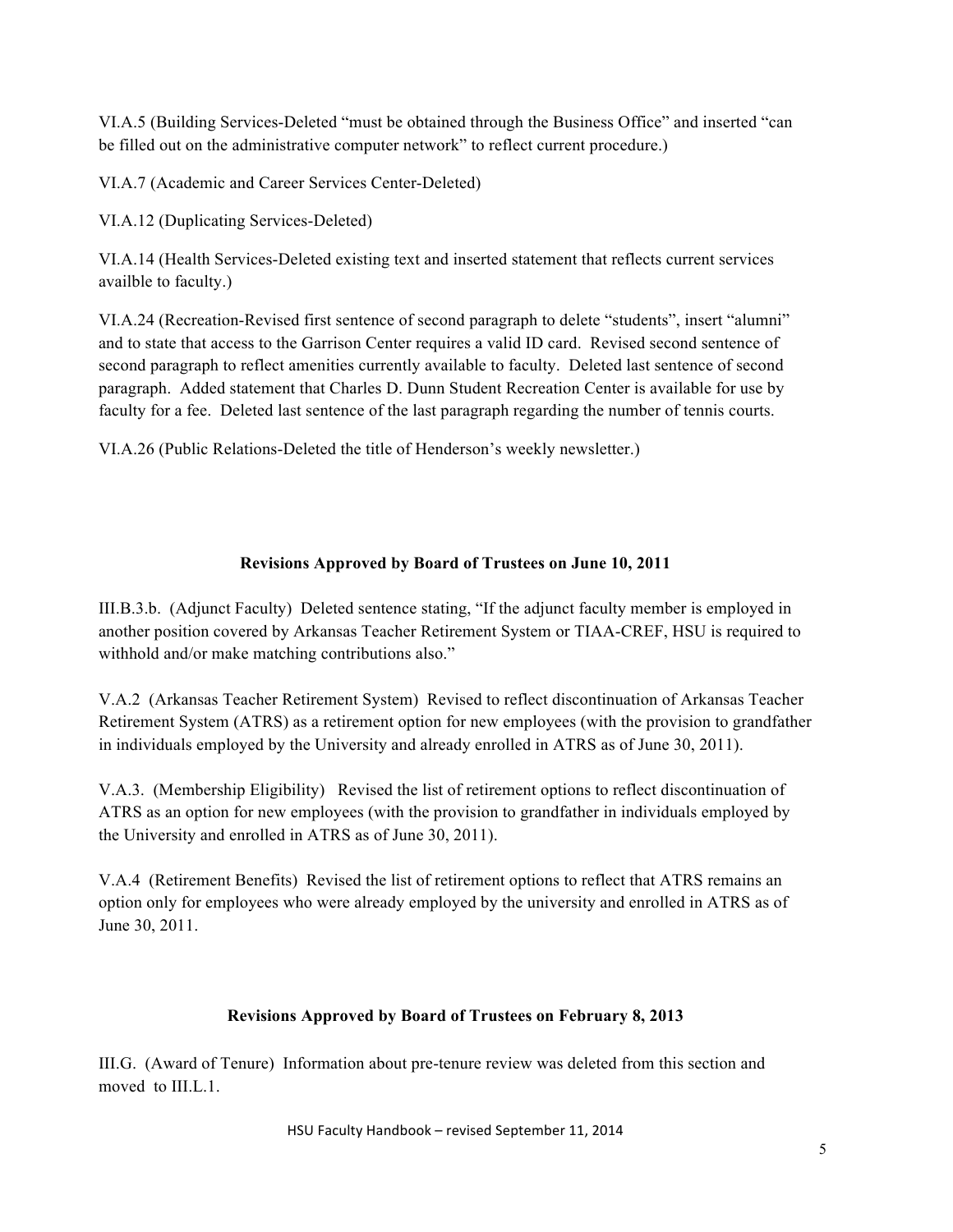VI.A.5 (Building Services-Deleted "must be obtained through the Business Office" and inserted "can be filled out on the administrative computer network" to reflect current procedure.)

VI.A.7 (Academic and Career Services Center-Deleted)

VI.A.12 (Duplicating Services-Deleted)

VI.A.14 (Health Services-Deleted existing text and inserted statement that reflects current services availble to faculty.)

VI.A.24 (Recreation-Revised first sentence of second paragraph to delete "students", insert "alumni" and to state that access to the Garrison Center requires a valid ID card. Revised second sentence of second paragraph to reflect amenities currently available to faculty. Deleted last sentence of second paragraph. Added statement that Charles D. Dunn Student Recreation Center is available for use by faculty for a fee. Deleted last sentence of the last paragraph regarding the number of tennis courts.

VI.A.26 (Public Relations-Deleted the title of Henderson's weekly newsletter.)

### Revisions Approved by Board of Trustees on June 10, 2011

III.B.3.b. (Adjunct Faculty) Deleted sentence stating, "If the adjunct faculty member is employed in another position covered by Arkansas Teacher Retirement System or TIAA-CREF, HSU is required to withhold and/or make matching contributions also."

V.A.2 (Arkansas Teacher Retirement System) Revised to reflect discontinuation of Arkansas Teacher Retirement System (ATRS) as a retirement option for new employees (with the provision to grandfather in individuals employed by the University and already enrolled in ATRS as of June 30, 2011).

V.A.3. (Membership Eligibility) Revised the list of retirement options to reflect discontinuation of ATRS as an option for new employees (with the provision to grandfather in individuals employed by the University and enrolled in ATRS as of June 30, 2011).

V.A.4 (Retirement Benefits) Revised the list of retirement options to reflect that ATRS remains an option only for employees who were already employed by the university and enrolled in ATRS as of June 30, 2011.

### Revisions Approved by Board of Trustees on February 8, 2013

III.G. (Award of Tenure) Information about pre-tenure review was deleted from this section and moved to III.L.1.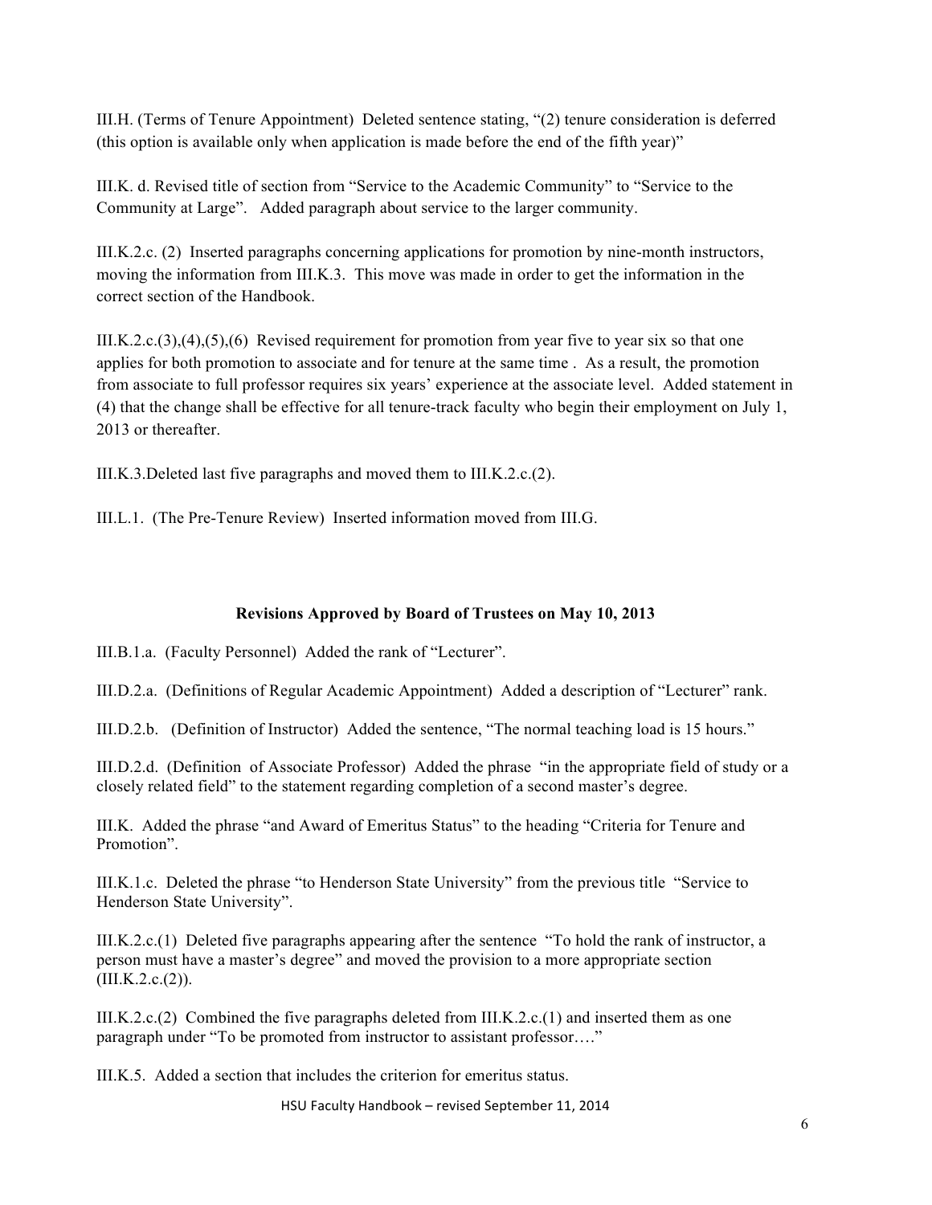III.H. (Terms of Tenure Appointment) Deleted sentence stating, "(2) tenure consideration is deferred (this option is available only when application is made before the end of the fifth year)"

III.K. d. Revised title of section from "Service to the Academic Community" to "Service to the Community at Large". Added paragraph about service to the larger community.

III.K.2.c. (2) Inserted paragraphs concerning applications for promotion by nine-month instructors, moving the information from III.K.3. This move was made in order to get the information in the correct section of the Handbook.

III.K.2.c.(3),(4),(5),(6) Revised requirement for promotion from year five to year six so that one applies for both promotion to associate and for tenure at the same time . As a result, the promotion from associate to full professor requires six years' experience at the associate level. Added statement in (4) that the change shall be effective for all tenure-track faculty who begin their employment on July 1, 2013 or thereafter.

III.K.3.Deleted last five paragraphs and moved them to III.K.2.c.(2).

III.L.1. (The Pre-Tenure Review) Inserted information moved from III.G.

**Revisions Approved by Board of Trustees on May 10, 2013**

III.B.1.a. (Faculty Personnel) Added the rank of "Lecturer".

III.D.2.a. (Definitions of Regular Academic Appointment) Added a description of "Lecturer" rank.

III.D.2.b. (Definition of Instructor) Added the sentence, "The normal teaching load is 15 hours."

III.D.2.d. (Definition of Associate Professor) Added the phrase "in the appropriate field of study or a closely related field" to the statement regarding completion of a second master's degree.

III.K. Added the phrase "and Award of Emeritus Status" to the heading "Criteria for Tenure and Promotion".

III.K.1.c. Deleted the phrase "to Henderson State University" from the previous title "Service to Henderson State University".

III.K.2.c.(1) Deleted five paragraphs appearing after the sentence "To hold the rank of instructor, a person must have a master's degree" and moved the provision to a more appropriate section (III.K.2.c.(2)).

III.K.2.c.(2) Combined the five paragraphs deleted from III.K.2.c.(1) and inserted them as one paragraph under "To be promoted from instructor to assistant professor…."

III.K.5. Added a section that includes the criterion for emeritus status.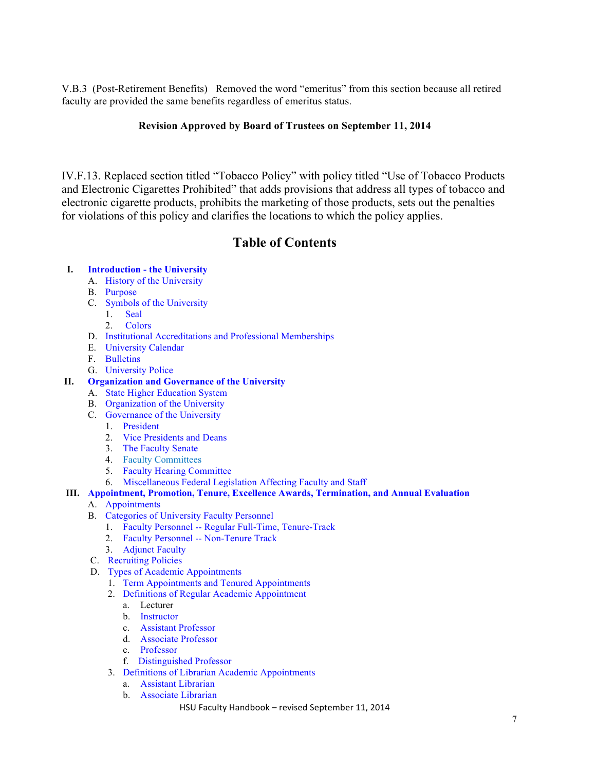V.B.3 (Post-Retirement Benefits) Removed the word "emeritus" from this section because all retired faculty are provided the same benefits regardless of emeritus status.

**Revision Approved by Board of Trustees on September 11, 2014**

IV.F.13. Replaced section titled "Tobacco Policy" with policy titled "Use of Tobacco Products and Electronic Cigarettes Prohibited" that adds provisions that address all types of tobacco and electronic cigarette products, prohibits the marketing of those products, sets out the penalties for violations of this policy and clarifies the locations to which the policy applies.

## Table of Contents

- **I. Introduction - the University**
  - A. History of the University
  - B. Purpose
  - C. Symbols of the University
    - 1. Seal
    - 2. Colors
  - D. Institutional Accreditations and Professional Memberships
  - E. University Calendar
  - F. Bulletins
  - G. University Police
- **II. Organization and Governance of the University**
  - A. State Higher Education System
  - B. Organization of the University
  - C. Governance of the University
    - 1. President
    - 2. Vice Presidents and Deans
    - 3. The Faculty Senate
    - 4. Faculty Committees
    - 5. Faculty Hearing Committee
    - 6. Miscellaneous Federal Legislation Affecting Faculty and Staff
- **III. Appointment, Promotion, Tenure, Excellence Awards, Termination, and Annual Evaluation**
  - A. Appointments
  - B. Categories of University Faculty Personnel
    - 1. Faculty Personnel -- Regular Full-Time, Tenure-Track
    - 2. Faculty Personnel -- Non-Tenure Track
    - 3. Adjunct Faculty
  - C. Recruiting Policies
  - D. Types of Academic Appointments
    - 1. Term Appointments and Tenured Appointments
    - 2. Definitions of Regular Academic Appointment
      - a. Lecturer
      - b. Instructor
      - c. Assistant Professor
      - d. Associate Professor
      - e. Professor
      - f. Distinguished Professor
    - 3. Definitions of Librarian Academic Appointments
      - a. Assistant Librarian
      - b. Associate Librarian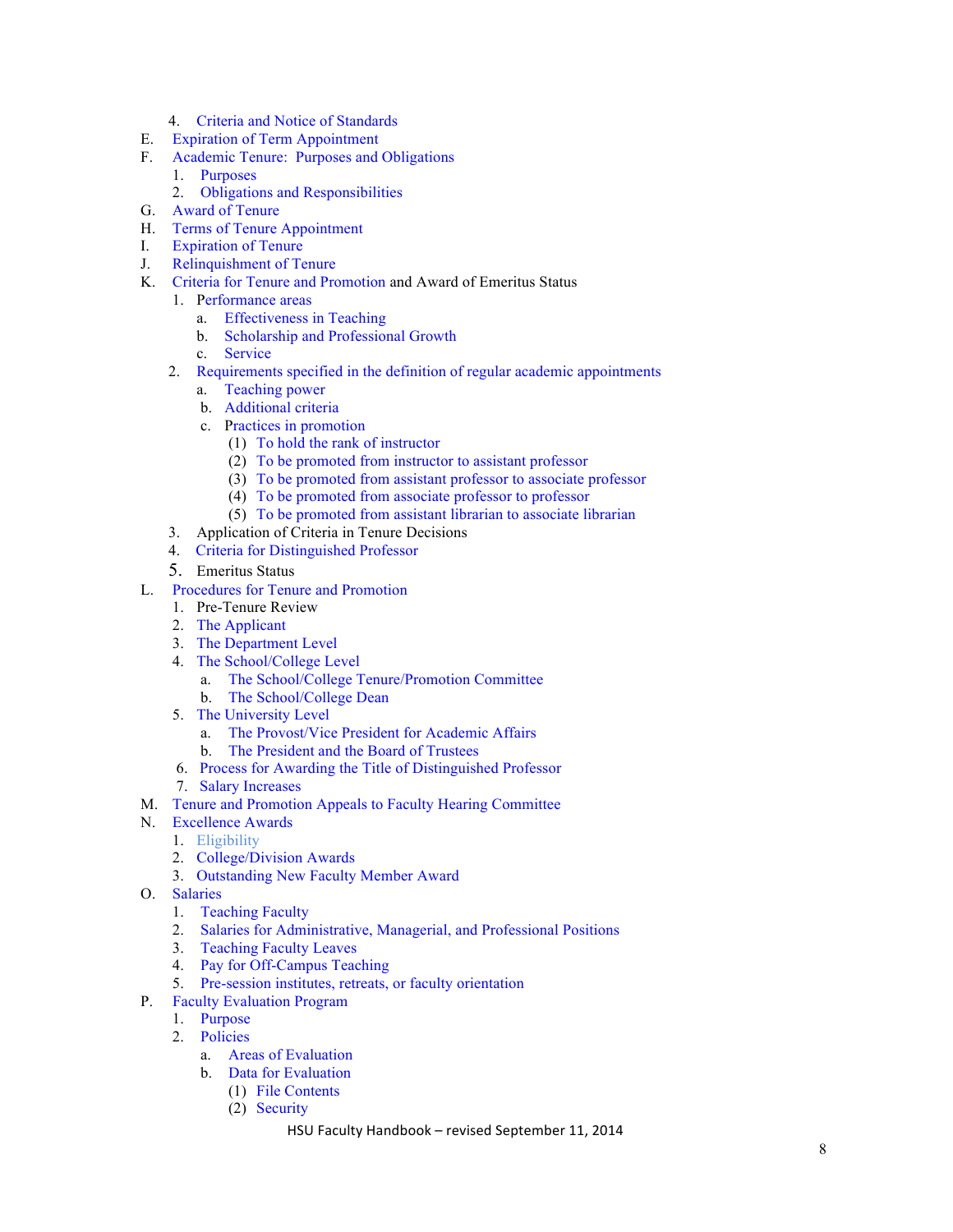4. Criteria and Notice of Standards

E. Expiration of Term Appointment

F. Academic Tenure: Purposes and Obligations
   1. Purposes
   2. Obligations and Responsibilities

G. Award of Tenure

H. Terms of Tenure Appointment

I. Expiration of Tenure

J. Relinquishment of Tenure

K. Criteria for Tenure and Promotion and Award of Emeritus Status
   1. Performance areas
      a. Effectiveness in Teaching
      b. Scholarship and Professional Growth
      c. Service
   2. Requirements specified in the definition of regular academic appointments
      a. Teaching power
      b. Additional criteria
      c. Practices in promotion
         (1) To hold the rank of instructor
         (2) To be promoted from instructor to assistant professor
         (3) To be promoted from assistant professor to associate professor
         (4) To be promoted from associate professor to professor
         (5) To be promoted from assistant librarian to associate librarian
   3. Application of Criteria in Tenure Decisions
   4. Criteria for Distinguished Professor
   5. Emeritus Status

L. Procedures for Tenure and Promotion
   1. Pre-Tenure Review
   2. The Applicant
   3. The Department Level
   4. The School/College Level
      a. The School/College Tenure/Promotion Committee
      b. The School/College Dean
   5. The University Level
      a. The Provost/Vice President for Academic Affairs
      b. The President and the Board of Trustees
   6. Process for Awarding the Title of Distinguished Professor
   7. Salary Increases

M. Tenure and Promotion Appeals to Faculty Hearing Committee

N. Excellence Awards
   1. Eligibility
   2. College/Division Awards
   3. Outstanding New Faculty Member Award

O. Salaries
   1. Teaching Faculty
   2. Salaries for Administrative, Managerial, and Professional Positions
   3. Teaching Faculty Leaves
   4. Pay for Off-Campus Teaching
   5. Pre-session institutes, retreats, or faculty orientation

P. Faculty Evaluation Program
   1. Purpose
   2. Policies
      a. Areas of Evaluation
      b. Data for Evaluation
         (1) File Contents
         (2) Security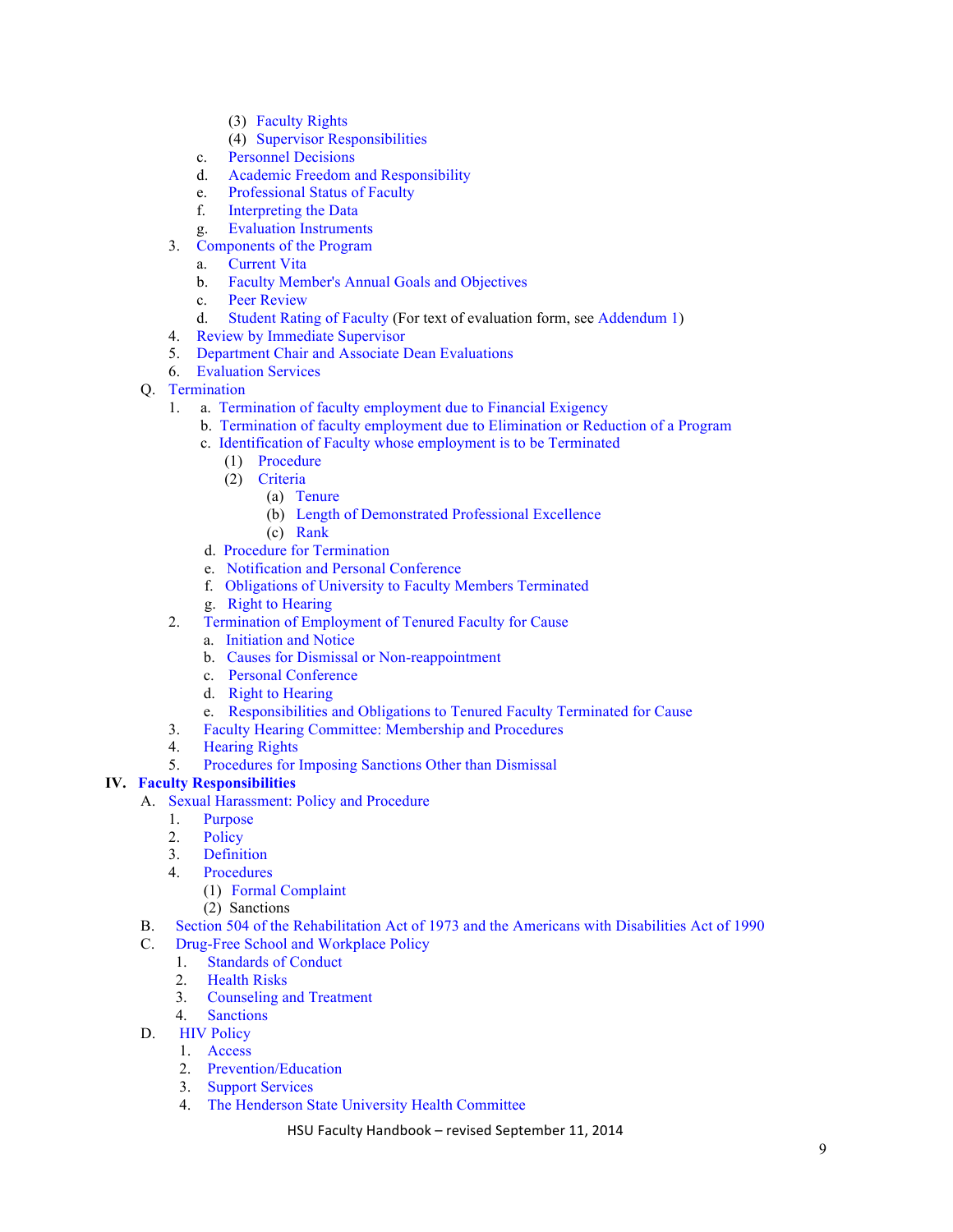(3) Faculty Rights
            (4) Supervisor Responsibilities
        c. Personnel Decisions
        d. Academic Freedom and Responsibility
        e. Professional Status of Faculty
        f. Interpreting the Data
        g. Evaluation Instruments
    3. Components of the Program
        a. Current Vita
        b. Faculty Member's Annual Goals and Objectives
        c. Peer Review
        d. Student Rating of Faculty (For text of evaluation form, see Addendum 1)
    4. Review by Immediate Supervisor
    5. Department Chair and Associate Dean Evaluations
    6. Evaluation Services
Q. Termination
    1. a. Termination of faculty employment due to Financial Exigency
       b. Termination of faculty employment due to Elimination or Reduction of a Program
       c. Identification of Faculty whose employment is to be Terminated
            (1) Procedure
            (2) Criteria
                (a) Tenure
                (b) Length of Demonstrated Professional Excellence
                (c) Rank
       d. Procedure for Termination
       e. Notification and Personal Conference
       f. Obligations of University to Faculty Members Terminated
       g. Right to Hearing
    2. Termination of Employment of Tenured Faculty for Cause
        a. Initiation and Notice
        b. Causes for Dismissal or Non-reappointment
        c. Personal Conference
        d. Right to Hearing
        e. Responsibilities and Obligations to Tenured Faculty Terminated for Cause
    3. Faculty Hearing Committee: Membership and Procedures
    4. Hearing Rights
    5. Procedures for Imposing Sanctions Other than Dismissal

**IV. Faculty Responsibilities**

A. Sexual Harassment: Policy and Procedure
    1. Purpose
    2. Policy
    3. Definition
    4. Procedures
        (1) Formal Complaint
        (2) Sanctions
B. Section 504 of the Rehabilitation Act of 1973 and the Americans with Disabilities Act of 1990
C. Drug-Free School and Workplace Policy
    1. Standards of Conduct
    2. Health Risks
    3. Counseling and Treatment
    4. Sanctions
D. HIV Policy
    1. Access
    2. Prevention/Education
    3. Support Services
    4. The Henderson State University Health Committee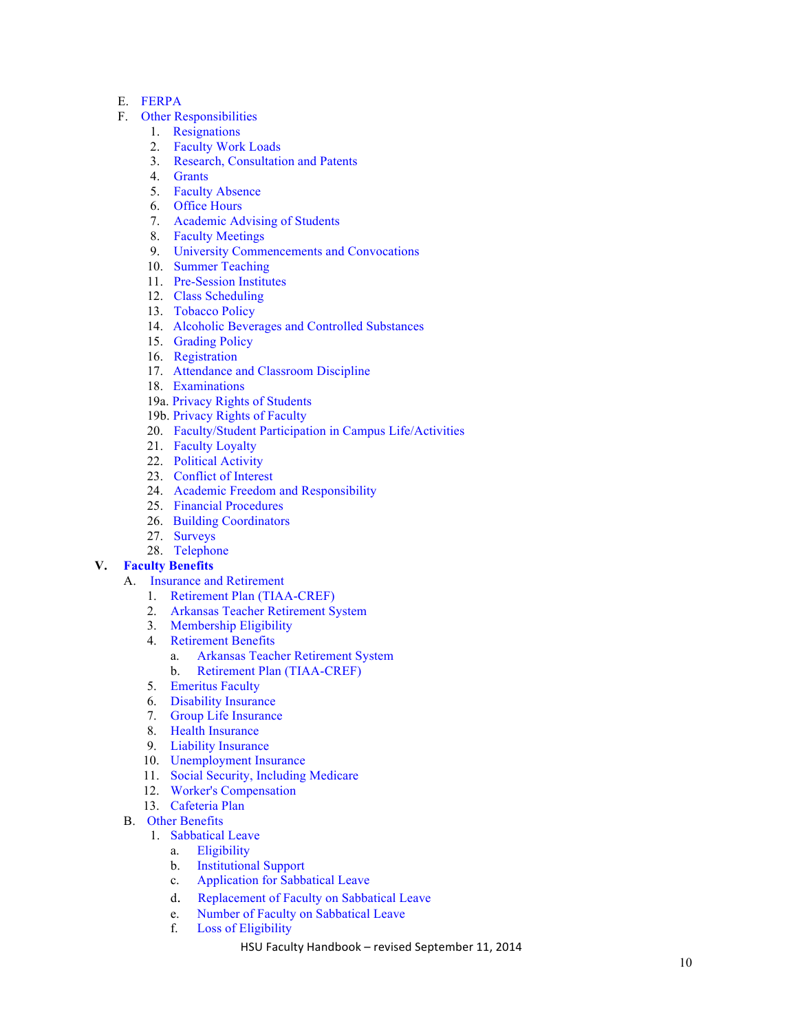E. FERPA
F. Other Responsibilities
    1. Resignations
    2. Faculty Work Loads
    3. Research, Consultation and Patents
    4. Grants
    5. Faculty Absence
    6. Office Hours
    7. Academic Advising of Students
    8. Faculty Meetings
    9. University Commencements and Convocations
    10. Summer Teaching
    11. Pre-Session Institutes
    12. Class Scheduling
    13. Tobacco Policy
    14. Alcoholic Beverages and Controlled Substances
    15. Grading Policy
    16. Registration
    17. Attendance and Classroom Discipline
    18. Examinations
    19a. Privacy Rights of Students
    19b. Privacy Rights of Faculty
    20. Faculty/Student Participation in Campus Life/Activities
    21. Faculty Loyalty
    22. Political Activity
    23. Conflict of Interest
    24. Academic Freedom and Responsibility
    25. Financial Procedures
    26. Building Coordinators
    27. Surveys
    28. Telephone

**V. Faculty Benefits**

A. Insurance and Retirement
    1. Retirement Plan (TIAA-CREF)
    2. Arkansas Teacher Retirement System
    3. Membership Eligibility
    4. Retirement Benefits
        a. Arkansas Teacher Retirement System
        b. Retirement Plan (TIAA-CREF)
    5. Emeritus Faculty
    6. Disability Insurance
    7. Group Life Insurance
    8. Health Insurance
    9. Liability Insurance
    10. Unemployment Insurance
    11. Social Security, Including Medicare
    12. Worker's Compensation
    13. Cafeteria Plan
B. Other Benefits
    1. Sabbatical Leave
        a. Eligibility
        b. Institutional Support
        c. Application for Sabbatical Leave
        d. Replacement of Faculty on Sabbatical Leave
        e. Number of Faculty on Sabbatical Leave
        f. Loss of Eligibility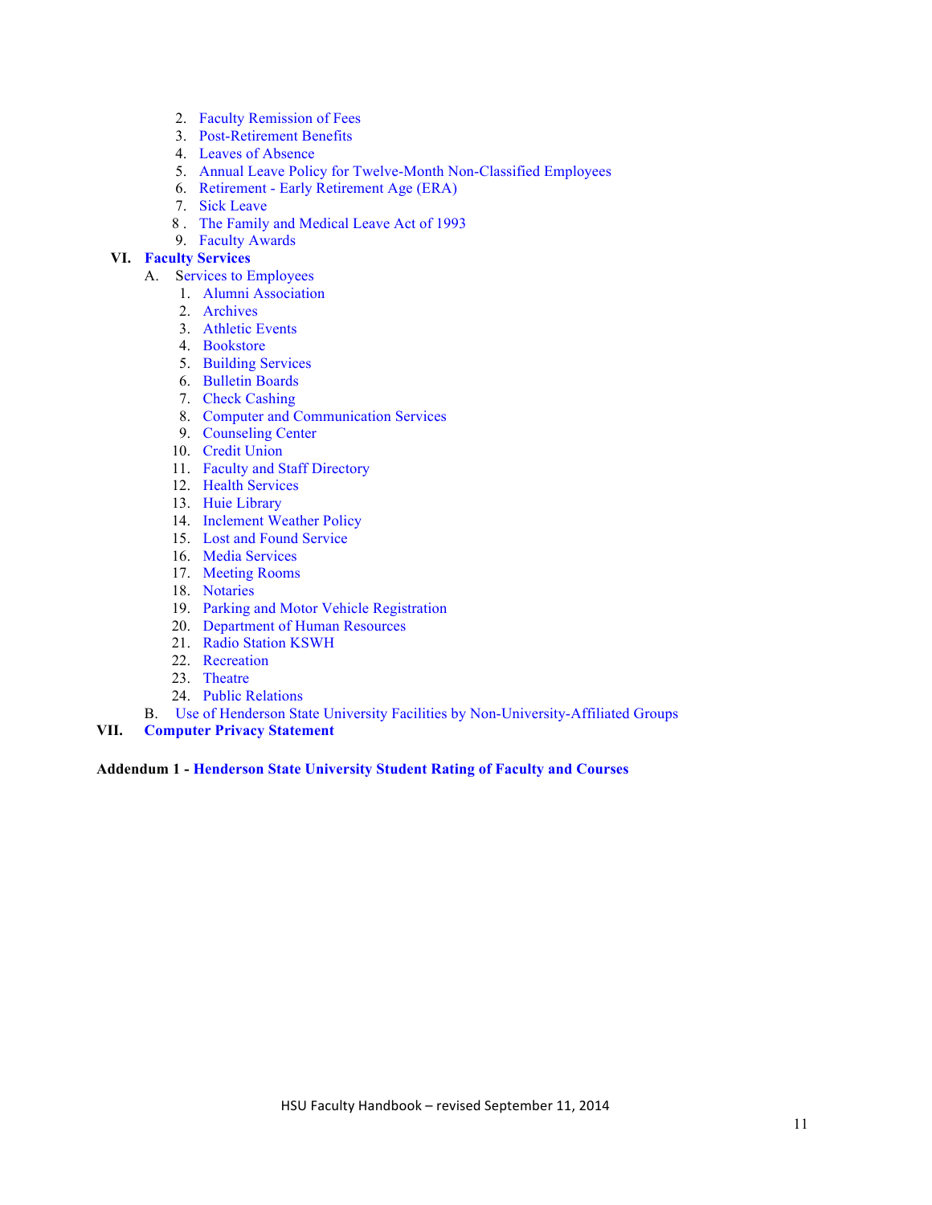2. Faculty Remission of Fees
3. Post-Retirement Benefits
4. Leaves of Absence
5. Annual Leave Policy for Twelve-Month Non-Classified Employees
6. Retirement - Early Retirement Age (ERA)
7. Sick Leave
8. The Family and Medical Leave Act of 1993
9. Faculty Awards

**VI. Faculty Services**

A. Services to Employees

1. Alumni Association
2. Archives
3. Athletic Events
4. Bookstore
5. Building Services
6. Bulletin Boards
7. Check Cashing
8. Computer and Communication Services
9. Counseling Center
10. Credit Union
11. Faculty and Staff Directory
12. Health Services
13. Huie Library
14. Inclement Weather Policy
15. Lost and Found Service
16. Media Services
17. Meeting Rooms
18. Notaries
19. Parking and Motor Vehicle Registration
20. Department of Human Resources
21. Radio Station KSWH
22. Recreation
23. Theatre
24. Public Relations

B. Use of Henderson State University Facilities by Non-University-Affiliated Groups

**VII. Computer Privacy Statement**

**Addendum 1 - Henderson State University Student Rating of Faculty and Courses**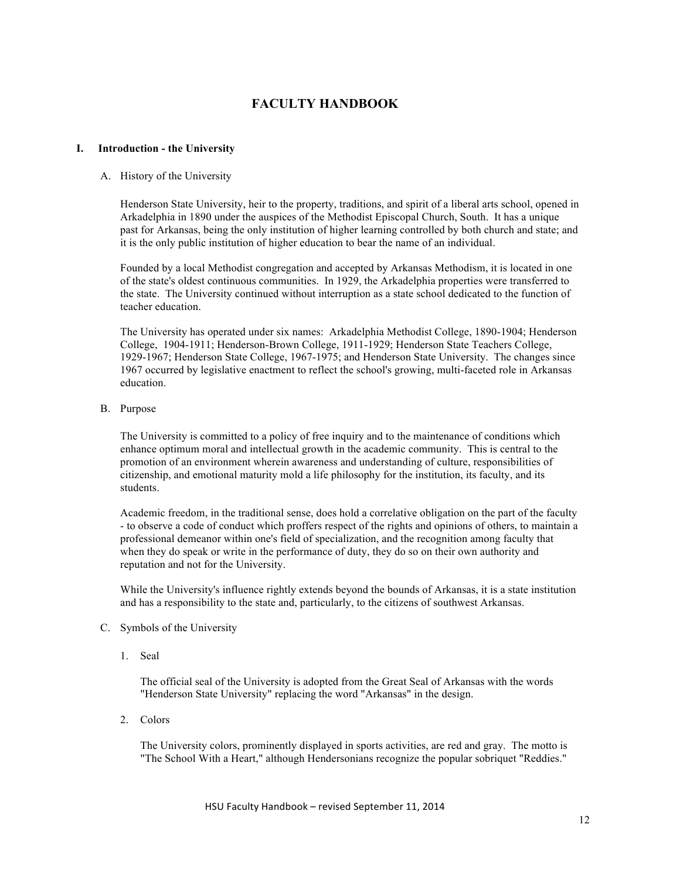# FACULTY HANDBOOK

## I. Introduction - the University

### A. History of the University

Henderson State University, heir to the property, traditions, and spirit of a liberal arts school, opened in Arkadelphia in 1890 under the auspices of the Methodist Episcopal Church, South. It has a unique past for Arkansas, being the only institution of higher learning controlled by both church and state; and it is the only public institution of higher education to bear the name of an individual.

Founded by a local Methodist congregation and accepted by Arkansas Methodism, it is located in one of the state's oldest continuous communities. In 1929, the Arkadelphia properties were transferred to the state. The University continued without interruption as a state school dedicated to the function of teacher education.

The University has operated under six names: Arkadelphia Methodist College, 1890-1904; Henderson College, 1904-1911; Henderson-Brown College, 1911-1929; Henderson State Teachers College, 1929-1967; Henderson State College, 1967-1975; and Henderson State University. The changes since 1967 occurred by legislative enactment to reflect the school's growing, multi-faceted role in Arkansas education.

### B. Purpose

The University is committed to a policy of free inquiry and to the maintenance of conditions which enhance optimum moral and intellectual growth in the academic community. This is central to the promotion of an environment wherein awareness and understanding of culture, responsibilities of citizenship, and emotional maturity mold a life philosophy for the institution, its faculty, and its students.

Academic freedom, in the traditional sense, does hold a correlative obligation on the part of the faculty - to observe a code of conduct which proffers respect of the rights and opinions of others, to maintain a professional demeanor within one's field of specialization, and the recognition among faculty that when they do speak or write in the performance of duty, they do so on their own authority and reputation and not for the University.

While the University's influence rightly extends beyond the bounds of Arkansas, it is a state institution and has a responsibility to the state and, particularly, to the citizens of southwest Arkansas.

### C. Symbols of the University

1. Seal

   The official seal of the University is adopted from the Great Seal of Arkansas with the words "Henderson State University" replacing the word "Arkansas" in the design.

2. Colors

   The University colors, prominently displayed in sports activities, are red and gray. The motto is "The School With a Heart," although Hendersonians recognize the popular sobriquet "Reddies."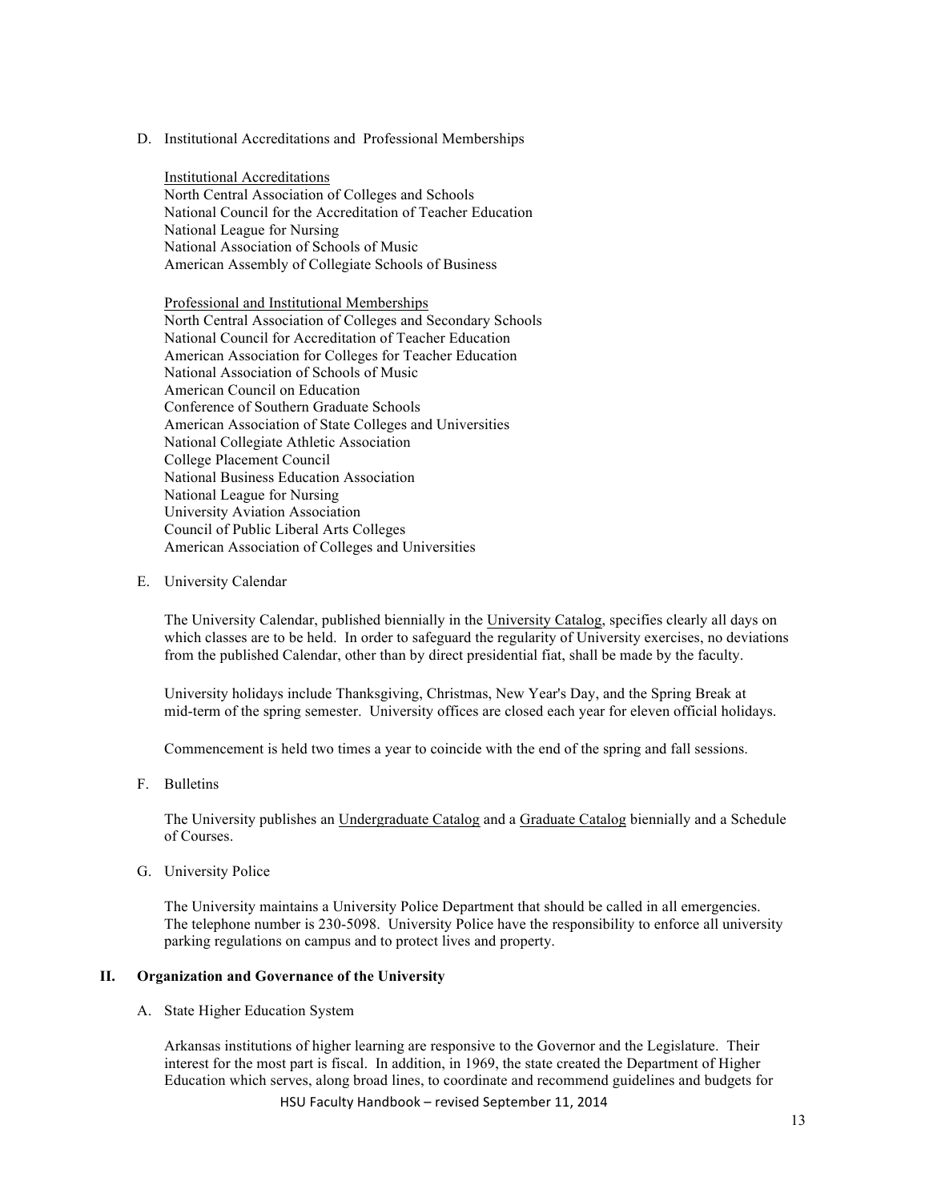D. Institutional Accreditations and Professional Memberships

Institutional Accreditations
North Central Association of Colleges and Schools
National Council for the Accreditation of Teacher Education
National League for Nursing
National Association of Schools of Music
American Assembly of Collegiate Schools of Business

Professional and Institutional Memberships
North Central Association of Colleges and Secondary Schools
National Council for Accreditation of Teacher Education
American Association for Colleges for Teacher Education
National Association of Schools of Music
American Council on Education
Conference of Southern Graduate Schools
American Association of State Colleges and Universities
National Collegiate Athletic Association
College Placement Council
National Business Education Association
National League for Nursing
University Aviation Association
Council of Public Liberal Arts Colleges
American Association of Colleges and Universities

E. University Calendar

The University Calendar, published biennially in the University Catalog, specifies clearly all days on which classes are to be held. In order to safeguard the regularity of University exercises, no deviations from the published Calendar, other than by direct presidential fiat, shall be made by the faculty.

University holidays include Thanksgiving, Christmas, New Year's Day, and the Spring Break at mid-term of the spring semester. University offices are closed each year for eleven official holidays.

Commencement is held two times a year to coincide with the end of the spring and fall sessions.

F. Bulletins

The University publishes an Undergraduate Catalog and a Graduate Catalog biennially and a Schedule of Courses.

G. University Police

The University maintains a University Police Department that should be called in all emergencies. The telephone number is 230-5098. University Police have the responsibility to enforce all university parking regulations on campus and to protect lives and property.

## II. Organization and Governance of the University

A. State Higher Education System

Arkansas institutions of higher learning are responsive to the Governor and the Legislature. Their interest for the most part is fiscal. In addition, in 1969, the state created the Department of Higher Education which serves, along broad lines, to coordinate and recommend guidelines and budgets for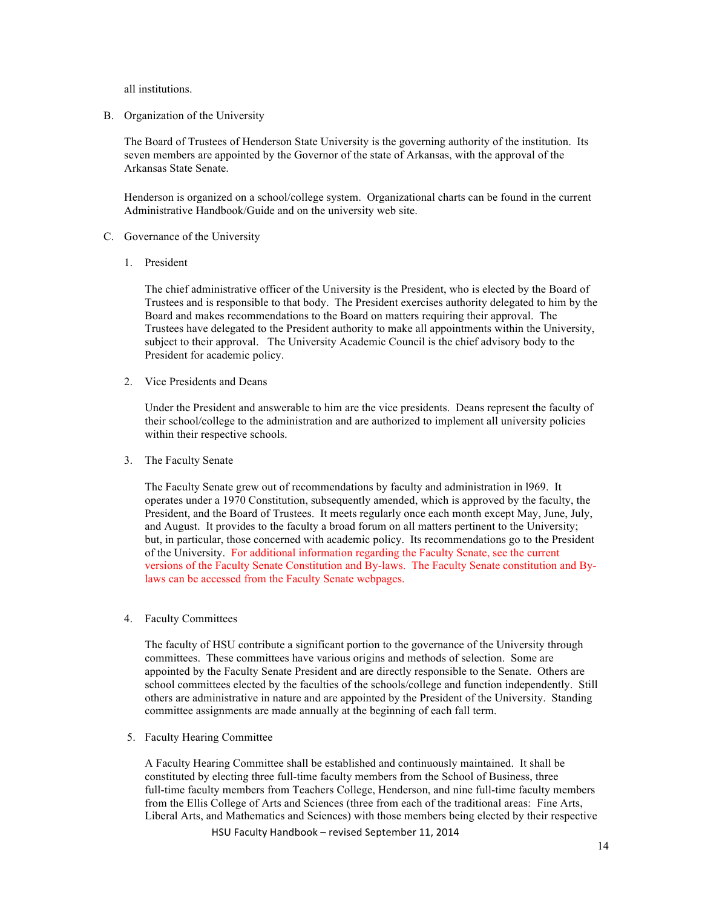all institutions.

B. Organization of the University

The Board of Trustees of Henderson State University is the governing authority of the institution. Its seven members are appointed by the Governor of the state of Arkansas, with the approval of the Arkansas State Senate.

Henderson is organized on a school/college system. Organizational charts can be found in the current Administrative Handbook/Guide and on the university web site.

C. Governance of the University

1. President

The chief administrative officer of the University is the President, who is elected by the Board of Trustees and is responsible to that body. The President exercises authority delegated to him by the Board and makes recommendations to the Board on matters requiring their approval. The Trustees have delegated to the President authority to make all appointments within the University, subject to their approval. The University Academic Council is the chief advisory body to the President for academic policy.

2. Vice Presidents and Deans

Under the President and answerable to him are the vice presidents. Deans represent the faculty of their school/college to the administration and are authorized to implement all university policies within their respective schools.

3. The Faculty Senate

The Faculty Senate grew out of recommendations by faculty and administration in l969. It operates under a 1970 Constitution, subsequently amended, which is approved by the faculty, the President, and the Board of Trustees. It meets regularly once each month except May, June, July, and August. It provides to the faculty a broad forum on all matters pertinent to the University; but, in particular, those concerned with academic policy. Its recommendations go to the President of the University. For additional information regarding the Faculty Senate, see the current versions of the Faculty Senate Constitution and By-laws. The Faculty Senate constitution and By-laws can be accessed from the Faculty Senate webpages.

4. Faculty Committees

The faculty of HSU contribute a significant portion to the governance of the University through committees. These committees have various origins and methods of selection. Some are appointed by the Faculty Senate President and are directly responsible to the Senate. Others are school committees elected by the faculties of the schools/college and function independently. Still others are administrative in nature and are appointed by the President of the University. Standing committee assignments are made annually at the beginning of each fall term.

5. Faculty Hearing Committee

A Faculty Hearing Committee shall be established and continuously maintained. It shall be constituted by electing three full-time faculty members from the School of Business, three full-time faculty members from Teachers College, Henderson, and nine full-time faculty members from the Ellis College of Arts and Sciences (three from each of the traditional areas: Fine Arts, Liberal Arts, and Mathematics and Sciences) with those members being elected by their respective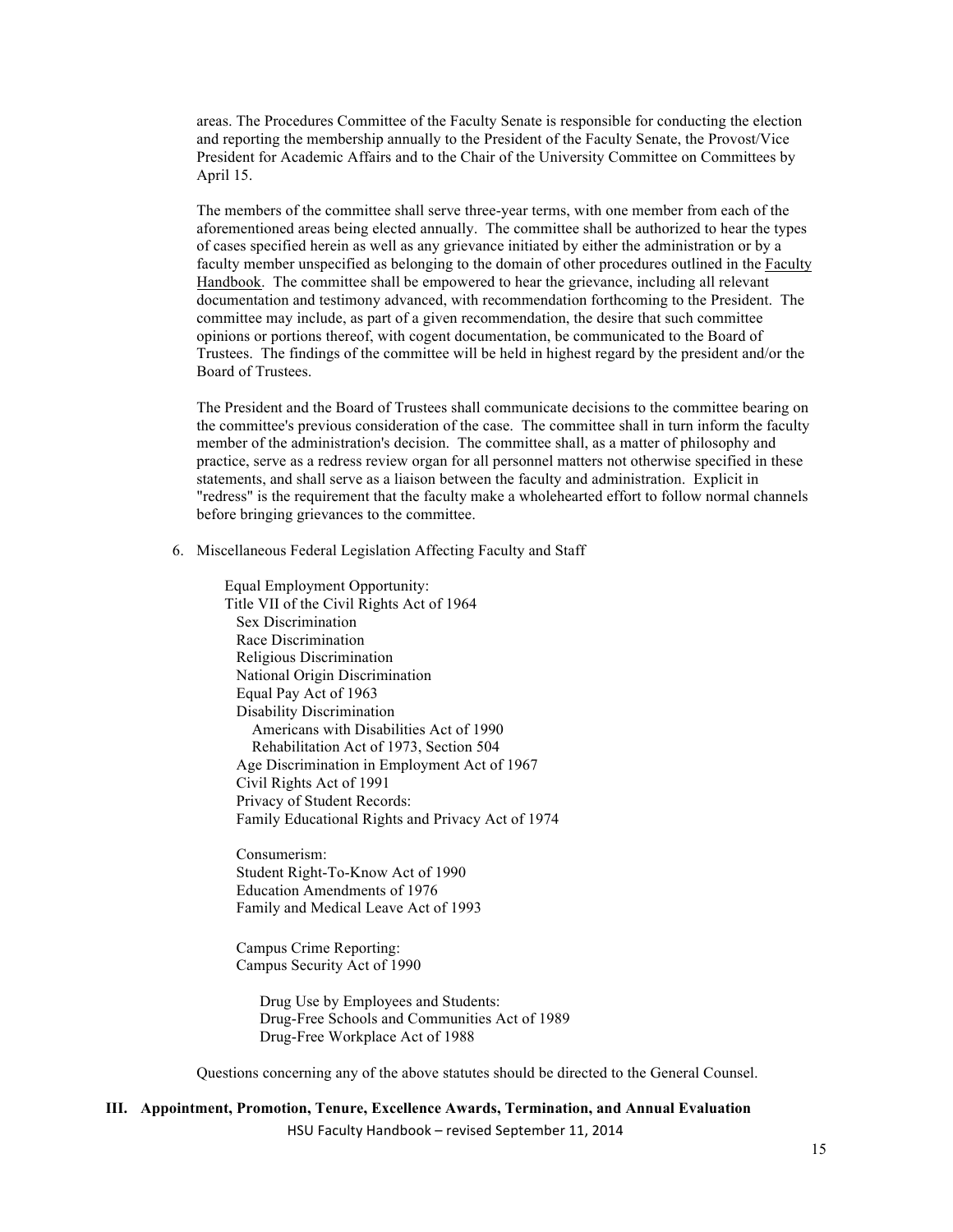areas. The Procedures Committee of the Faculty Senate is responsible for conducting the election and reporting the membership annually to the President of the Faculty Senate, the Provost/Vice President for Academic Affairs and to the Chair of the University Committee on Committees by April 15.

The members of the committee shall serve three-year terms, with one member from each of the aforementioned areas being elected annually. The committee shall be authorized to hear the types of cases specified herein as well as any grievance initiated by either the administration or by a faculty member unspecified as belonging to the domain of other procedures outlined in the Faculty Handbook. The committee shall be empowered to hear the grievance, including all relevant documentation and testimony advanced, with recommendation forthcoming to the President. The committee may include, as part of a given recommendation, the desire that such committee opinions or portions thereof, with cogent documentation, be communicated to the Board of Trustees. The findings of the committee will be held in highest regard by the president and/or the Board of Trustees.

The President and the Board of Trustees shall communicate decisions to the committee bearing on the committee's previous consideration of the case. The committee shall in turn inform the faculty member of the administration's decision. The committee shall, as a matter of philosophy and practice, serve as a redress review organ for all personnel matters not otherwise specified in these statements, and shall serve as a liaison between the faculty and administration. Explicit in "redress" is the requirement that the faculty make a wholehearted effort to follow normal channels before bringing grievances to the committee.

6. Miscellaneous Federal Legislation Affecting Faculty and Staff

   Equal Employment Opportunity:
   Title VII of the Civil Rights Act of 1964
   - Sex Discrimination
   - Race Discrimination
   - Religious Discrimination
   - National Origin Discrimination
   - Equal Pay Act of 1963
   - Disability Discrimination
     - Americans with Disabilities Act of 1990
     - Rehabilitation Act of 1973, Section 504
   - Age Discrimination in Employment Act of 1967
   - Civil Rights Act of 1991
   - Privacy of Student Records:
   - Family Educational Rights and Privacy Act of 1974

   Consumerism:
   Student Right-To-Know Act of 1990
   Education Amendments of 1976
   Family and Medical Leave Act of 1993

   Campus Crime Reporting:
   Campus Security Act of 1990

   Drug Use by Employees and Students:
   Drug-Free Schools and Communities Act of 1989
   Drug-Free Workplace Act of 1988

Questions concerning any of the above statutes should be directed to the General Counsel.

# III. Appointment, Promotion, Tenure, Excellence Awards, Termination, and Annual Evaluation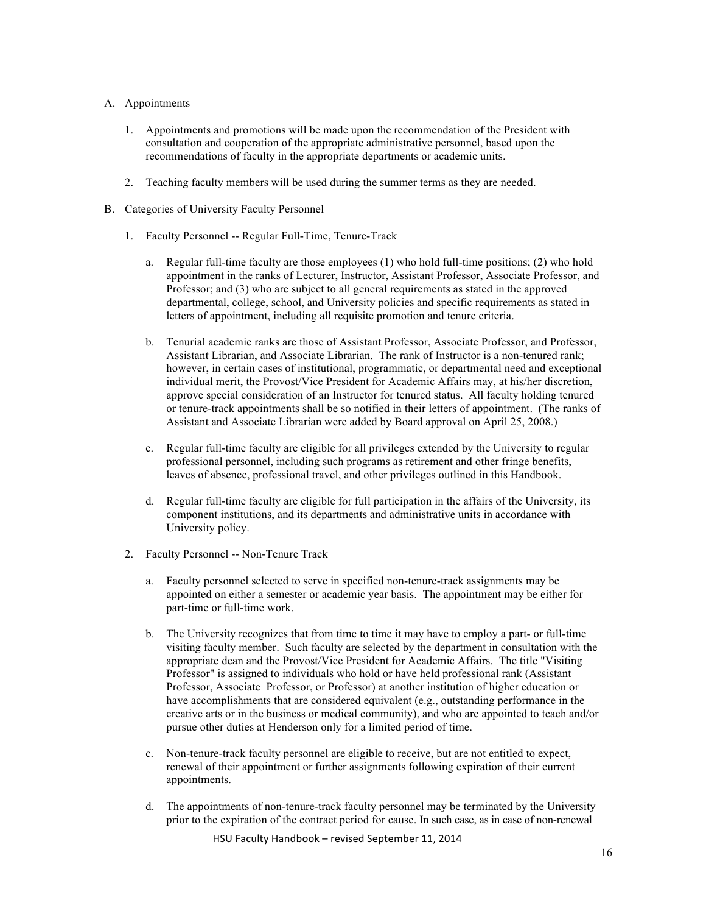A. Appointments

   1. Appointments and promotions will be made upon the recommendation of the President with consultation and cooperation of the appropriate administrative personnel, based upon the recommendations of faculty in the appropriate departments or academic units.

   2. Teaching faculty members will be used during the summer terms as they are needed.

B. Categories of University Faculty Personnel

   1. Faculty Personnel -- Regular Full-Time, Tenure-Track

      a. Regular full-time faculty are those employees (1) who hold full-time positions; (2) who hold appointment in the ranks of Lecturer, Instructor, Assistant Professor, Associate Professor, and Professor; and (3) who are subject to all general requirements as stated in the approved departmental, college, school, and University policies and specific requirements as stated in letters of appointment, including all requisite promotion and tenure criteria.

      b. Tenurial academic ranks are those of Assistant Professor, Associate Professor, and Professor, Assistant Librarian, and Associate Librarian. The rank of Instructor is a non-tenured rank; however, in certain cases of institutional, programmatic, or departmental need and exceptional individual merit, the Provost/Vice President for Academic Affairs may, at his/her discretion, approve special consideration of an Instructor for tenured status. All faculty holding tenured or tenure-track appointments shall be so notified in their letters of appointment. (The ranks of Assistant and Associate Librarian were added by Board approval on April 25, 2008.)

      c. Regular full-time faculty are eligible for all privileges extended by the University to regular professional personnel, including such programs as retirement and other fringe benefits, leaves of absence, professional travel, and other privileges outlined in this Handbook.

      d. Regular full-time faculty are eligible for full participation in the affairs of the University, its component institutions, and its departments and administrative units in accordance with University policy.

   2. Faculty Personnel -- Non-Tenure Track

      a. Faculty personnel selected to serve in specified non-tenure-track assignments may be appointed on either a semester or academic year basis. The appointment may be either for part-time or full-time work.

      b. The University recognizes that from time to time it may have to employ a part- or full-time visiting faculty member. Such faculty are selected by the department in consultation with the appropriate dean and the Provost/Vice President for Academic Affairs. The title "Visiting Professor" is assigned to individuals who hold or have held professional rank (Assistant Professor, Associate Professor, or Professor) at another institution of higher education or have accomplishments that are considered equivalent (e.g., outstanding performance in the creative arts or in the business or medical community), and who are appointed to teach and/or pursue other duties at Henderson only for a limited period of time.

      c. Non-tenure-track faculty personnel are eligible to receive, but are not entitled to expect, renewal of their appointment or further assignments following expiration of their current appointments.

      d. The appointments of non-tenure-track faculty personnel may be terminated by the University prior to the expiration of the contract period for cause. In such case, as in case of non-renewal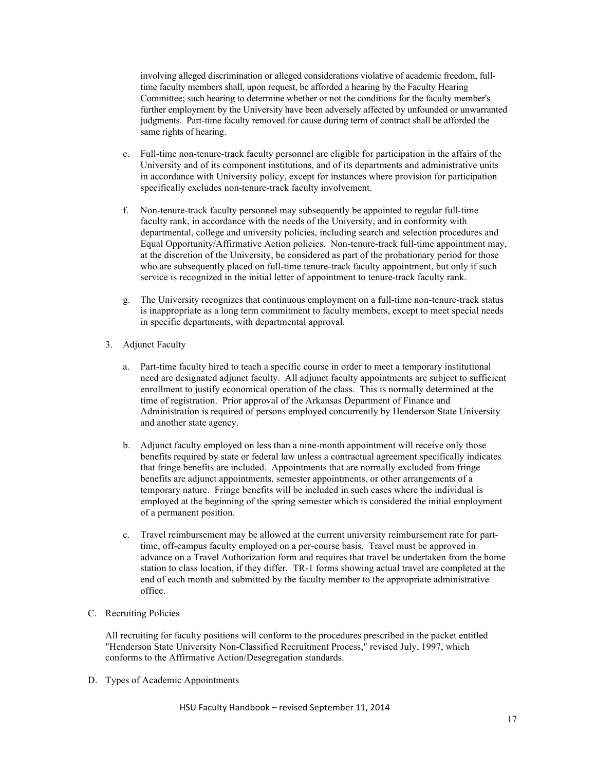involving alleged discrimination or alleged considerations violative of academic freedom, full-time faculty members shall, upon request, be afforded a hearing by the Faculty Hearing Committee; such hearing to determine whether or not the conditions for the faculty member's further employment by the University have been adversely affected by unfounded or unwarranted judgments. Part-time faculty removed for cause during term of contract shall be afforded the same rights of hearing.

e. Full-time non-tenure-track faculty personnel are eligible for participation in the affairs of the University and of its component institutions, and of its departments and administrative units in accordance with University policy, except for instances where provision for participation specifically excludes non-tenure-track faculty involvement.

f. Non-tenure-track faculty personnel may subsequently be appointed to regular full-time faculty rank, in accordance with the needs of the University, and in conformity with departmental, college and university policies, including search and selection procedures and Equal Opportunity/Affirmative Action policies. Non-tenure-track full-time appointment may, at the discretion of the University, be considered as part of the probationary period for those who are subsequently placed on full-time tenure-track faculty appointment, but only if such service is recognized in the initial letter of appointment to tenure-track faculty rank.

g. The University recognizes that continuous employment on a full-time non-tenure-track status is inappropriate as a long term commitment to faculty members, except to meet special needs in specific departments, with departmental approval.

3. Adjunct Faculty

   a. Part-time faculty hired to teach a specific course in order to meet a temporary institutional need are designated adjunct faculty. All adjunct faculty appointments are subject to sufficient enrollment to justify economical operation of the class. This is normally determined at the time of registration. Prior approval of the Arkansas Department of Finance and Administration is required of persons employed concurrently by Henderson State University and another state agency.

   b. Adjunct faculty employed on less than a nine-month appointment will receive only those benefits required by state or federal law unless a contractual agreement specifically indicates that fringe benefits are included. Appointments that are normally excluded from fringe benefits are adjunct appointments, semester appointments, or other arrangements of a temporary nature. Fringe benefits will be included in such cases where the individual is employed at the beginning of the spring semester which is considered the initial employment of a permanent position.

   c. Travel reimbursement may be allowed at the current university reimbursement rate for part-time, off-campus faculty employed on a per-course basis. Travel must be approved in advance on a Travel Authorization form and requires that travel be undertaken from the home station to class location, if they differ. TR-1 forms showing actual travel are completed at the end of each month and submitted by the faculty member to the appropriate administrative office.

C. Recruiting Policies

All recruiting for faculty positions will conform to the procedures prescribed in the packet entitled "Henderson State University Non-Classified Recruitment Process," revised July, 1997, which conforms to the Affirmative Action/Desegregation standards.

D. Types of Academic Appointments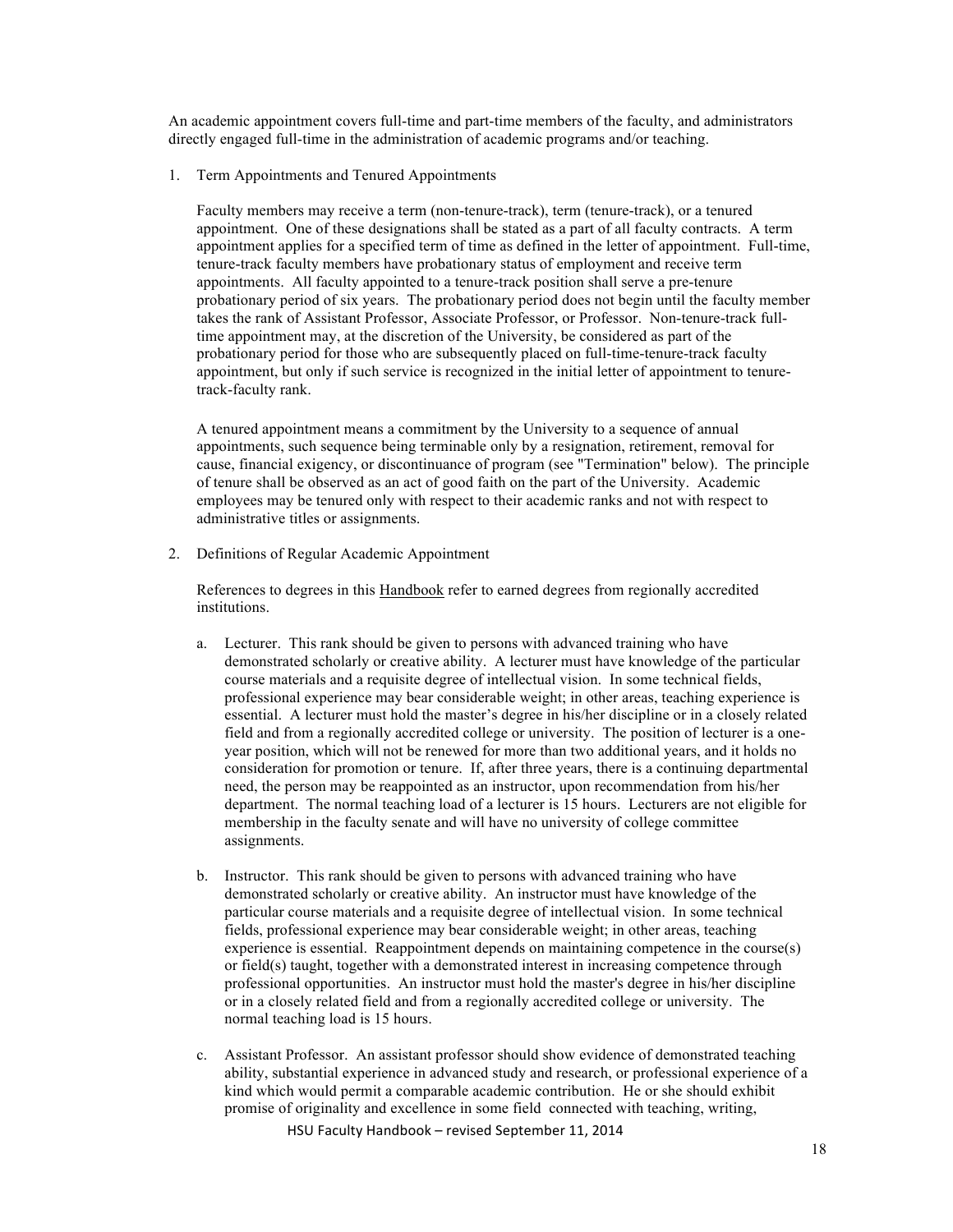An academic appointment covers full-time and part-time members of the faculty, and administrators directly engaged full-time in the administration of academic programs and/or teaching.

1. Term Appointments and Tenured Appointments

   Faculty members may receive a term (non-tenure-track), term (tenure-track), or a tenured appointment. One of these designations shall be stated as a part of all faculty contracts. A term appointment applies for a specified term of time as defined in the letter of appointment. Full-time, tenure-track faculty members have probationary status of employment and receive term appointments. All faculty appointed to a tenure-track position shall serve a pre-tenure probationary period of six years. The probationary period does not begin until the faculty member takes the rank of Assistant Professor, Associate Professor, or Professor. Non-tenure-track full-time appointment may, at the discretion of the University, be considered as part of the probationary period for those who are subsequently placed on full-time-tenure-track faculty appointment, but only if such service is recognized in the initial letter of appointment to tenure-track-faculty rank.

   A tenured appointment means a commitment by the University to a sequence of annual appointments, such sequence being terminable only by a resignation, retirement, removal for cause, financial exigency, or discontinuance of program (see "Termination" below). The principle of tenure shall be observed as an act of good faith on the part of the University. Academic employees may be tenured only with respect to their academic ranks and not with respect to administrative titles or assignments.

2. Definitions of Regular Academic Appointment

   References to degrees in this Handbook refer to earned degrees from regionally accredited institutions.

   a. Lecturer. This rank should be given to persons with advanced training who have demonstrated scholarly or creative ability. A lecturer must have knowledge of the particular course materials and a requisite degree of intellectual vision. In some technical fields, professional experience may bear considerable weight; in other areas, teaching experience is essential. A lecturer must hold the master's degree in his/her discipline or in a closely related field and from a regionally accredited college or university. The position of lecturer is a one-year position, which will not be renewed for more than two additional years, and it holds no consideration for promotion or tenure. If, after three years, there is a continuing departmental need, the person may be reappointed as an instructor, upon recommendation from his/her department. The normal teaching load of a lecturer is 15 hours. Lecturers are not eligible for membership in the faculty senate and will have no university of college committee assignments.

   b. Instructor. This rank should be given to persons with advanced training who have demonstrated scholarly or creative ability. An instructor must have knowledge of the particular course materials and a requisite degree of intellectual vision. In some technical fields, professional experience may bear considerable weight; in other areas, teaching experience is essential. Reappointment depends on maintaining competence in the course(s) or field(s) taught, together with a demonstrated interest in increasing competence through professional opportunities. An instructor must hold the master's degree in his/her discipline or in a closely related field and from a regionally accredited college or university. The normal teaching load is 15 hours.

   c. Assistant Professor. An assistant professor should show evidence of demonstrated teaching ability, substantial experience in advanced study and research, or professional experience of a kind which would permit a comparable academic contribution. He or she should exhibit promise of originality and excellence in some field connected with teaching, writing,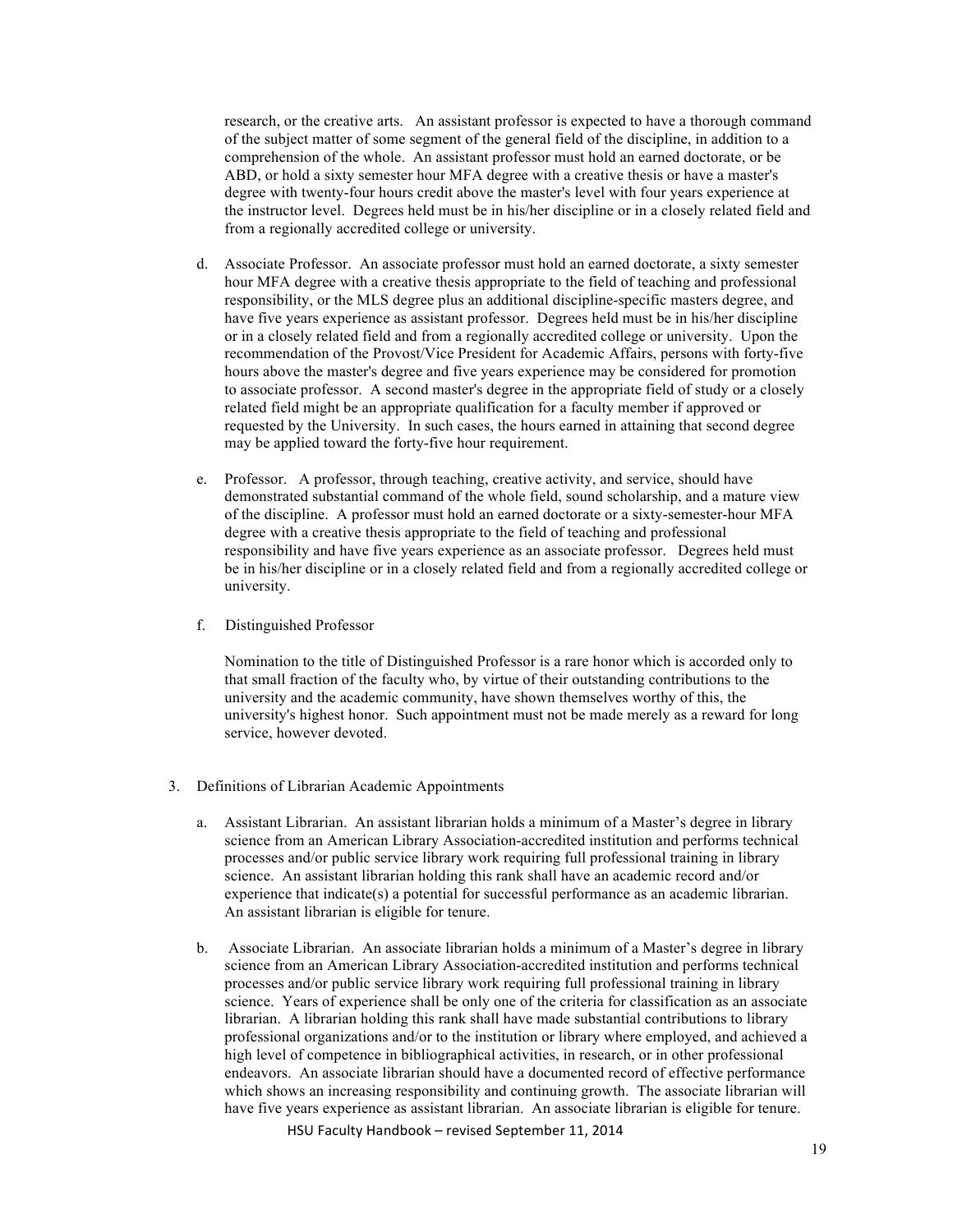research, or the creative arts. An assistant professor is expected to have a thorough command of the subject matter of some segment of the general field of the discipline, in addition to a comprehension of the whole. An assistant professor must hold an earned doctorate, or be ABD, or hold a sixty semester hour MFA degree with a creative thesis or have a master's degree with twenty-four hours credit above the master's level with four years experience at the instructor level. Degrees held must be in his/her discipline or in a closely related field and from a regionally accredited college or university.

d. Associate Professor. An associate professor must hold an earned doctorate, a sixty semester hour MFA degree with a creative thesis appropriate to the field of teaching and professional responsibility, or the MLS degree plus an additional discipline-specific masters degree, and have five years experience as assistant professor. Degrees held must be in his/her discipline or in a closely related field and from a regionally accredited college or university. Upon the recommendation of the Provost/Vice President for Academic Affairs, persons with forty-five hours above the master's degree and five years experience may be considered for promotion to associate professor. A second master's degree in the appropriate field of study or a closely related field might be an appropriate qualification for a faculty member if approved or requested by the University. In such cases, the hours earned in attaining that second degree may be applied toward the forty-five hour requirement.

e. Professor. A professor, through teaching, creative activity, and service, should have demonstrated substantial command of the whole field, sound scholarship, and a mature view of the discipline. A professor must hold an earned doctorate or a sixty-semester-hour MFA degree with a creative thesis appropriate to the field of teaching and professional responsibility and have five years experience as an associate professor. Degrees held must be in his/her discipline or in a closely related field and from a regionally accredited college or university.

f. Distinguished Professor

Nomination to the title of Distinguished Professor is a rare honor which is accorded only to that small fraction of the faculty who, by virtue of their outstanding contributions to the university and the academic community, have shown themselves worthy of this, the university's highest honor. Such appointment must not be made merely as a reward for long service, however devoted.

3. Definitions of Librarian Academic Appointments

a. Assistant Librarian. An assistant librarian holds a minimum of a Master's degree in library science from an American Library Association-accredited institution and performs technical processes and/or public service library work requiring full professional training in library science. An assistant librarian holding this rank shall have an academic record and/or experience that indicate(s) a potential for successful performance as an academic librarian. An assistant librarian is eligible for tenure.

b. Associate Librarian. An associate librarian holds a minimum of a Master's degree in library science from an American Library Association-accredited institution and performs technical processes and/or public service library work requiring full professional training in library science. Years of experience shall be only one of the criteria for classification as an associate librarian. A librarian holding this rank shall have made substantial contributions to library professional organizations and/or to the institution or library where employed, and achieved a high level of competence in bibliographical activities, in research, or in other professional endeavors. An associate librarian should have a documented record of effective performance which shows an increasing responsibility and continuing growth. The associate librarian will have five years experience as assistant librarian. An associate librarian is eligible for tenure.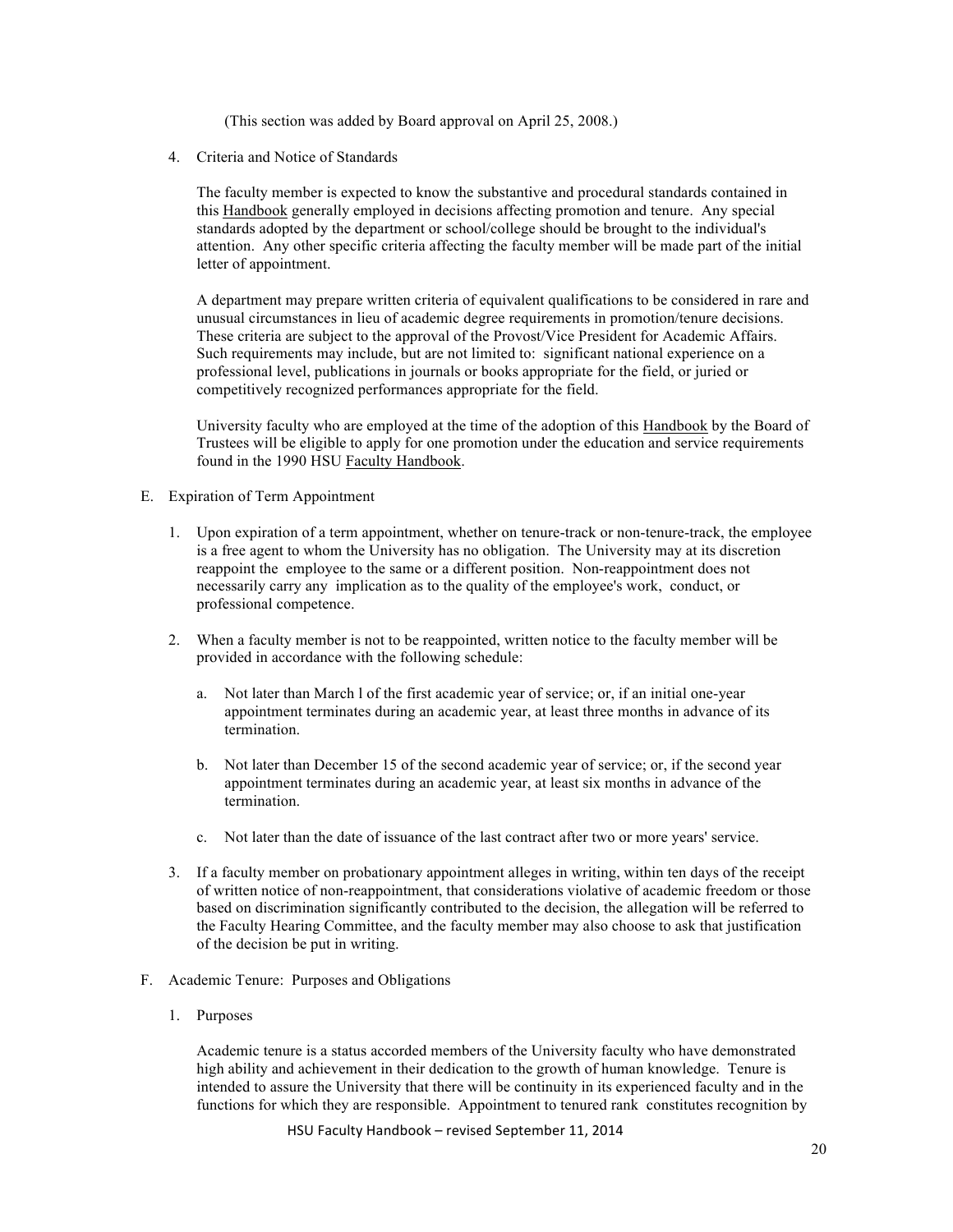(This section was added by Board approval on April 25, 2008.)

4. Criteria and Notice of Standards

The faculty member is expected to know the substantive and procedural standards contained in this Handbook generally employed in decisions affecting promotion and tenure. Any special standards adopted by the department or school/college should be brought to the individual's attention. Any other specific criteria affecting the faculty member will be made part of the initial letter of appointment.

A department may prepare written criteria of equivalent qualifications to be considered in rare and unusual circumstances in lieu of academic degree requirements in promotion/tenure decisions. These criteria are subject to the approval of the Provost/Vice President for Academic Affairs. Such requirements may include, but are not limited to: significant national experience on a professional level, publications in journals or books appropriate for the field, or juried or competitively recognized performances appropriate for the field.

University faculty who are employed at the time of the adoption of this Handbook by the Board of Trustees will be eligible to apply for one promotion under the education and service requirements found in the 1990 HSU Faculty Handbook.

E. Expiration of Term Appointment

1. Upon expiration of a term appointment, whether on tenure-track or non-tenure-track, the employee is a free agent to whom the University has no obligation. The University may at its discretion reappoint the employee to the same or a different position. Non-reappointment does not necessarily carry any implication as to the quality of the employee's work, conduct, or professional competence.

2. When a faculty member is not to be reappointed, written notice to the faculty member will be provided in accordance with the following schedule:

   a. Not later than March l of the first academic year of service; or, if an initial one-year appointment terminates during an academic year, at least three months in advance of its termination.

   b. Not later than December 15 of the second academic year of service; or, if the second year appointment terminates during an academic year, at least six months in advance of the termination.

   c. Not later than the date of issuance of the last contract after two or more years' service.

3. If a faculty member on probationary appointment alleges in writing, within ten days of the receipt of written notice of non-reappointment, that considerations violative of academic freedom or those based on discrimination significantly contributed to the decision, the allegation will be referred to the Faculty Hearing Committee, and the faculty member may also choose to ask that justification of the decision be put in writing.

F. Academic Tenure: Purposes and Obligations

1. Purposes

Academic tenure is a status accorded members of the University faculty who have demonstrated high ability and achievement in their dedication to the growth of human knowledge. Tenure is intended to assure the University that there will be continuity in its experienced faculty and in the functions for which they are responsible. Appointment to tenured rank constitutes recognition by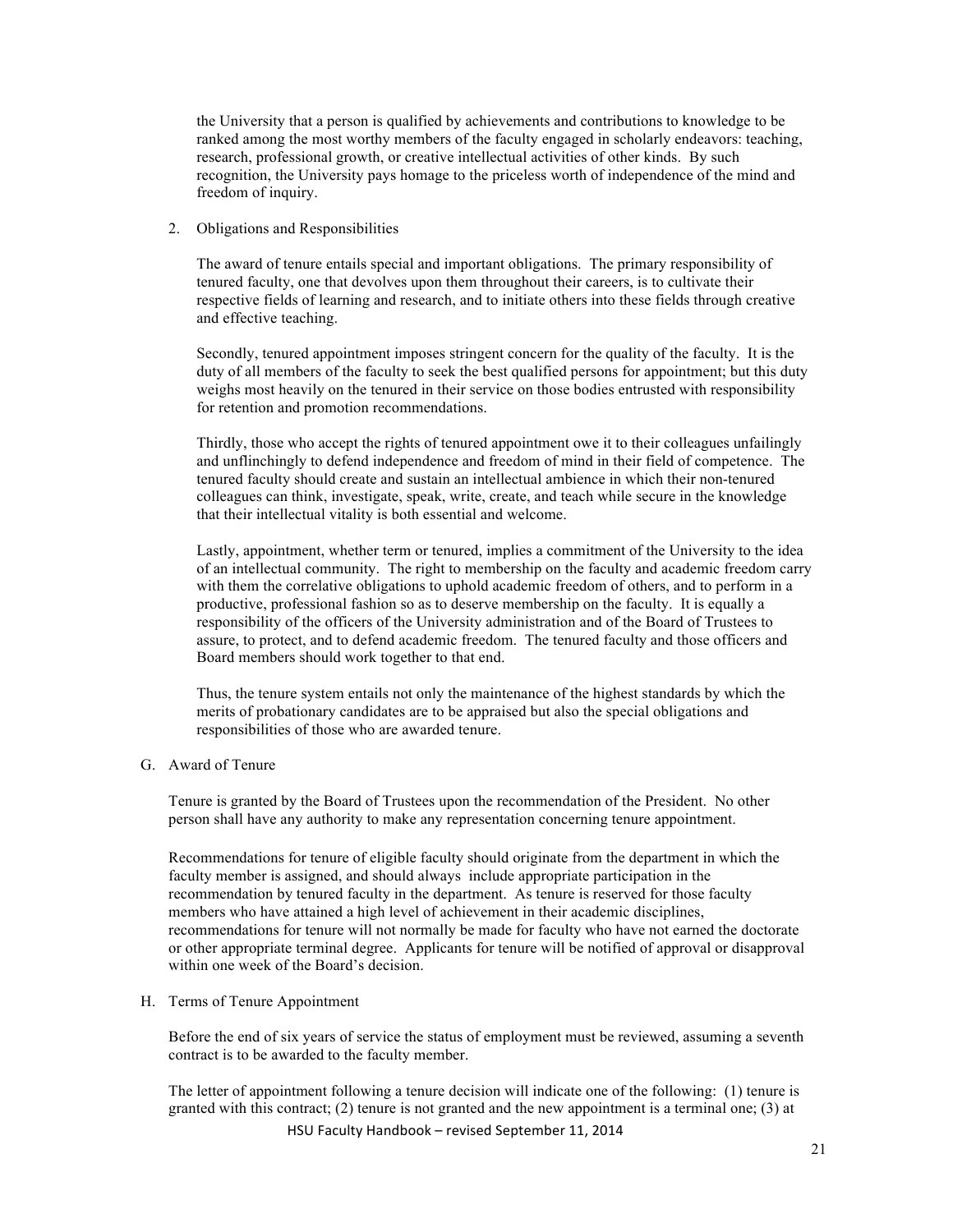the University that a person is qualified by achievements and contributions to knowledge to be ranked among the most worthy members of the faculty engaged in scholarly endeavors: teaching, research, professional growth, or creative intellectual activities of other kinds. By such recognition, the University pays homage to the priceless worth of independence of the mind and freedom of inquiry.

2. Obligations and Responsibilities

   The award of tenure entails special and important obligations. The primary responsibility of tenured faculty, one that devolves upon them throughout their careers, is to cultivate their respective fields of learning and research, and to initiate others into these fields through creative and effective teaching.

   Secondly, tenured appointment imposes stringent concern for the quality of the faculty. It is the duty of all members of the faculty to seek the best qualified persons for appointment; but this duty weighs most heavily on the tenured in their service on those bodies entrusted with responsibility for retention and promotion recommendations.

   Thirdly, those who accept the rights of tenured appointment owe it to their colleagues unfailingly and unflinchingly to defend independence and freedom of mind in their field of competence. The tenured faculty should create and sustain an intellectual ambience in which their non-tenured colleagues can think, investigate, speak, write, create, and teach while secure in the knowledge that their intellectual vitality is both essential and welcome.

   Lastly, appointment, whether term or tenured, implies a commitment of the University to the idea of an intellectual community. The right to membership on the faculty and academic freedom carry with them the correlative obligations to uphold academic freedom of others, and to perform in a productive, professional fashion so as to deserve membership on the faculty. It is equally a responsibility of the officers of the University administration and of the Board of Trustees to assure, to protect, and to defend academic freedom. The tenured faculty and those officers and Board members should work together to that end.

   Thus, the tenure system entails not only the maintenance of the highest standards by which the merits of probationary candidates are to be appraised but also the special obligations and responsibilities of those who are awarded tenure.

G. Award of Tenure

Tenure is granted by the Board of Trustees upon the recommendation of the President. No other person shall have any authority to make any representation concerning tenure appointment.

Recommendations for tenure of eligible faculty should originate from the department in which the faculty member is assigned, and should always include appropriate participation in the recommendation by tenured faculty in the department. As tenure is reserved for those faculty members who have attained a high level of achievement in their academic disciplines, recommendations for tenure will not normally be made for faculty who have not earned the doctorate or other appropriate terminal degree. Applicants for tenure will be notified of approval or disapproval within one week of the Board's decision.

H. Terms of Tenure Appointment

Before the end of six years of service the status of employment must be reviewed, assuming a seventh contract is to be awarded to the faculty member.

The letter of appointment following a tenure decision will indicate one of the following: (1) tenure is granted with this contract; (2) tenure is not granted and the new appointment is a terminal one; (3) at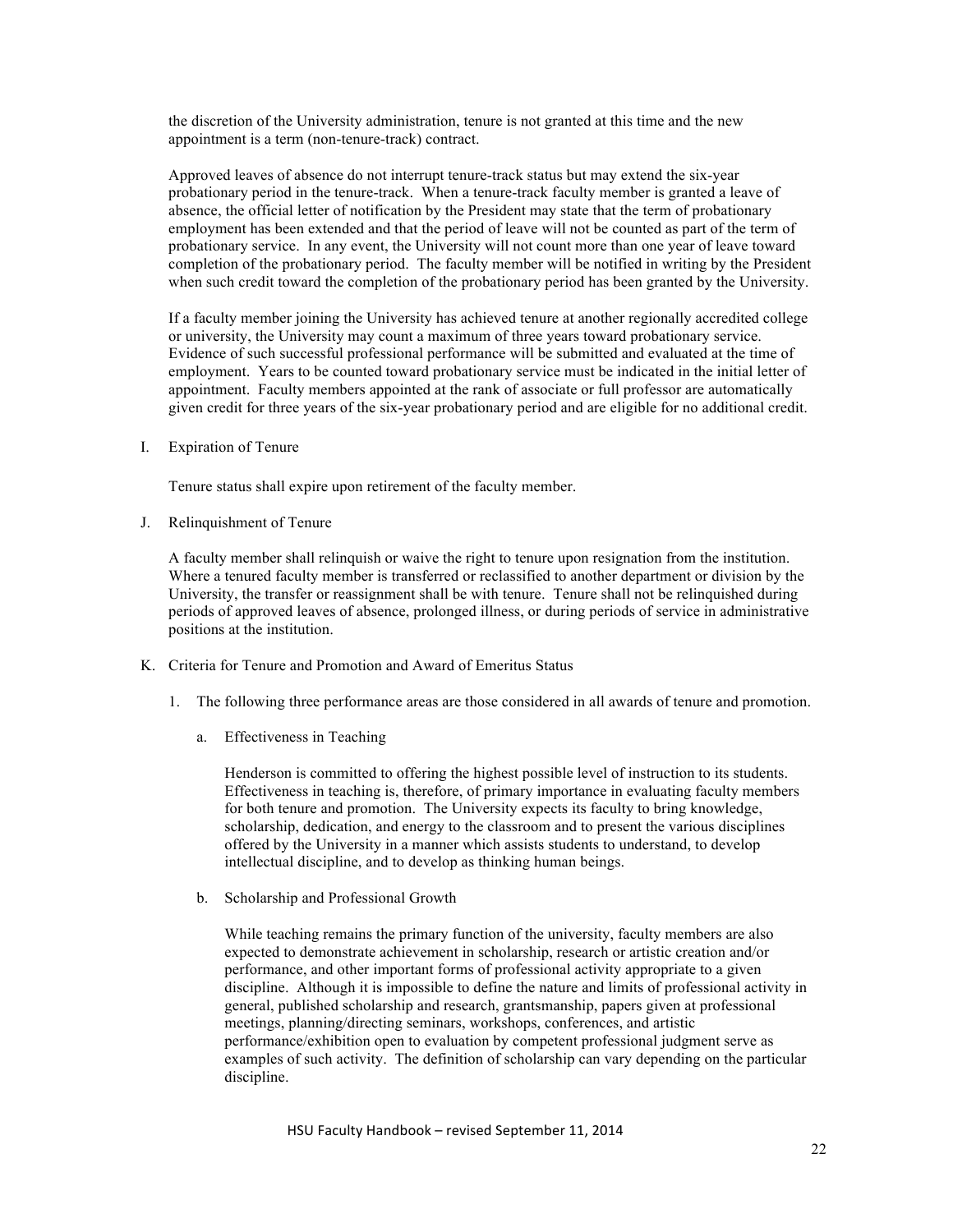the discretion of the University administration, tenure is not granted at this time and the new appointment is a term (non-tenure-track) contract.

Approved leaves of absence do not interrupt tenure-track status but may extend the six-year probationary period in the tenure-track. When a tenure-track faculty member is granted a leave of absence, the official letter of notification by the President may state that the term of probationary employment has been extended and that the period of leave will not be counted as part of the term of probationary service. In any event, the University will not count more than one year of leave toward completion of the probationary period. The faculty member will be notified in writing by the President when such credit toward the completion of the probationary period has been granted by the University.

If a faculty member joining the University has achieved tenure at another regionally accredited college or university, the University may count a maximum of three years toward probationary service. Evidence of such successful professional performance will be submitted and evaluated at the time of employment. Years to be counted toward probationary service must be indicated in the initial letter of appointment. Faculty members appointed at the rank of associate or full professor are automatically given credit for three years of the six-year probationary period and are eligible for no additional credit.

## I. Expiration of Tenure

Tenure status shall expire upon retirement of the faculty member.

## J. Relinquishment of Tenure

A faculty member shall relinquish or waive the right to tenure upon resignation from the institution. Where a tenured faculty member is transferred or reclassified to another department or division by the University, the transfer or reassignment shall be with tenure. Tenure shall not be relinquished during periods of approved leaves of absence, prolonged illness, or during periods of service in administrative positions at the institution.

## K. Criteria for Tenure and Promotion and Award of Emeritus Status

1. The following three performance areas are those considered in all awards of tenure and promotion.

   a. Effectiveness in Teaching

   Henderson is committed to offering the highest possible level of instruction to its students. Effectiveness in teaching is, therefore, of primary importance in evaluating faculty members for both tenure and promotion. The University expects its faculty to bring knowledge, scholarship, dedication, and energy to the classroom and to present the various disciplines offered by the University in a manner which assists students to understand, to develop intellectual discipline, and to develop as thinking human beings.

   b. Scholarship and Professional Growth

   While teaching remains the primary function of the university, faculty members are also expected to demonstrate achievement in scholarship, research or artistic creation and/or performance, and other important forms of professional activity appropriate to a given discipline. Although it is impossible to define the nature and limits of professional activity in general, published scholarship and research, grantsmanship, papers given at professional meetings, planning/directing seminars, workshops, conferences, and artistic performance/exhibition open to evaluation by competent professional judgment serve as examples of such activity. The definition of scholarship can vary depending on the particular discipline.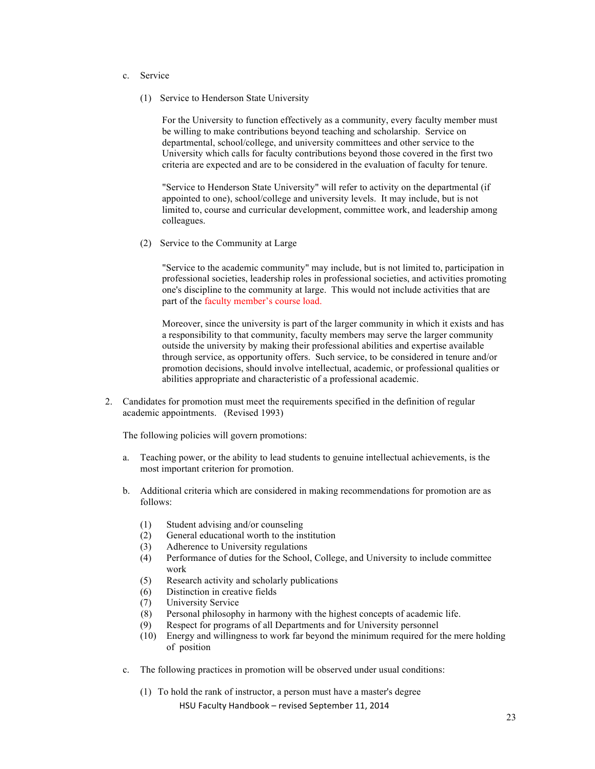c. Service

(1) Service to Henderson State University

For the University to function effectively as a community, every faculty member must be willing to make contributions beyond teaching and scholarship. Service on departmental, school/college, and university committees and other service to the University which calls for faculty contributions beyond those covered in the first two criteria are expected and are to be considered in the evaluation of faculty for tenure.

"Service to Henderson State University" will refer to activity on the departmental (if appointed to one), school/college and university levels. It may include, but is not limited to, course and curricular development, committee work, and leadership among colleagues.

(2) Service to the Community at Large

"Service to the academic community" may include, but is not limited to, participation in professional societies, leadership roles in professional societies, and activities promoting one's discipline to the community at large. This would not include activities that are part of the faculty member's course load.

Moreover, since the university is part of the larger community in which it exists and has a responsibility to that community, faculty members may serve the larger community outside the university by making their professional abilities and expertise available through service, as opportunity offers. Such service, to be considered in tenure and/or promotion decisions, should involve intellectual, academic, or professional qualities or abilities appropriate and characteristic of a professional academic.

2. Candidates for promotion must meet the requirements specified in the definition of regular academic appointments. (Revised 1993)

The following policies will govern promotions:

a. Teaching power, or the ability to lead students to genuine intellectual achievements, is the most important criterion for promotion.

b. Additional criteria which are considered in making recommendations for promotion are as follows:

(1) Student advising and/or counseling
(2) General educational worth to the institution
(3) Adherence to University regulations
(4) Performance of duties for the School, College, and University to include committee work
(5) Research activity and scholarly publications
(6) Distinction in creative fields
(7) University Service
(8) Personal philosophy in harmony with the highest concepts of academic life.
(9) Respect for programs of all Departments and for University personnel
(10) Energy and willingness to work far beyond the minimum required for the mere holding of position

c. The following practices in promotion will be observed under usual conditions:

(1) To hold the rank of instructor, a person must have a master's degree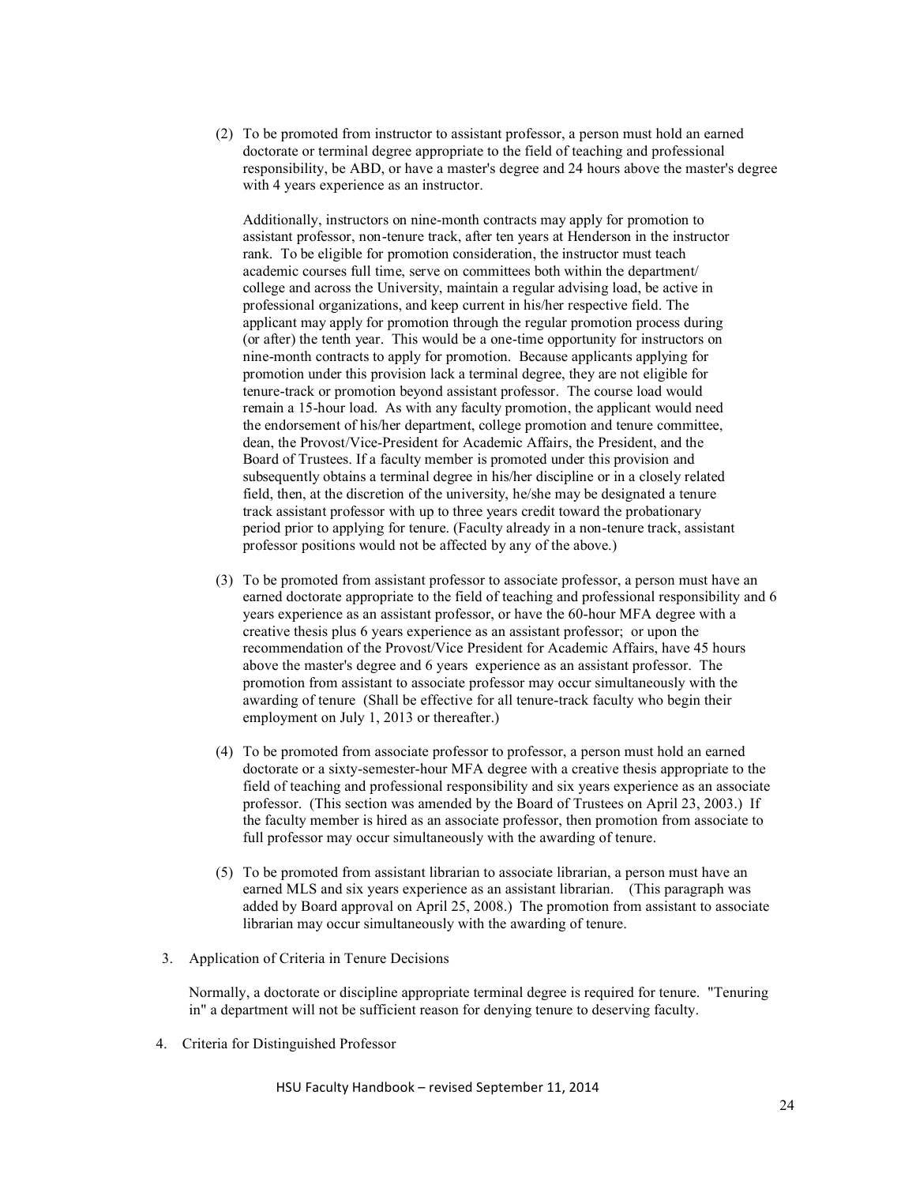(2) To be promoted from instructor to assistant professor, a person must hold an earned doctorate or terminal degree appropriate to the field of teaching and professional responsibility, be ABD, or have a master's degree and 24 hours above the master's degree with 4 years experience as an instructor.

Additionally, instructors on nine-month contracts may apply for promotion to assistant professor, non-tenure track, after ten years at Henderson in the instructor rank. To be eligible for promotion consideration, the instructor must teach academic courses full time, serve on committees both within the department/college and across the University, maintain a regular advising load, be active in professional organizations, and keep current in his/her respective field. The applicant may apply for promotion through the regular promotion process during (or after) the tenth year. This would be a one-time opportunity for instructors on nine-month contracts to apply for promotion. Because applicants applying for promotion under this provision lack a terminal degree, they are not eligible for tenure-track or promotion beyond assistant professor. The course load would remain a 15-hour load. As with any faculty promotion, the applicant would need the endorsement of his/her department, college promotion and tenure committee, dean, the Provost/Vice-President for Academic Affairs, the President, and the Board of Trustees. If a faculty member is promoted under this provision and subsequently obtains a terminal degree in his/her discipline or in a closely related field, then, at the discretion of the university, he/she may be designated a tenure track assistant professor with up to three years credit toward the probationary period prior to applying for tenure. (Faculty already in a non-tenure track, assistant professor positions would not be affected by any of the above.)

(3) To be promoted from assistant professor to associate professor, a person must have an earned doctorate appropriate to the field of teaching and professional responsibility and 6 years experience as an assistant professor, or have the 60-hour MFA degree with a creative thesis plus 6 years experience as an assistant professor; or upon the recommendation of the Provost/Vice President for Academic Affairs, have 45 hours above the master's degree and 6 years experience as an assistant professor. The promotion from assistant to associate professor may occur simultaneously with the awarding of tenure (Shall be effective for all tenure-track faculty who begin their employment on July 1, 2013 or thereafter.)

(4) To be promoted from associate professor to professor, a person must hold an earned doctorate or a sixty-semester-hour MFA degree with a creative thesis appropriate to the field of teaching and professional responsibility and six years experience as an associate professor. (This section was amended by the Board of Trustees on April 23, 2003.) If the faculty member is hired as an associate professor, then promotion from associate to full professor may occur simultaneously with the awarding of tenure.

(5) To be promoted from assistant librarian to associate librarian, a person must have an earned MLS and six years experience as an assistant librarian. (This paragraph was added by Board approval on April 25, 2008.) The promotion from assistant to associate librarian may occur simultaneously with the awarding of tenure.

3. Application of Criteria in Tenure Decisions

Normally, a doctorate or discipline appropriate terminal degree is required for tenure. "Tenuring in" a department will not be sufficient reason for denying tenure to deserving faculty.

4. Criteria for Distinguished Professor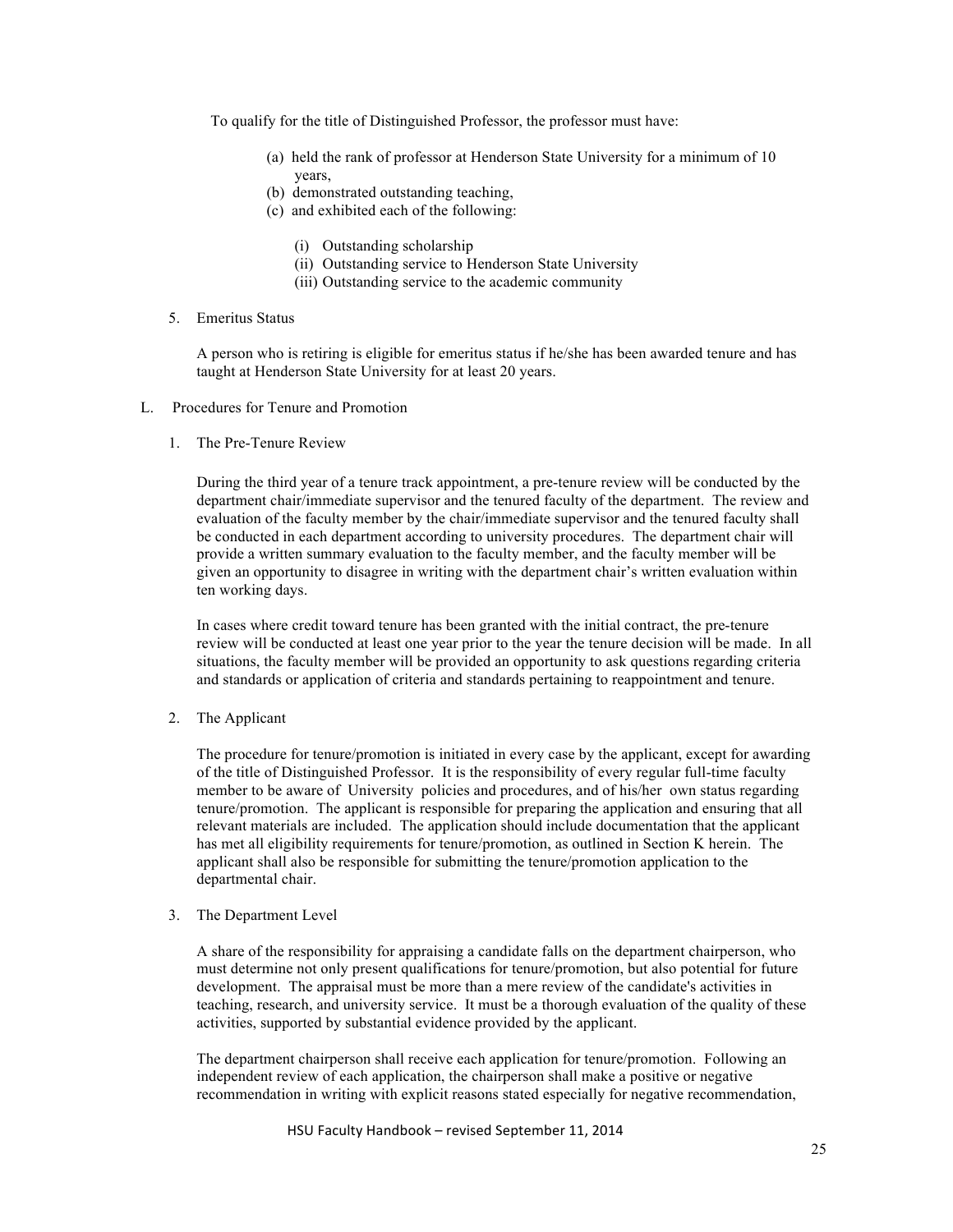To qualify for the title of Distinguished Professor, the professor must have:

(a) held the rank of professor at Henderson State University for a minimum of 10 years,
(b) demonstrated outstanding teaching,
(c) and exhibited each of the following:

(i) Outstanding scholarship
(ii) Outstanding service to Henderson State University
(iii) Outstanding service to the academic community

5. Emeritus Status

A person who is retiring is eligible for emeritus status if he/she has been awarded tenure and has taught at Henderson State University for at least 20 years.

L. Procedures for Tenure and Promotion

1. The Pre-Tenure Review

During the third year of a tenure track appointment, a pre-tenure review will be conducted by the department chair/immediate supervisor and the tenured faculty of the department. The review and evaluation of the faculty member by the chair/immediate supervisor and the tenured faculty shall be conducted in each department according to university procedures. The department chair will provide a written summary evaluation to the faculty member, and the faculty member will be given an opportunity to disagree in writing with the department chair's written evaluation within ten working days.

In cases where credit toward tenure has been granted with the initial contract, the pre-tenure review will be conducted at least one year prior to the year the tenure decision will be made. In all situations, the faculty member will be provided an opportunity to ask questions regarding criteria and standards or application of criteria and standards pertaining to reappointment and tenure.

2. The Applicant

The procedure for tenure/promotion is initiated in every case by the applicant, except for awarding of the title of Distinguished Professor. It is the responsibility of every regular full-time faculty member to be aware of University policies and procedures, and of his/her own status regarding tenure/promotion. The applicant is responsible for preparing the application and ensuring that all relevant materials are included. The application should include documentation that the applicant has met all eligibility requirements for tenure/promotion, as outlined in Section K herein. The applicant shall also be responsible for submitting the tenure/promotion application to the departmental chair.

3. The Department Level

A share of the responsibility for appraising a candidate falls on the department chairperson, who must determine not only present qualifications for tenure/promotion, but also potential for future development. The appraisal must be more than a mere review of the candidate's activities in teaching, research, and university service. It must be a thorough evaluation of the quality of these activities, supported by substantial evidence provided by the applicant.

The department chairperson shall receive each application for tenure/promotion. Following an independent review of each application, the chairperson shall make a positive or negative recommendation in writing with explicit reasons stated especially for negative recommendation,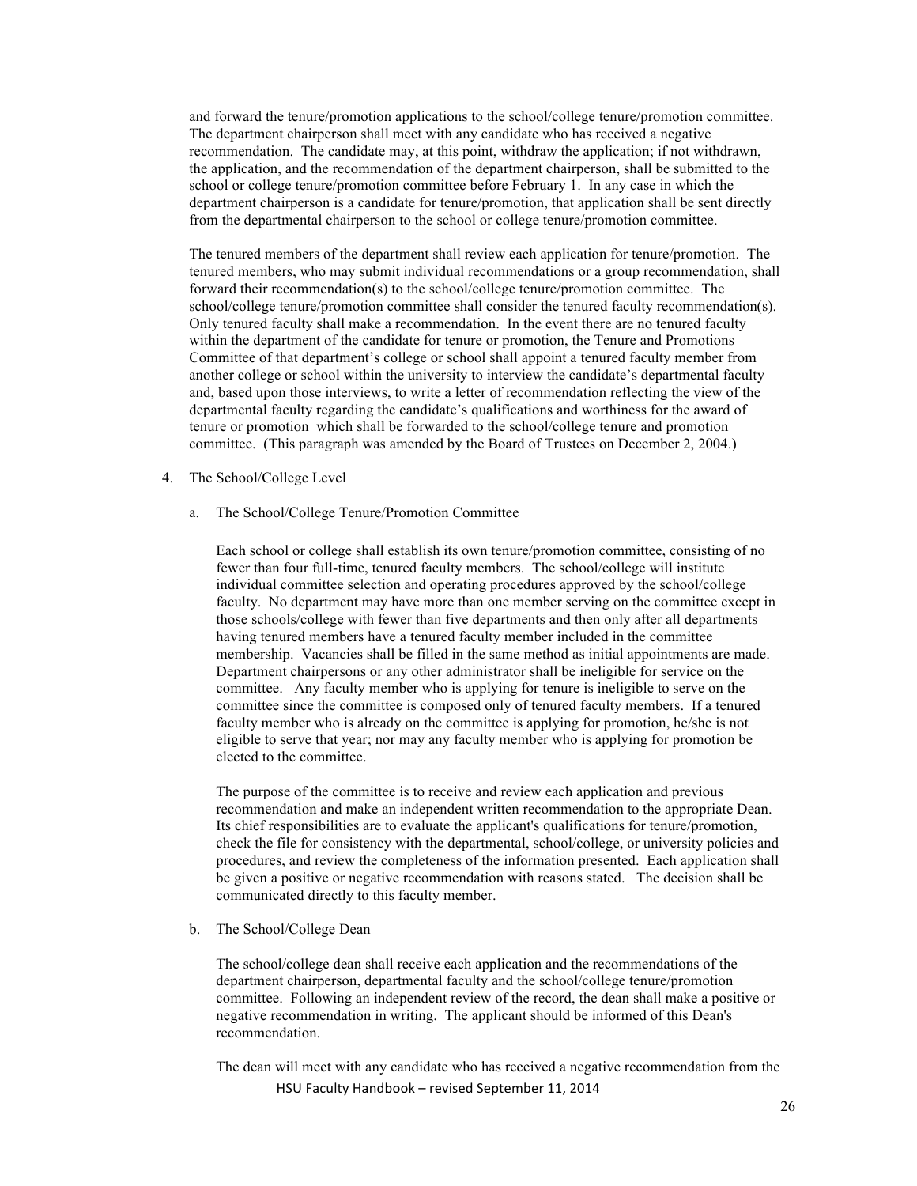and forward the tenure/promotion applications to the school/college tenure/promotion committee. The department chairperson shall meet with any candidate who has received a negative recommendation. The candidate may, at this point, withdraw the application; if not withdrawn, the application, and the recommendation of the department chairperson, shall be submitted to the school or college tenure/promotion committee before February 1. In any case in which the department chairperson is a candidate for tenure/promotion, that application shall be sent directly from the departmental chairperson to the school or college tenure/promotion committee.

The tenured members of the department shall review each application for tenure/promotion. The tenured members, who may submit individual recommendations or a group recommendation, shall forward their recommendation(s) to the school/college tenure/promotion committee. The school/college tenure/promotion committee shall consider the tenured faculty recommendation(s). Only tenured faculty shall make a recommendation. In the event there are no tenured faculty within the department of the candidate for tenure or promotion, the Tenure and Promotions Committee of that department's college or school shall appoint a tenured faculty member from another college or school within the university to interview the candidate's departmental faculty and, based upon those interviews, to write a letter of recommendation reflecting the view of the departmental faculty regarding the candidate's qualifications and worthiness for the award of tenure or promotion which shall be forwarded to the school/college tenure and promotion committee. (This paragraph was amended by the Board of Trustees on December 2, 2004.)

4. The School/College Level

   a. The School/College Tenure/Promotion Committee

      Each school or college shall establish its own tenure/promotion committee, consisting of no fewer than four full-time, tenured faculty members. The school/college will institute individual committee selection and operating procedures approved by the school/college faculty. No department may have more than one member serving on the committee except in those schools/college with fewer than five departments and then only after all departments having tenured members have a tenured faculty member included in the committee membership. Vacancies shall be filled in the same method as initial appointments are made. Department chairpersons or any other administrator shall be ineligible for service on the committee. Any faculty member who is applying for tenure is ineligible to serve on the committee since the committee is composed only of tenured faculty members. If a tenured faculty member who is already on the committee is applying for promotion, he/she is not eligible to serve that year; nor may any faculty member who is applying for promotion be elected to the committee.

      The purpose of the committee is to receive and review each application and previous recommendation and make an independent written recommendation to the appropriate Dean. Its chief responsibilities are to evaluate the applicant's qualifications for tenure/promotion, check the file for consistency with the departmental, school/college, or university policies and procedures, and review the completeness of the information presented. Each application shall be given a positive or negative recommendation with reasons stated. The decision shall be communicated directly to this faculty member.

   b. The School/College Dean

      The school/college dean shall receive each application and the recommendations of the department chairperson, departmental faculty and the school/college tenure/promotion committee. Following an independent review of the record, the dean shall make a positive or negative recommendation in writing. The applicant should be informed of this Dean's recommendation.

      The dean will meet with any candidate who has received a negative recommendation from the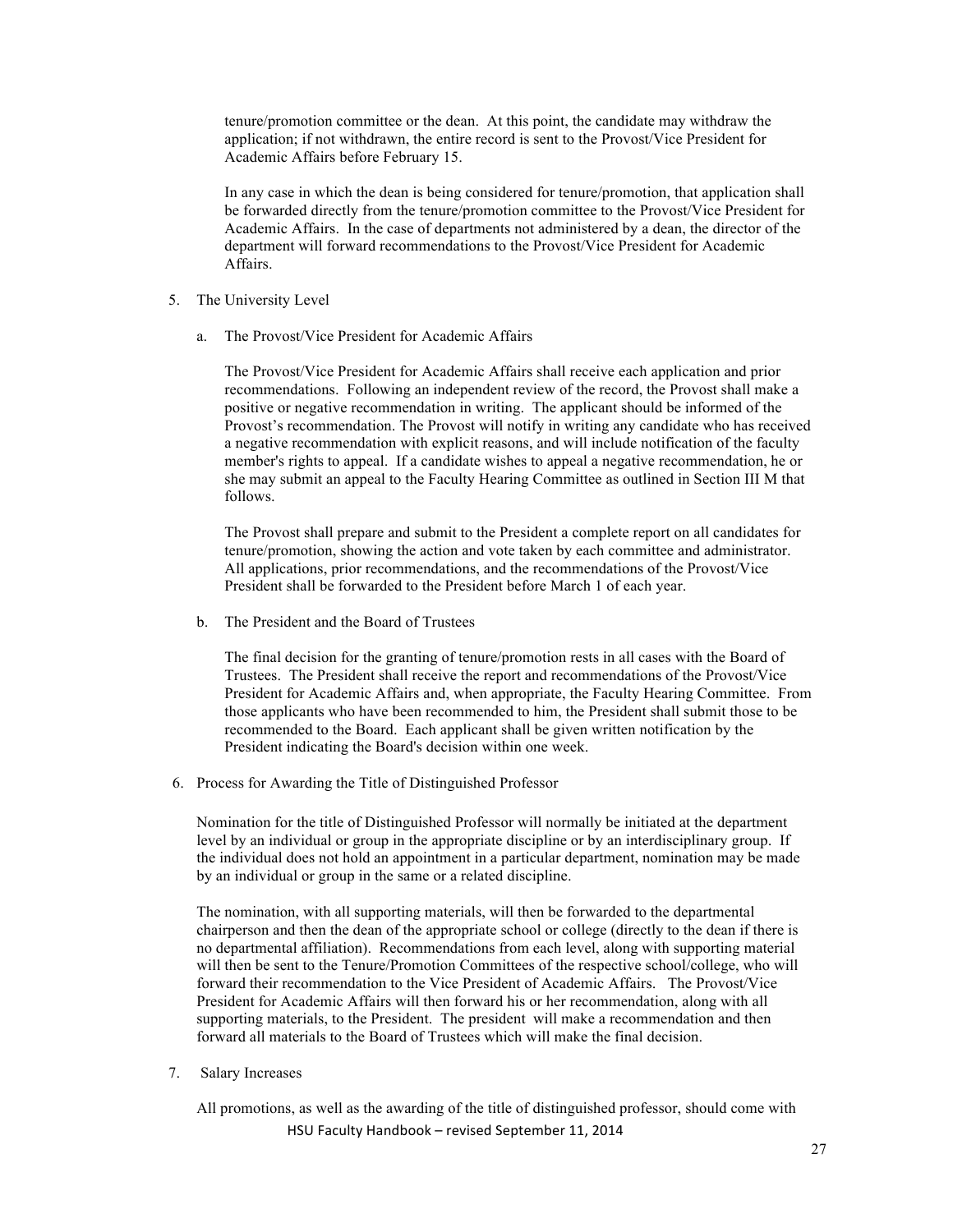tenure/promotion committee or the dean. At this point, the candidate may withdraw the application; if not withdrawn, the entire record is sent to the Provost/Vice President for Academic Affairs before February 15.

In any case in which the dean is being considered for tenure/promotion, that application shall be forwarded directly from the tenure/promotion committee to the Provost/Vice President for Academic Affairs. In the case of departments not administered by a dean, the director of the department will forward recommendations to the Provost/Vice President for Academic Affairs.

5. The University Level

   a. The Provost/Vice President for Academic Affairs

   The Provost/Vice President for Academic Affairs shall receive each application and prior recommendations. Following an independent review of the record, the Provost shall make a positive or negative recommendation in writing. The applicant should be informed of the Provost's recommendation. The Provost will notify in writing any candidate who has received a negative recommendation with explicit reasons, and will include notification of the faculty member's rights to appeal. If a candidate wishes to appeal a negative recommendation, he or she may submit an appeal to the Faculty Hearing Committee as outlined in Section III M that follows.

   The Provost shall prepare and submit to the President a complete report on all candidates for tenure/promotion, showing the action and vote taken by each committee and administrator. All applications, prior recommendations, and the recommendations of the Provost/Vice President shall be forwarded to the President before March 1 of each year.

   b. The President and the Board of Trustees

   The final decision for the granting of tenure/promotion rests in all cases with the Board of Trustees. The President shall receive the report and recommendations of the Provost/Vice President for Academic Affairs and, when appropriate, the Faculty Hearing Committee. From those applicants who have been recommended to him, the President shall submit those to be recommended to the Board. Each applicant shall be given written notification by the President indicating the Board's decision within one week.

6. Process for Awarding the Title of Distinguished Professor

Nomination for the title of Distinguished Professor will normally be initiated at the department level by an individual or group in the appropriate discipline or by an interdisciplinary group. If the individual does not hold an appointment in a particular department, nomination may be made by an individual or group in the same or a related discipline.

The nomination, with all supporting materials, will then be forwarded to the departmental chairperson and then the dean of the appropriate school or college (directly to the dean if there is no departmental affiliation). Recommendations from each level, along with supporting material will then be sent to the Tenure/Promotion Committees of the respective school/college, who will forward their recommendation to the Vice President of Academic Affairs. The Provost/Vice President for Academic Affairs will then forward his or her recommendation, along with all supporting materials, to the President. The president will make a recommendation and then forward all materials to the Board of Trustees which will make the final decision.

7. Salary Increases

All promotions, as well as the awarding of the title of distinguished professor, should come with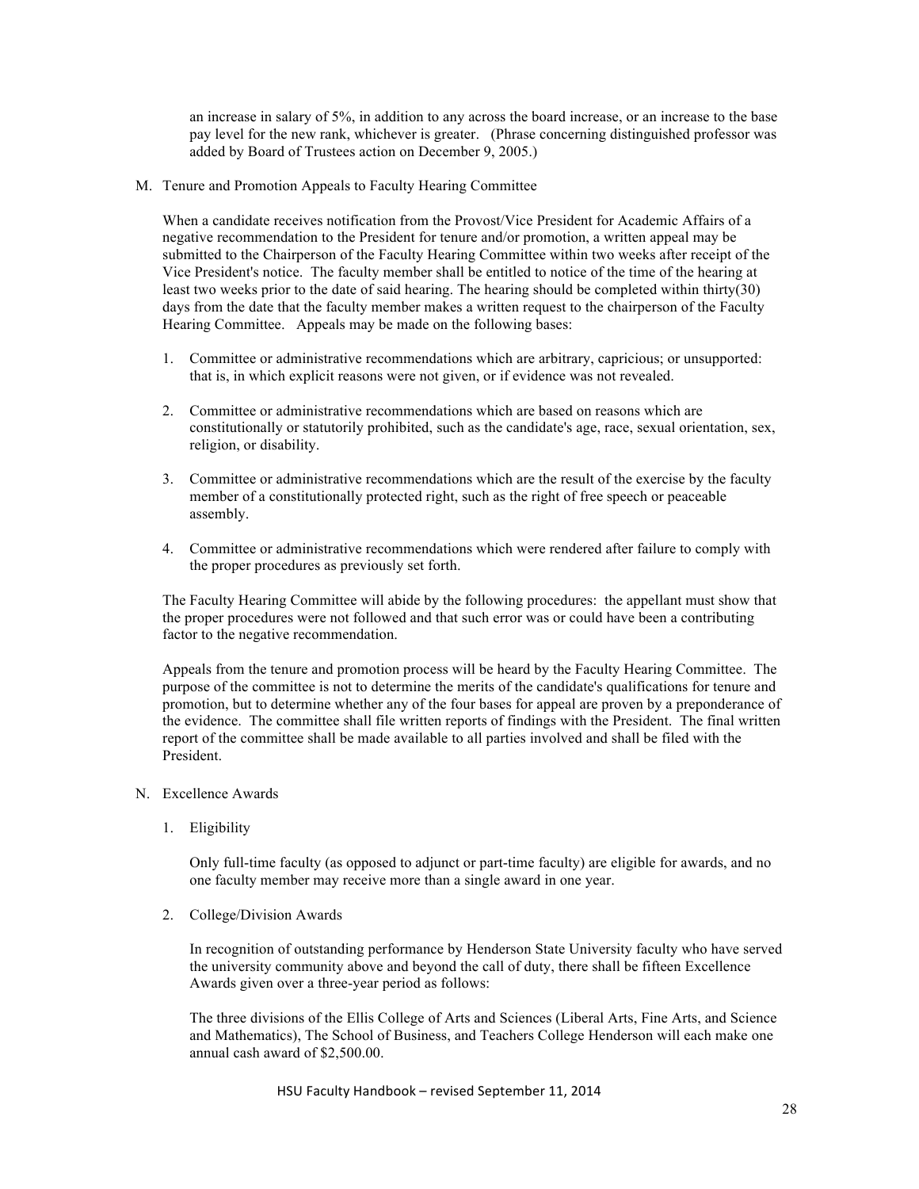an increase in salary of 5%, in addition to any across the board increase, or an increase to the base pay level for the new rank, whichever is greater. (Phrase concerning distinguished professor was added by Board of Trustees action on December 9, 2005.)

### M. Tenure and Promotion Appeals to Faculty Hearing Committee

When a candidate receives notification from the Provost/Vice President for Academic Affairs of a negative recommendation to the President for tenure and/or promotion, a written appeal may be submitted to the Chairperson of the Faculty Hearing Committee within two weeks after receipt of the Vice President's notice. The faculty member shall be entitled to notice of the time of the hearing at least two weeks prior to the date of said hearing. The hearing should be completed within thirty(30) days from the date that the faculty member makes a written request to the chairperson of the Faculty Hearing Committee. Appeals may be made on the following bases:

1. Committee or administrative recommendations which are arbitrary, capricious; or unsupported: that is, in which explicit reasons were not given, or if evidence was not revealed.
2. Committee or administrative recommendations which are based on reasons which are constitutionally or statutorily prohibited, such as the candidate's age, race, sexual orientation, sex, religion, or disability.
3. Committee or administrative recommendations which are the result of the exercise by the faculty member of a constitutionally protected right, such as the right of free speech or peaceable assembly.
4. Committee or administrative recommendations which were rendered after failure to comply with the proper procedures as previously set forth.

The Faculty Hearing Committee will abide by the following procedures: the appellant must show that the proper procedures were not followed and that such error was or could have been a contributing factor to the negative recommendation.

Appeals from the tenure and promotion process will be heard by the Faculty Hearing Committee. The purpose of the committee is not to determine the merits of the candidate's qualifications for tenure and promotion, but to determine whether any of the four bases for appeal are proven by a preponderance of the evidence. The committee shall file written reports of findings with the President. The final written report of the committee shall be made available to all parties involved and shall be filed with the President.

### N. Excellence Awards

1. Eligibility

   Only full-time faculty (as opposed to adjunct or part-time faculty) are eligible for awards, and no one faculty member may receive more than a single award in one year.

2. College/Division Awards

   In recognition of outstanding performance by Henderson State University faculty who have served the university community above and beyond the call of duty, there shall be fifteen Excellence Awards given over a three-year period as follows:

   The three divisions of the Ellis College of Arts and Sciences (Liberal Arts, Fine Arts, and Science and Mathematics), The School of Business, and Teachers College Henderson will each make one annual cash award of $2,500.00.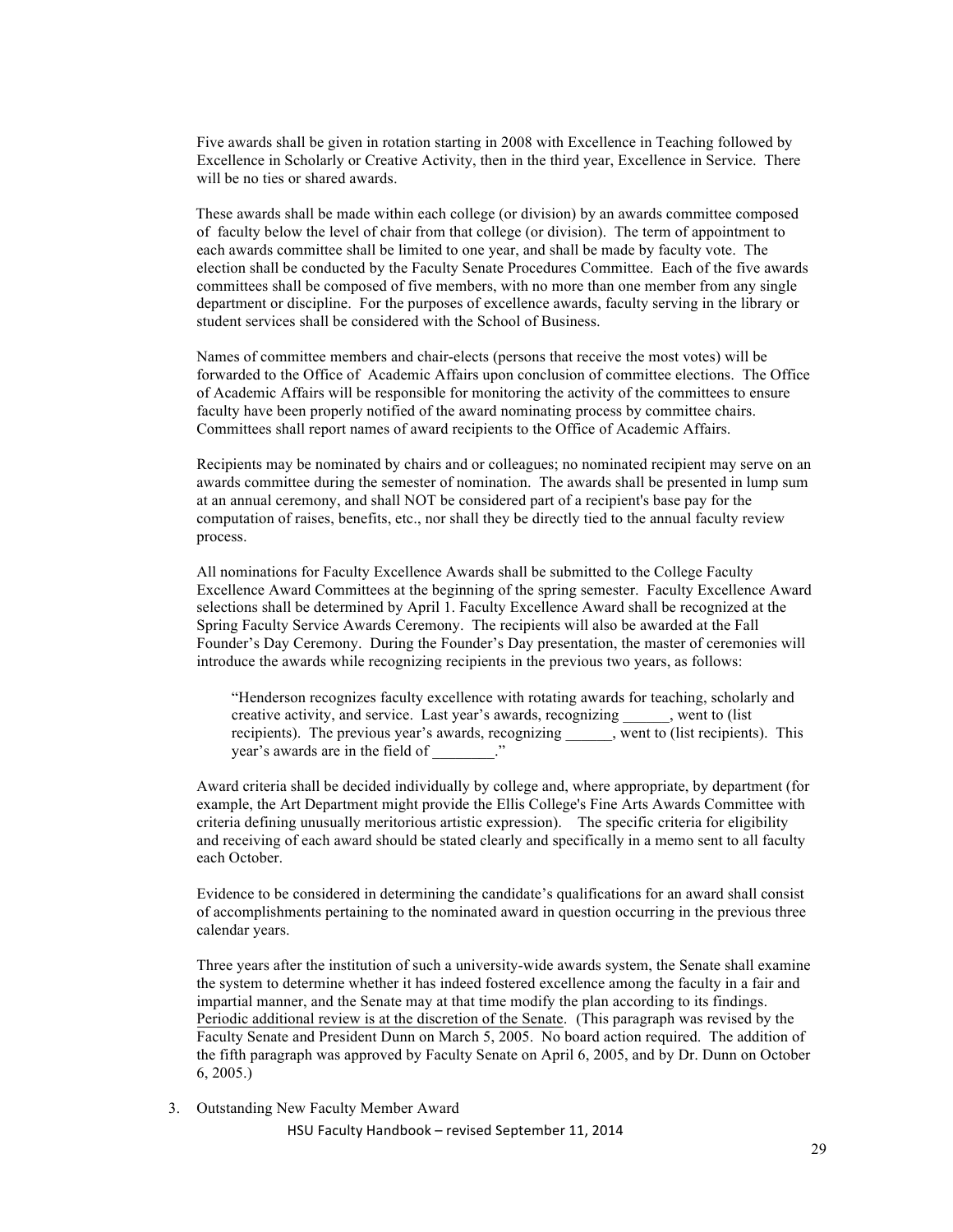Five awards shall be given in rotation starting in 2008 with Excellence in Teaching followed by Excellence in Scholarly or Creative Activity, then in the third year, Excellence in Service. There will be no ties or shared awards.

These awards shall be made within each college (or division) by an awards committee composed of faculty below the level of chair from that college (or division). The term of appointment to each awards committee shall be limited to one year, and shall be made by faculty vote. The election shall be conducted by the Faculty Senate Procedures Committee. Each of the five awards committees shall be composed of five members, with no more than one member from any single department or discipline. For the purposes of excellence awards, faculty serving in the library or student services shall be considered with the School of Business.

Names of committee members and chair-elects (persons that receive the most votes) will be forwarded to the Office of Academic Affairs upon conclusion of committee elections. The Office of Academic Affairs will be responsible for monitoring the activity of the committees to ensure faculty have been properly notified of the award nominating process by committee chairs. Committees shall report names of award recipients to the Office of Academic Affairs.

Recipients may be nominated by chairs and or colleagues; no nominated recipient may serve on an awards committee during the semester of nomination. The awards shall be presented in lump sum at an annual ceremony, and shall NOT be considered part of a recipient's base pay for the computation of raises, benefits, etc., nor shall they be directly tied to the annual faculty review process.

All nominations for Faculty Excellence Awards shall be submitted to the College Faculty Excellence Award Committees at the beginning of the spring semester. Faculty Excellence Award selections shall be determined by April 1. Faculty Excellence Award shall be recognized at the Spring Faculty Service Awards Ceremony. The recipients will also be awarded at the Fall Founder's Day Ceremony. During the Founder's Day presentation, the master of ceremonies will introduce the awards while recognizing recipients in the previous two years, as follows:

> "Henderson recognizes faculty excellence with rotating awards for teaching, scholarly and creative activity, and service. Last year's awards, recognizing ______, went to (list recipients). The previous year's awards, recognizing ______, went to (list recipients). This year's awards are in the field of ________."

Award criteria shall be decided individually by college and, where appropriate, by department (for example, the Art Department might provide the Ellis College's Fine Arts Awards Committee with criteria defining unusually meritorious artistic expression). The specific criteria for eligibility and receiving of each award should be stated clearly and specifically in a memo sent to all faculty each October.

Evidence to be considered in determining the candidate's qualifications for an award shall consist of accomplishments pertaining to the nominated award in question occurring in the previous three calendar years.

Three years after the institution of such a university-wide awards system, the Senate shall examine the system to determine whether it has indeed fostered excellence among the faculty in a fair and impartial manner, and the Senate may at that time modify the plan according to its findings. <u>Periodic additional review is at the discretion of the Senate</u>. (This paragraph was revised by the Faculty Senate and President Dunn on March 5, 2005. No board action required. The addition of the fifth paragraph was approved by Faculty Senate on April 6, 2005, and by Dr. Dunn on October 6, 2005.)

3. Outstanding New Faculty Member Award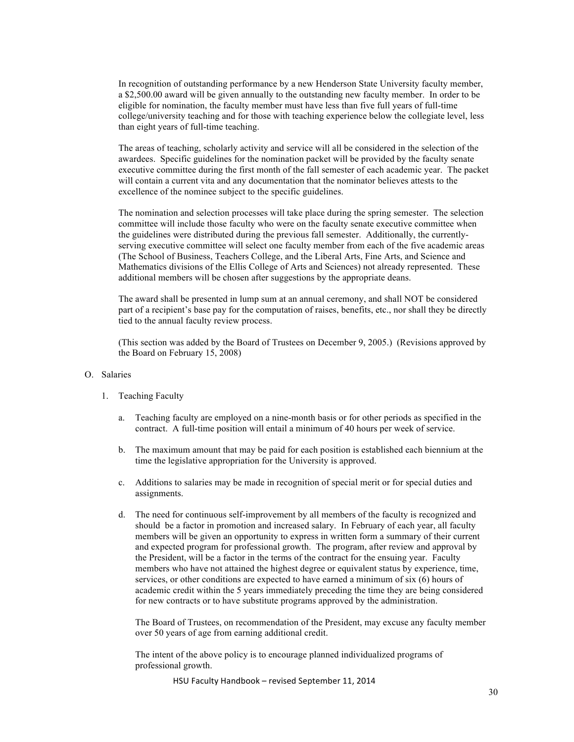In recognition of outstanding performance by a new Henderson State University faculty member, a $2,500.00 award will be given annually to the outstanding new faculty member. In order to be eligible for nomination, the faculty member must have less than five full years of full-time college/university teaching and for those with teaching experience below the collegiate level, less than eight years of full-time teaching.

The areas of teaching, scholarly activity and service will all be considered in the selection of the awardees. Specific guidelines for the nomination packet will be provided by the faculty senate executive committee during the first month of the fall semester of each academic year. The packet will contain a current vita and any documentation that the nominator believes attests to the excellence of the nominee subject to the specific guidelines.

The nomination and selection processes will take place during the spring semester. The selection committee will include those faculty who were on the faculty senate executive committee when the guidelines were distributed during the previous fall semester. Additionally, the currently-serving executive committee will select one faculty member from each of the five academic areas (The School of Business, Teachers College, and the Liberal Arts, Fine Arts, and Science and Mathematics divisions of the Ellis College of Arts and Sciences) not already represented. These additional members will be chosen after suggestions by the appropriate deans.

The award shall be presented in lump sum at an annual ceremony, and shall NOT be considered part of a recipient's base pay for the computation of raises, benefits, etc., nor shall they be directly tied to the annual faculty review process.

(This section was added by the Board of Trustees on December 9, 2005.) (Revisions approved by the Board on February 15, 2008)

O. Salaries

1. Teaching Faculty

a. Teaching faculty are employed on a nine-month basis or for other periods as specified in the contract. A full-time position will entail a minimum of 40 hours per week of service.

b. The maximum amount that may be paid for each position is established each biennium at the time the legislative appropriation for the University is approved.

c. Additions to salaries may be made in recognition of special merit or for special duties and assignments.

d. The need for continuous self-improvement by all members of the faculty is recognized and should be a factor in promotion and increased salary. In February of each year, all faculty members will be given an opportunity to express in written form a summary of their current and expected program for professional growth. The program, after review and approval by the President, will be a factor in the terms of the contract for the ensuing year. Faculty members who have not attained the highest degree or equivalent status by experience, time, services, or other conditions are expected to have earned a minimum of six (6) hours of academic credit within the 5 years immediately preceding the time they are being considered for new contracts or to have substitute programs approved by the administration.

The Board of Trustees, on recommendation of the President, may excuse any faculty member over 50 years of age from earning additional credit.

The intent of the above policy is to encourage planned individualized programs of professional growth.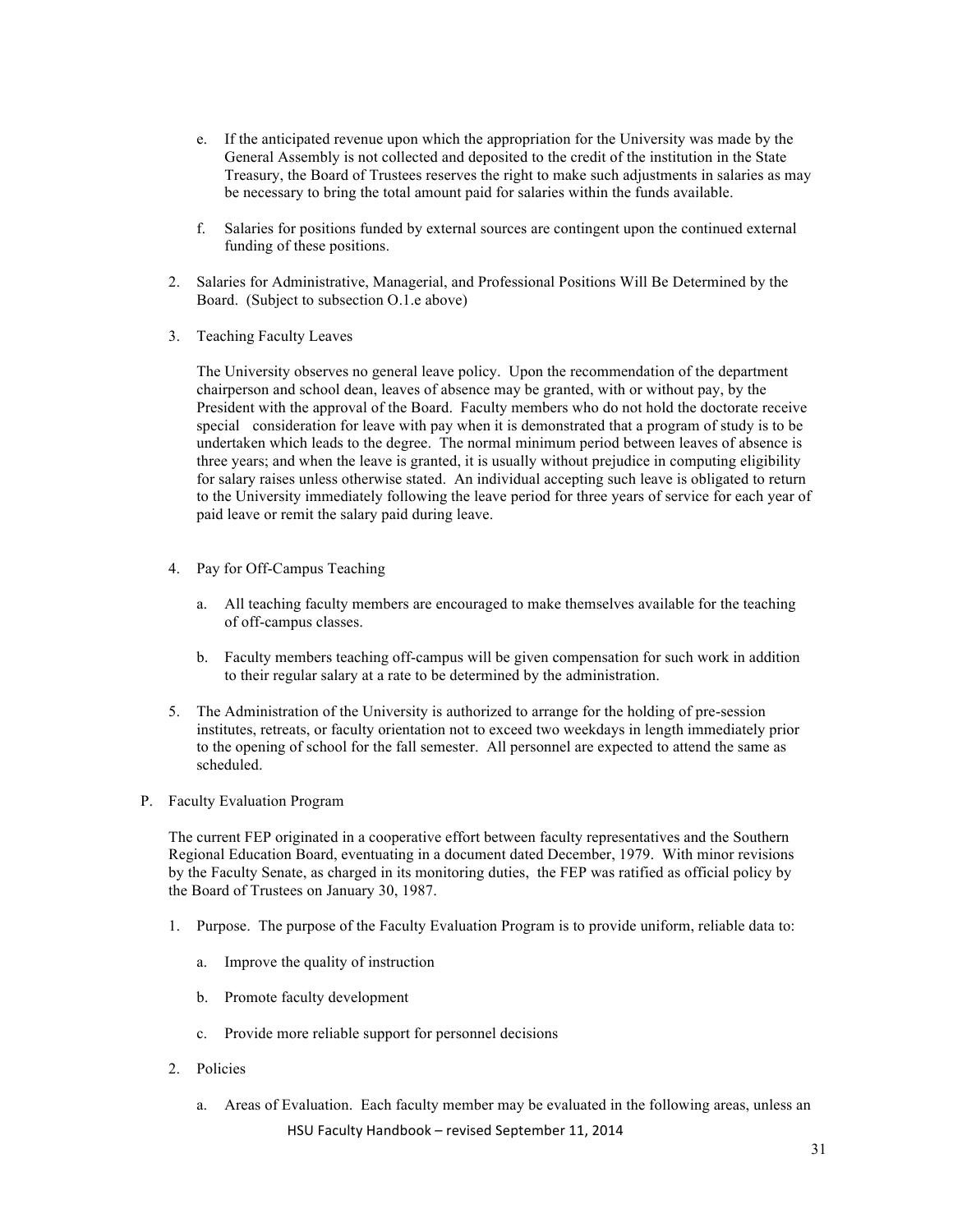e. If the anticipated revenue upon which the appropriation for the University was made by the General Assembly is not collected and deposited to the credit of the institution in the State Treasury, the Board of Trustees reserves the right to make such adjustments in salaries as may be necessary to bring the total amount paid for salaries within the funds available.

f. Salaries for positions funded by external sources are contingent upon the continued external funding of these positions.

2. Salaries for Administrative, Managerial, and Professional Positions Will Be Determined by the Board. (Subject to subsection O.1.e above)

3. Teaching Faculty Leaves

The University observes no general leave policy. Upon the recommendation of the department chairperson and school dean, leaves of absence may be granted, with or without pay, by the President with the approval of the Board. Faculty members who do not hold the doctorate receive special consideration for leave with pay when it is demonstrated that a program of study is to be undertaken which leads to the degree. The normal minimum period between leaves of absence is three years; and when the leave is granted, it is usually without prejudice in computing eligibility for salary raises unless otherwise stated. An individual accepting such leave is obligated to return to the University immediately following the leave period for three years of service for each year of paid leave or remit the salary paid during leave.

4. Pay for Off-Campus Teaching

a. All teaching faculty members are encouraged to make themselves available for the teaching of off-campus classes.

b. Faculty members teaching off-campus will be given compensation for such work in addition to their regular salary at a rate to be determined by the administration.

5. The Administration of the University is authorized to arrange for the holding of pre-session institutes, retreats, or faculty orientation not to exceed two weekdays in length immediately prior to the opening of school for the fall semester. All personnel are expected to attend the same as scheduled.

P. Faculty Evaluation Program

The current FEP originated in a cooperative effort between faculty representatives and the Southern Regional Education Board, eventuating in a document dated December, 1979. With minor revisions by the Faculty Senate, as charged in its monitoring duties, the FEP was ratified as official policy by the Board of Trustees on January 30, 1987.

1. Purpose. The purpose of the Faculty Evaluation Program is to provide uniform, reliable data to:

   a. Improve the quality of instruction

   b. Promote faculty development

   c. Provide more reliable support for personnel decisions

2. Policies

   a. Areas of Evaluation. Each faculty member may be evaluated in the following areas, unless an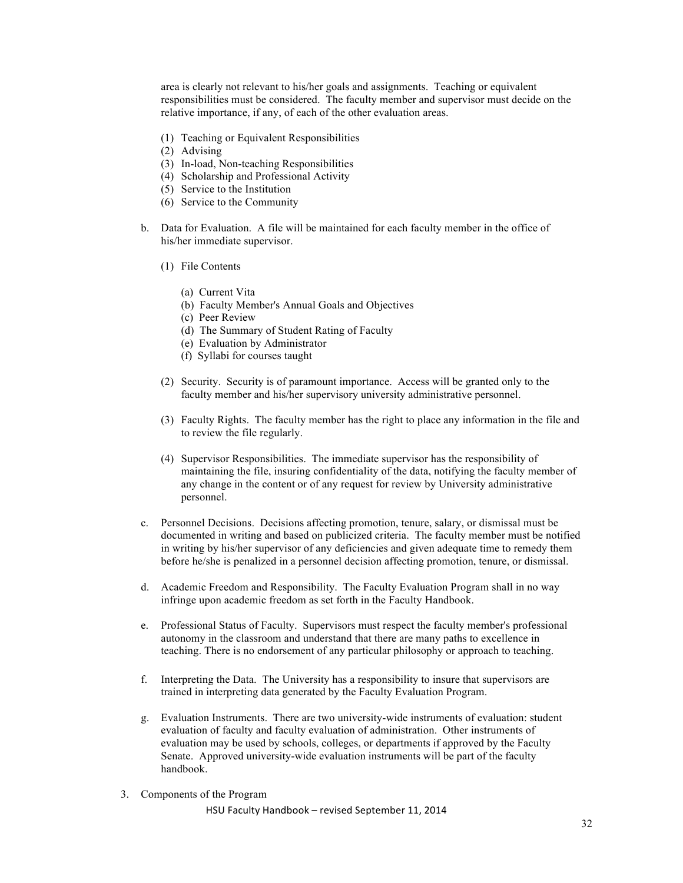area is clearly not relevant to his/her goals and assignments. Teaching or equivalent responsibilities must be considered. The faculty member and supervisor must decide on the relative importance, if any, of each of the other evaluation areas.

(1) Teaching or Equivalent Responsibilities
(2) Advising
(3) In-load, Non-teaching Responsibilities
(4) Scholarship and Professional Activity
(5) Service to the Institution
(6) Service to the Community

b. Data for Evaluation. A file will be maintained for each faculty member in the office of his/her immediate supervisor.

(1) File Contents

(a) Current Vita
(b) Faculty Member's Annual Goals and Objectives
(c) Peer Review
(d) The Summary of Student Rating of Faculty
(e) Evaluation by Administrator
(f) Syllabi for courses taught

(2) Security. Security is of paramount importance. Access will be granted only to the faculty member and his/her supervisory university administrative personnel.

(3) Faculty Rights. The faculty member has the right to place any information in the file and to review the file regularly.

(4) Supervisor Responsibilities. The immediate supervisor has the responsibility of maintaining the file, insuring confidentiality of the data, notifying the faculty member of any change in the content or of any request for review by University administrative personnel.

c. Personnel Decisions. Decisions affecting promotion, tenure, salary, or dismissal must be documented in writing and based on publicized criteria. The faculty member must be notified in writing by his/her supervisor of any deficiencies and given adequate time to remedy them before he/she is penalized in a personnel decision affecting promotion, tenure, or dismissal.

d. Academic Freedom and Responsibility. The Faculty Evaluation Program shall in no way infringe upon academic freedom as set forth in the Faculty Handbook.

e. Professional Status of Faculty. Supervisors must respect the faculty member's professional autonomy in the classroom and understand that there are many paths to excellence in teaching. There is no endorsement of any particular philosophy or approach to teaching.

f. Interpreting the Data. The University has a responsibility to insure that supervisors are trained in interpreting data generated by the Faculty Evaluation Program.

g. Evaluation Instruments. There are two university-wide instruments of evaluation: student evaluation of faculty and faculty evaluation of administration. Other instruments of evaluation may be used by schools, colleges, or departments if approved by the Faculty Senate. Approved university-wide evaluation instruments will be part of the faculty handbook.

3. Components of the Program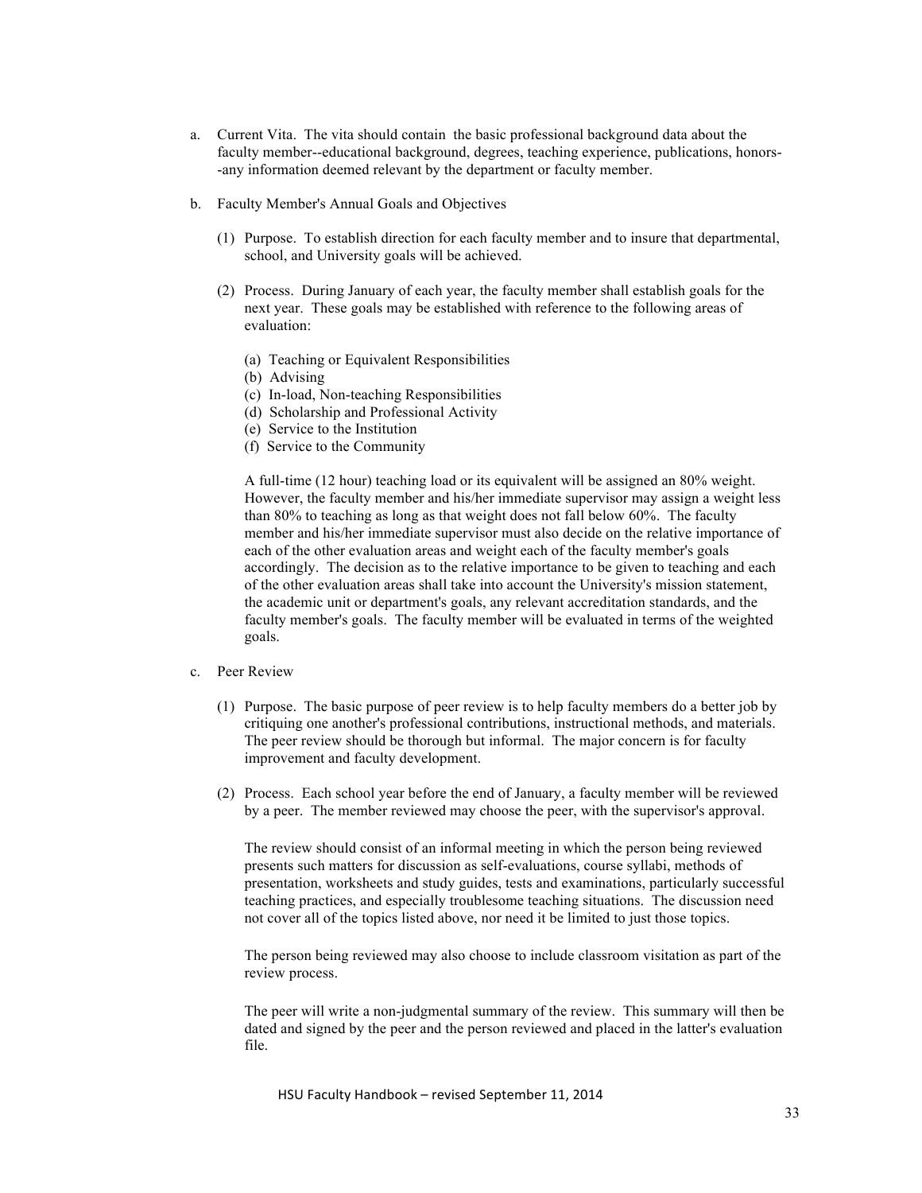a. Current Vita. The vita should contain the basic professional background data about the faculty member--educational background, degrees, teaching experience, publications, honors--any information deemed relevant by the department or faculty member.

b. Faculty Member's Annual Goals and Objectives

   (1) Purpose. To establish direction for each faculty member and to insure that departmental, school, and University goals will be achieved.

   (2) Process. During January of each year, the faculty member shall establish goals for the next year. These goals may be established with reference to the following areas of evaluation:

      (a) Teaching or Equivalent Responsibilities
      (b) Advising
      (c) In-load, Non-teaching Responsibilities
      (d) Scholarship and Professional Activity
      (e) Service to the Institution
      (f) Service to the Community

   A full-time (12 hour) teaching load or its equivalent will be assigned an 80% weight. However, the faculty member and his/her immediate supervisor may assign a weight less than 80% to teaching as long as that weight does not fall below 60%. The faculty member and his/her immediate supervisor must also decide on the relative importance of each of the other evaluation areas and weight each of the faculty member's goals accordingly. The decision as to the relative importance to be given to teaching and each of the other evaluation areas shall take into account the University's mission statement, the academic unit or department's goals, any relevant accreditation standards, and the faculty member's goals. The faculty member will be evaluated in terms of the weighted goals.

c. Peer Review

   (1) Purpose. The basic purpose of peer review is to help faculty members do a better job by critiquing one another's professional contributions, instructional methods, and materials. The peer review should be thorough but informal. The major concern is for faculty improvement and faculty development.

   (2) Process. Each school year before the end of January, a faculty member will be reviewed by a peer. The member reviewed may choose the peer, with the supervisor's approval.

   The review should consist of an informal meeting in which the person being reviewed presents such matters for discussion as self-evaluations, course syllabi, methods of presentation, worksheets and study guides, tests and examinations, particularly successful teaching practices, and especially troublesome teaching situations. The discussion need not cover all of the topics listed above, nor need it be limited to just those topics.

   The person being reviewed may also choose to include classroom visitation as part of the review process.

   The peer will write a non-judgmental summary of the review. This summary will then be dated and signed by the peer and the person reviewed and placed in the latter's evaluation file.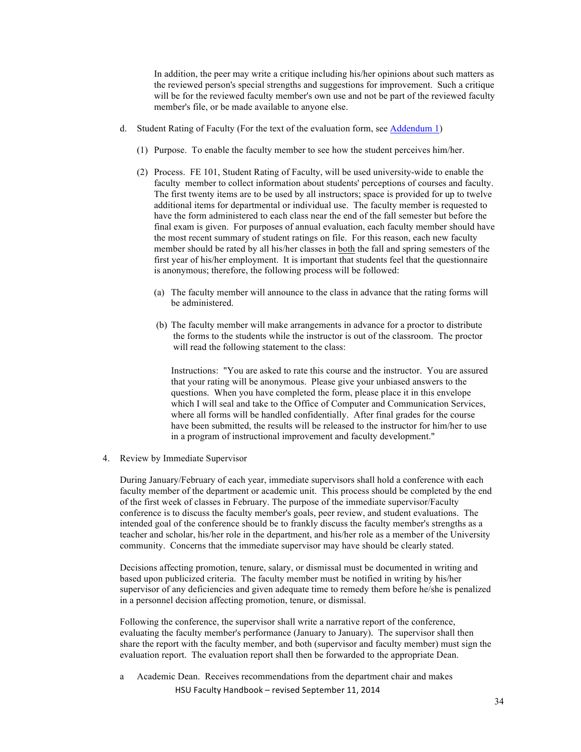In addition, the peer may write a critique including his/her opinions about such matters as the reviewed person's special strengths and suggestions for improvement. Such a critique will be for the reviewed faculty member's own use and not be part of the reviewed faculty member's file, or be made available to anyone else.

d. Student Rating of Faculty (For the text of the evaluation form, see [Addendum 1](#))

   (1) Purpose. To enable the faculty member to see how the student perceives him/her.

   (2) Process. FE 101, Student Rating of Faculty, will be used university-wide to enable the faculty member to collect information about students' perceptions of courses and faculty. The first twenty items are to be used by all instructors; space is provided for up to twelve additional items for departmental or individual use. The faculty member is requested to have the form administered to each class near the end of the fall semester but before the final exam is given. For purposes of annual evaluation, each faculty member should have the most recent summary of student ratings on file. For this reason, each new faculty member should be rated by all his/her classes in <u>both</u> the fall and spring semesters of the first year of his/her employment. It is important that students feel that the questionnaire is anonymous; therefore, the following process will be followed:

      (a) The faculty member will announce to the class in advance that the rating forms will be administered.

      (b) The faculty member will make arrangements in advance for a proctor to distribute the forms to the students while the instructor is out of the classroom. The proctor will read the following statement to the class:

      Instructions: "You are asked to rate this course and the instructor. You are assured that your rating will be anonymous. Please give your unbiased answers to the questions. When you have completed the form, please place it in this envelope which I will seal and take to the Office of Computer and Communication Services, where all forms will be handled confidentially. After final grades for the course have been submitted, the results will be released to the instructor for him/her to use in a program of instructional improvement and faculty development."

4. Review by Immediate Supervisor

During January/February of each year, immediate supervisors shall hold a conference with each faculty member of the department or academic unit. This process should be completed by the end of the first week of classes in February. The purpose of the immediate supervisor/Faculty conference is to discuss the faculty member's goals, peer review, and student evaluations. The intended goal of the conference should be to frankly discuss the faculty member's strengths as a teacher and scholar, his/her role in the department, and his/her role as a member of the University community. Concerns that the immediate supervisor may have should be clearly stated.

Decisions affecting promotion, tenure, salary, or dismissal must be documented in writing and based upon publicized criteria. The faculty member must be notified in writing by his/her supervisor of any deficiencies and given adequate time to remedy them before he/she is penalized in a personnel decision affecting promotion, tenure, or dismissal.

Following the conference, the supervisor shall write a narrative report of the conference, evaluating the faculty member's performance (January to January). The supervisor shall then share the report with the faculty member, and both (supervisor and faculty member) must sign the evaluation report. The evaluation report shall then be forwarded to the appropriate Dean.

a Academic Dean. Receives recommendations from the department chair and makes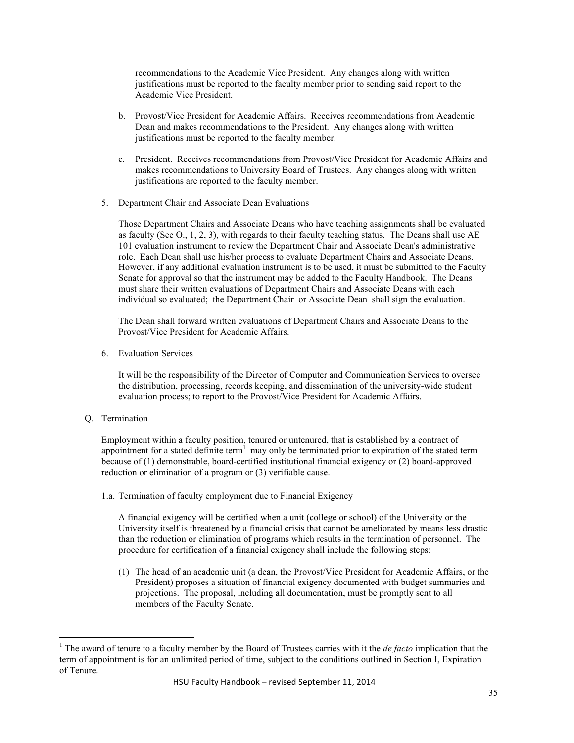recommendations to the Academic Vice President. Any changes along with written justifications must be reported to the faculty member prior to sending said report to the Academic Vice President.

b. Provost/Vice President for Academic Affairs. Receives recommendations from Academic Dean and makes recommendations to the President. Any changes along with written justifications must be reported to the faculty member.

c. President. Receives recommendations from Provost/Vice President for Academic Affairs and makes recommendations to University Board of Trustees. Any changes along with written justifications are reported to the faculty member.

5. Department Chair and Associate Dean Evaluations

Those Department Chairs and Associate Deans who have teaching assignments shall be evaluated as faculty (See O., 1, 2, 3), with regards to their faculty teaching status. The Deans shall use AE 101 evaluation instrument to review the Department Chair and Associate Dean's administrative role. Each Dean shall use his/her process to evaluate Department Chairs and Associate Deans. However, if any additional evaluation instrument is to be used, it must be submitted to the Faculty Senate for approval so that the instrument may be added to the Faculty Handbook. The Deans must share their written evaluations of Department Chairs and Associate Deans with each individual so evaluated; the Department Chair or Associate Dean shall sign the evaluation.

The Dean shall forward written evaluations of Department Chairs and Associate Deans to the Provost/Vice President for Academic Affairs.

6. Evaluation Services

It will be the responsibility of the Director of Computer and Communication Services to oversee the distribution, processing, records keeping, and dissemination of the university-wide student evaluation process; to report to the Provost/Vice President for Academic Affairs.

Q. Termination

Employment within a faculty position, tenured or untenured, that is established by a contract of appointment for a stated definite term[1] may only be terminated prior to expiration of the stated term because of (1) demonstrable, board-certified institutional financial exigency or (2) board-approved reduction or elimination of a program or (3) verifiable cause.

1.a. Termination of faculty employment due to Financial Exigency

A financial exigency will be certified when a unit (college or school) of the University or the University itself is threatened by a financial crisis that cannot be ameliorated by means less drastic than the reduction or elimination of programs which results in the termination of personnel. The procedure for certification of a financial exigency shall include the following steps:

(1) The head of an academic unit (a dean, the Provost/Vice President for Academic Affairs, or the President) proposes a situation of financial exigency documented with budget summaries and projections. The proposal, including all documentation, must be promptly sent to all members of the Faculty Senate.

---

[1] The award of tenure to a faculty member by the Board of Trustees carries with it the *de facto* implication that the term of appointment is for an unlimited period of time, subject to the conditions outlined in Section I, Expiration of Tenure.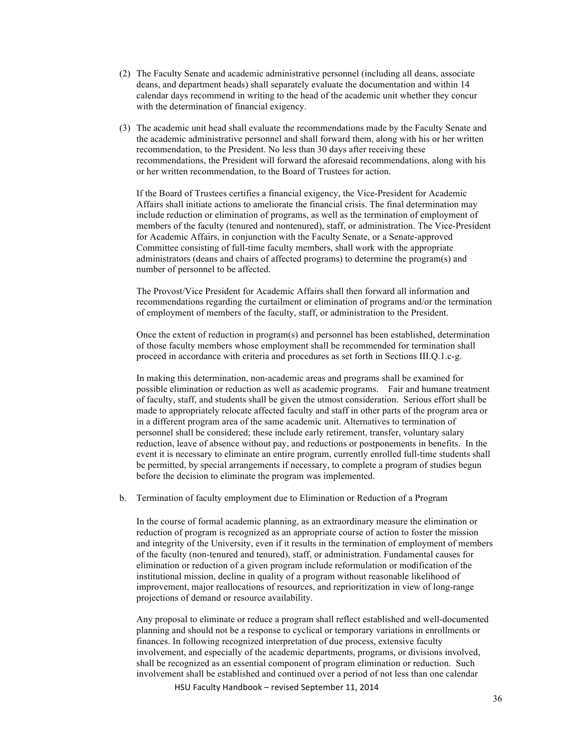(2) The Faculty Senate and academic administrative personnel (including all deans, associate deans, and department heads) shall separately evaluate the documentation and within 14 calendar days recommend in writing to the head of the academic unit whether they concur with the determination of financial exigency.

(3) The academic unit head shall evaluate the recommendations made by the Faculty Senate and the academic administrative personnel and shall forward them, along with his or her written recommendation, to the President. No less than 30 days after receiving these recommendations, the President will forward the aforesaid recommendations, along with his or her written recommendation, to the Board of Trustees for action.

If the Board of Trustees certifies a financial exigency, the Vice-President for Academic Affairs shall initiate actions to ameliorate the financial crisis. The final determination may include reduction or elimination of programs, as well as the termination of employment of members of the faculty (tenured and nontenured), staff, or administration. The Vice-President for Academic Affairs, in conjunction with the Faculty Senate, or a Senate-approved Committee consisting of full-time faculty members, shall work with the appropriate administrators (deans and chairs of affected programs) to determine the program(s) and number of personnel to be affected.

The Provost/Vice President for Academic Affairs shall then forward all information and recommendations regarding the curtailment or elimination of programs and/or the termination of employment of members of the faculty, staff, or administration to the President.

Once the extent of reduction in program(s) and personnel has been established, determination of those faculty members whose employment shall be recommended for termination shall proceed in accordance with criteria and procedures as set forth in Sections III.Q.1.c-g.

In making this determination, non-academic areas and programs shall be examined for possible elimination or reduction as well as academic programs. Fair and humane treatment of faculty, staff, and students shall be given the utmost consideration. Serious effort shall be made to appropriately relocate affected faculty and staff in other parts of the program area or in a different program area of the same academic unit. Alternatives to termination of personnel shall be considered; these include early retirement, transfer, voluntary salary reduction, leave of absence without pay, and reductions or postponements in benefits. In the event it is necessary to eliminate an entire program, currently enrolled full-time students shall be permitted, by special arrangements if necessary, to complete a program of studies begun before the decision to eliminate the program was implemented.

b. Termination of faculty employment due to Elimination or Reduction of a Program

In the course of formal academic planning, as an extraordinary measure the elimination or reduction of program is recognized as an appropriate course of action to foster the mission and integrity of the University, even if it results in the termination of employment of members of the faculty (non-tenured and tenured), staff, or administration. Fundamental causes for elimination or reduction of a given program include reformulation or modification of the institutional mission, decline in quality of a program without reasonable likelihood of improvement, major reallocations of resources, and reprioritization in view of long-range projections of demand or resource availability.

Any proposal to eliminate or reduce a program shall reflect established and well-documented planning and should not be a response to cyclical or temporary variations in enrollments or finances. In following recognized interpretation of due process, extensive faculty involvement, and especially of the academic departments, programs, or divisions involved, shall be recognized as an essential component of program elimination or reduction. Such involvement shall be established and continued over a period of not less than one calendar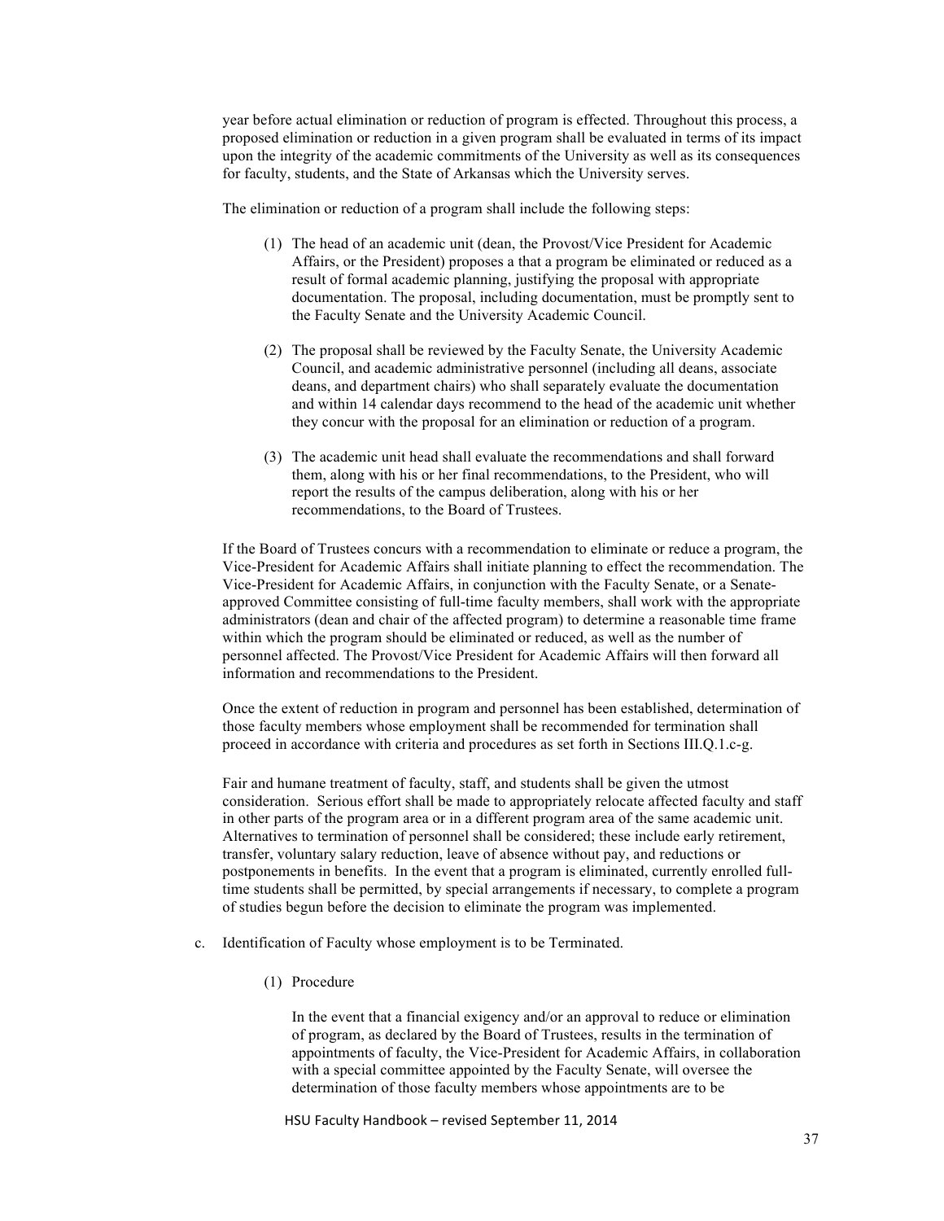year before actual elimination or reduction of program is effected. Throughout this process, a proposed elimination or reduction in a given program shall be evaluated in terms of its impact upon the integrity of the academic commitments of the University as well as its consequences for faculty, students, and the State of Arkansas which the University serves.

The elimination or reduction of a program shall include the following steps:

(1) The head of an academic unit (dean, the Provost/Vice President for Academic Affairs, or the President) proposes a that a program be eliminated or reduced as a result of formal academic planning, justifying the proposal with appropriate documentation. The proposal, including documentation, must be promptly sent to the Faculty Senate and the University Academic Council.

(2) The proposal shall be reviewed by the Faculty Senate, the University Academic Council, and academic administrative personnel (including all deans, associate deans, and department chairs) who shall separately evaluate the documentation and within 14 calendar days recommend to the head of the academic unit whether they concur with the proposal for an elimination or reduction of a program.

(3) The academic unit head shall evaluate the recommendations and shall forward them, along with his or her final recommendations, to the President, who will report the results of the campus deliberation, along with his or her recommendations, to the Board of Trustees.

If the Board of Trustees concurs with a recommendation to eliminate or reduce a program, the Vice-President for Academic Affairs shall initiate planning to effect the recommendation. The Vice-President for Academic Affairs, in conjunction with the Faculty Senate, or a Senate-approved Committee consisting of full-time faculty members, shall work with the appropriate administrators (dean and chair of the affected program) to determine a reasonable time frame within which the program should be eliminated or reduced, as well as the number of personnel affected. The Provost/Vice President for Academic Affairs will then forward all information and recommendations to the President.

Once the extent of reduction in program and personnel has been established, determination of those faculty members whose employment shall be recommended for termination shall proceed in accordance with criteria and procedures as set forth in Sections III.Q.1.c-g.

Fair and humane treatment of faculty, staff, and students shall be given the utmost consideration. Serious effort shall be made to appropriately relocate affected faculty and staff in other parts of the program area or in a different program area of the same academic unit. Alternatives to termination of personnel shall be considered; these include early retirement, transfer, voluntary salary reduction, leave of absence without pay, and reductions or postponements in benefits. In the event that a program is eliminated, currently enrolled full-time students shall be permitted, by special arrangements if necessary, to complete a program of studies begun before the decision to eliminate the program was implemented.

c. Identification of Faculty whose employment is to be Terminated.

(1) Procedure

In the event that a financial exigency and/or an approval to reduce or elimination of program, as declared by the Board of Trustees, results in the termination of appointments of faculty, the Vice-President for Academic Affairs, in collaboration with a special committee appointed by the Faculty Senate, will oversee the determination of those faculty members whose appointments are to be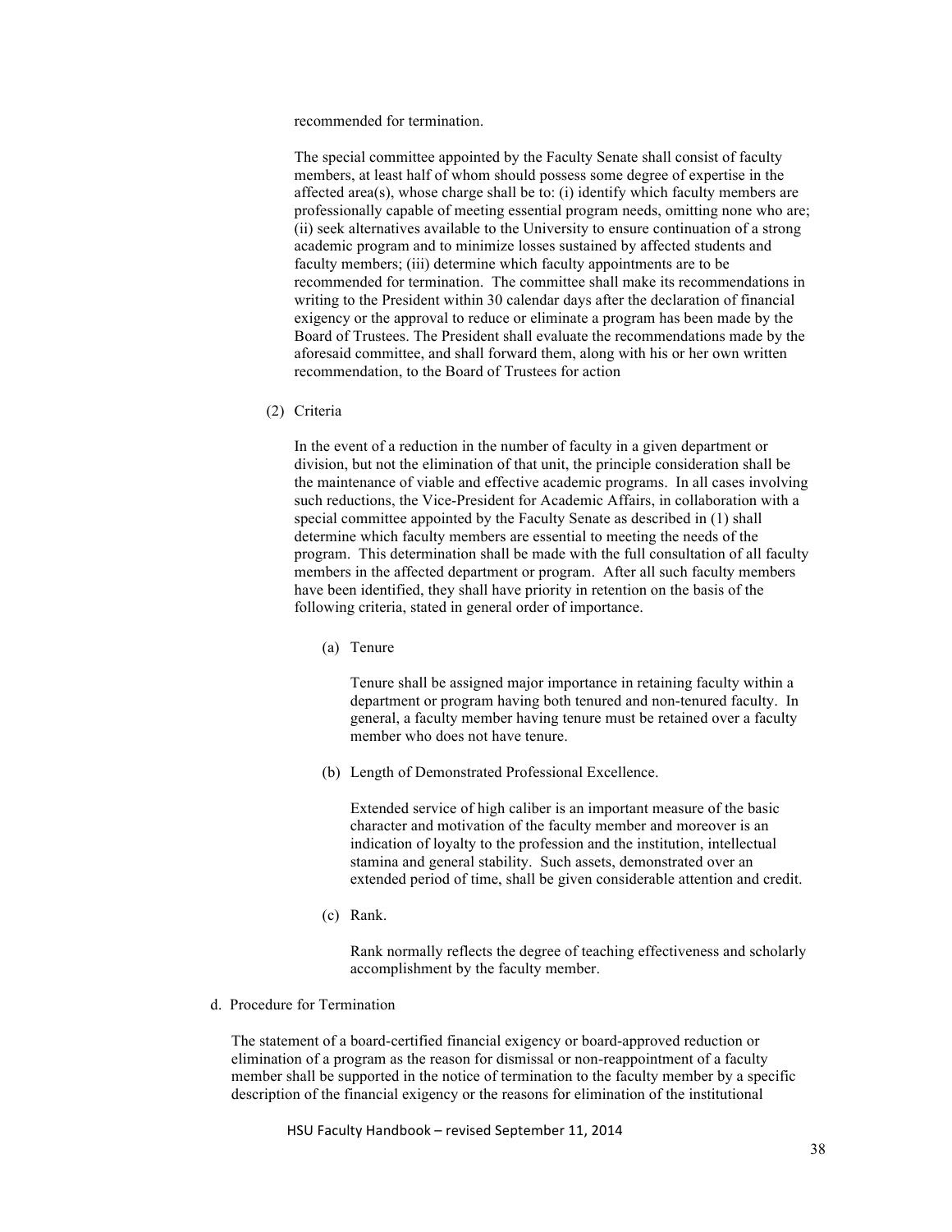recommended for termination.

The special committee appointed by the Faculty Senate shall consist of faculty members, at least half of whom should possess some degree of expertise in the affected area(s), whose charge shall be to: (i) identify which faculty members are professionally capable of meeting essential program needs, omitting none who are; (ii) seek alternatives available to the University to ensure continuation of a strong academic program and to minimize losses sustained by affected students and faculty members; (iii) determine which faculty appointments are to be recommended for termination. The committee shall make its recommendations in writing to the President within 30 calendar days after the declaration of financial exigency or the approval to reduce or eliminate a program has been made by the Board of Trustees. The President shall evaluate the recommendations made by the aforesaid committee, and shall forward them, along with his or her own written recommendation, to the Board of Trustees for action

(2) Criteria

In the event of a reduction in the number of faculty in a given department or division, but not the elimination of that unit, the principle consideration shall be the maintenance of viable and effective academic programs. In all cases involving such reductions, the Vice-President for Academic Affairs, in collaboration with a special committee appointed by the Faculty Senate as described in (1) shall determine which faculty members are essential to meeting the needs of the program. This determination shall be made with the full consultation of all faculty members in the affected department or program. After all such faculty members have been identified, they shall have priority in retention on the basis of the following criteria, stated in general order of importance.

(a) Tenure

Tenure shall be assigned major importance in retaining faculty within a department or program having both tenured and non-tenured faculty. In general, a faculty member having tenure must be retained over a faculty member who does not have tenure.

(b) Length of Demonstrated Professional Excellence.

Extended service of high caliber is an important measure of the basic character and motivation of the faculty member and moreover is an indication of loyalty to the profession and the institution, intellectual stamina and general stability. Such assets, demonstrated over an extended period of time, shall be given considerable attention and credit.

(c) Rank.

Rank normally reflects the degree of teaching effectiveness and scholarly accomplishment by the faculty member.

d. Procedure for Termination

The statement of a board-certified financial exigency or board-approved reduction or elimination of a program as the reason for dismissal or non-reappointment of a faculty member shall be supported in the notice of termination to the faculty member by a specific description of the financial exigency or the reasons for elimination of the institutional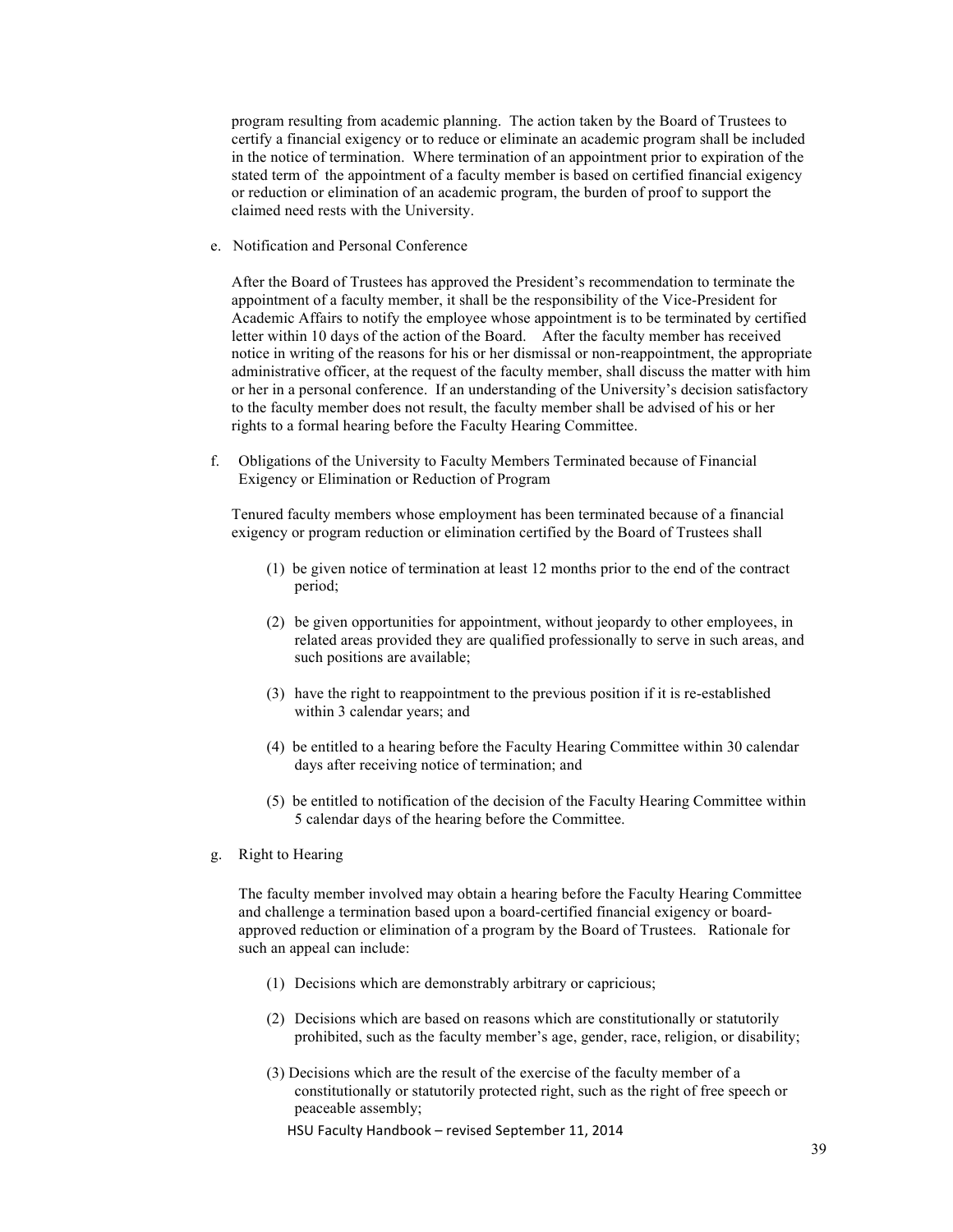program resulting from academic planning. The action taken by the Board of Trustees to certify a financial exigency or to reduce or eliminate an academic program shall be included in the notice of termination. Where termination of an appointment prior to expiration of the stated term of the appointment of a faculty member is based on certified financial exigency or reduction or elimination of an academic program, the burden of proof to support the claimed need rests with the University.

e. Notification and Personal Conference

After the Board of Trustees has approved the President's recommendation to terminate the appointment of a faculty member, it shall be the responsibility of the Vice-President for Academic Affairs to notify the employee whose appointment is to be terminated by certified letter within 10 days of the action of the Board. After the faculty member has received notice in writing of the reasons for his or her dismissal or non-reappointment, the appropriate administrative officer, at the request of the faculty member, shall discuss the matter with him or her in a personal conference. If an understanding of the University's decision satisfactory to the faculty member does not result, the faculty member shall be advised of his or her rights to a formal hearing before the Faculty Hearing Committee.

f. Obligations of the University to Faculty Members Terminated because of Financial Exigency or Elimination or Reduction of Program

Tenured faculty members whose employment has been terminated because of a financial exigency or program reduction or elimination certified by the Board of Trustees shall

(1) be given notice of termination at least 12 months prior to the end of the contract period;

(2) be given opportunities for appointment, without jeopardy to other employees, in related areas provided they are qualified professionally to serve in such areas, and such positions are available;

(3) have the right to reappointment to the previous position if it is re-established within 3 calendar years; and

(4) be entitled to a hearing before the Faculty Hearing Committee within 30 calendar days after receiving notice of termination; and

(5) be entitled to notification of the decision of the Faculty Hearing Committee within 5 calendar days of the hearing before the Committee.

g. Right to Hearing

The faculty member involved may obtain a hearing before the Faculty Hearing Committee and challenge a termination based upon a board-certified financial exigency or board-approved reduction or elimination of a program by the Board of Trustees. Rationale for such an appeal can include:

(1) Decisions which are demonstrably arbitrary or capricious;

(2) Decisions which are based on reasons which are constitutionally or statutorily prohibited, such as the faculty member's age, gender, race, religion, or disability;

(3) Decisions which are the result of the exercise of the faculty member of a constitutionally or statutorily protected right, such as the right of free speech or peaceable assembly;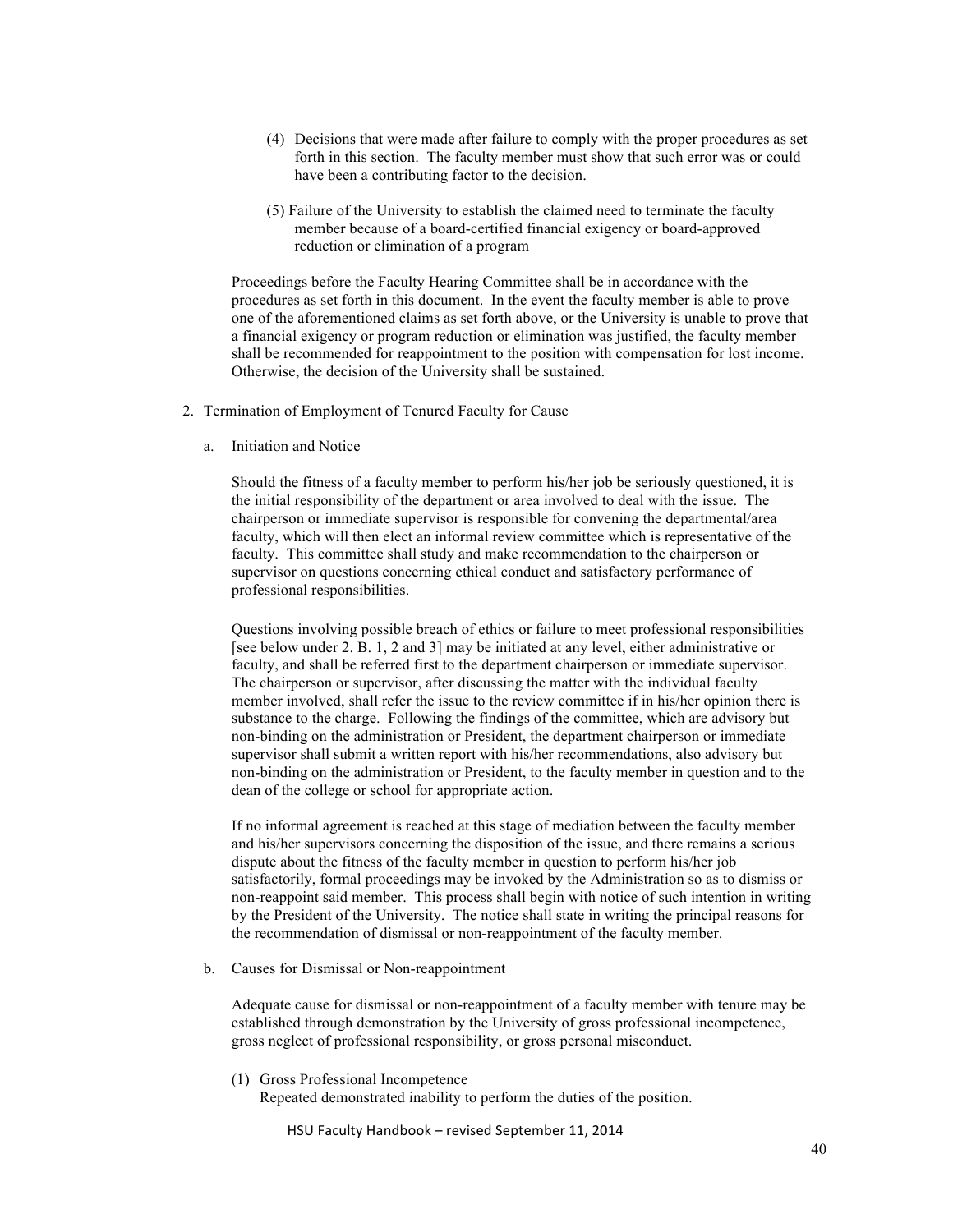(4) Decisions that were made after failure to comply with the proper procedures as set forth in this section. The faculty member must show that such error was or could have been a contributing factor to the decision.

(5) Failure of the University to establish the claimed need to terminate the faculty member because of a board-certified financial exigency or board-approved reduction or elimination of a program

Proceedings before the Faculty Hearing Committee shall be in accordance with the procedures as set forth in this document. In the event the faculty member is able to prove one of the aforementioned claims as set forth above, or the University is unable to prove that a financial exigency or program reduction or elimination was justified, the faculty member shall be recommended for reappointment to the position with compensation for lost income. Otherwise, the decision of the University shall be sustained.

2. Termination of Employment of Tenured Faculty for Cause

a. Initiation and Notice

Should the fitness of a faculty member to perform his/her job be seriously questioned, it is the initial responsibility of the department or area involved to deal with the issue. The chairperson or immediate supervisor is responsible for convening the departmental/area faculty, which will then elect an informal review committee which is representative of the faculty. This committee shall study and make recommendation to the chairperson or supervisor on questions concerning ethical conduct and satisfactory performance of professional responsibilities.

Questions involving possible breach of ethics or failure to meet professional responsibilities [see below under 2. B. 1, 2 and 3] may be initiated at any level, either administrative or faculty, and shall be referred first to the department chairperson or immediate supervisor. The chairperson or supervisor, after discussing the matter with the individual faculty member involved, shall refer the issue to the review committee if in his/her opinion there is substance to the charge. Following the findings of the committee, which are advisory but non-binding on the administration or President, the department chairperson or immediate supervisor shall submit a written report with his/her recommendations, also advisory but non-binding on the administration or President, to the faculty member in question and to the dean of the college or school for appropriate action.

If no informal agreement is reached at this stage of mediation between the faculty member and his/her supervisors concerning the disposition of the issue, and there remains a serious dispute about the fitness of the faculty member in question to perform his/her job satisfactorily, formal proceedings may be invoked by the Administration so as to dismiss or non-reappoint said member. This process shall begin with notice of such intention in writing by the President of the University. The notice shall state in writing the principal reasons for the recommendation of dismissal or non-reappointment of the faculty member.

b. Causes for Dismissal or Non-reappointment

Adequate cause for dismissal or non-reappointment of a faculty member with tenure may be established through demonstration by the University of gross professional incompetence, gross neglect of professional responsibility, or gross personal misconduct.

(1) Gross Professional Incompetence
Repeated demonstrated inability to perform the duties of the position.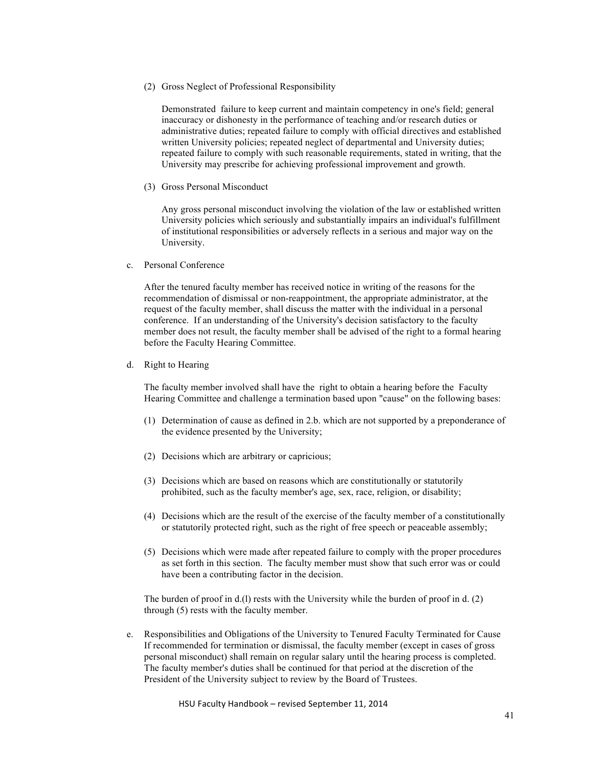(2) Gross Neglect of Professional Responsibility

Demonstrated failure to keep current and maintain competency in one's field; general inaccuracy or dishonesty in the performance of teaching and/or research duties or administrative duties; repeated failure to comply with official directives and established written University policies; repeated neglect of departmental and University duties; repeated failure to comply with such reasonable requirements, stated in writing, that the University may prescribe for achieving professional improvement and growth.

(3) Gross Personal Misconduct

Any gross personal misconduct involving the violation of the law or established written University policies which seriously and substantially impairs an individual's fulfillment of institutional responsibilities or adversely reflects in a serious and major way on the University.

c. Personal Conference

After the tenured faculty member has received notice in writing of the reasons for the recommendation of dismissal or non-reappointment, the appropriate administrator, at the request of the faculty member, shall discuss the matter with the individual in a personal conference. If an understanding of the University's decision satisfactory to the faculty member does not result, the faculty member shall be advised of the right to a formal hearing before the Faculty Hearing Committee.

d. Right to Hearing

The faculty member involved shall have the right to obtain a hearing before the Faculty Hearing Committee and challenge a termination based upon "cause" on the following bases:

(1) Determination of cause as defined in 2.b. which are not supported by a preponderance of the evidence presented by the University;

(2) Decisions which are arbitrary or capricious;

(3) Decisions which are based on reasons which are constitutionally or statutorily prohibited, such as the faculty member's age, sex, race, religion, or disability;

(4) Decisions which are the result of the exercise of the faculty member of a constitutionally or statutorily protected right, such as the right of free speech or peaceable assembly;

(5) Decisions which were made after repeated failure to comply with the proper procedures as set forth in this section. The faculty member must show that such error was or could have been a contributing factor in the decision.

The burden of proof in d.(l) rests with the University while the burden of proof in d. (2) through (5) rests with the faculty member.

e. Responsibilities and Obligations of the University to Tenured Faculty Terminated for Cause
If recommended for termination or dismissal, the faculty member (except in cases of gross personal misconduct) shall remain on regular salary until the hearing process is completed. The faculty member's duties shall be continued for that period at the discretion of the President of the University subject to review by the Board of Trustees.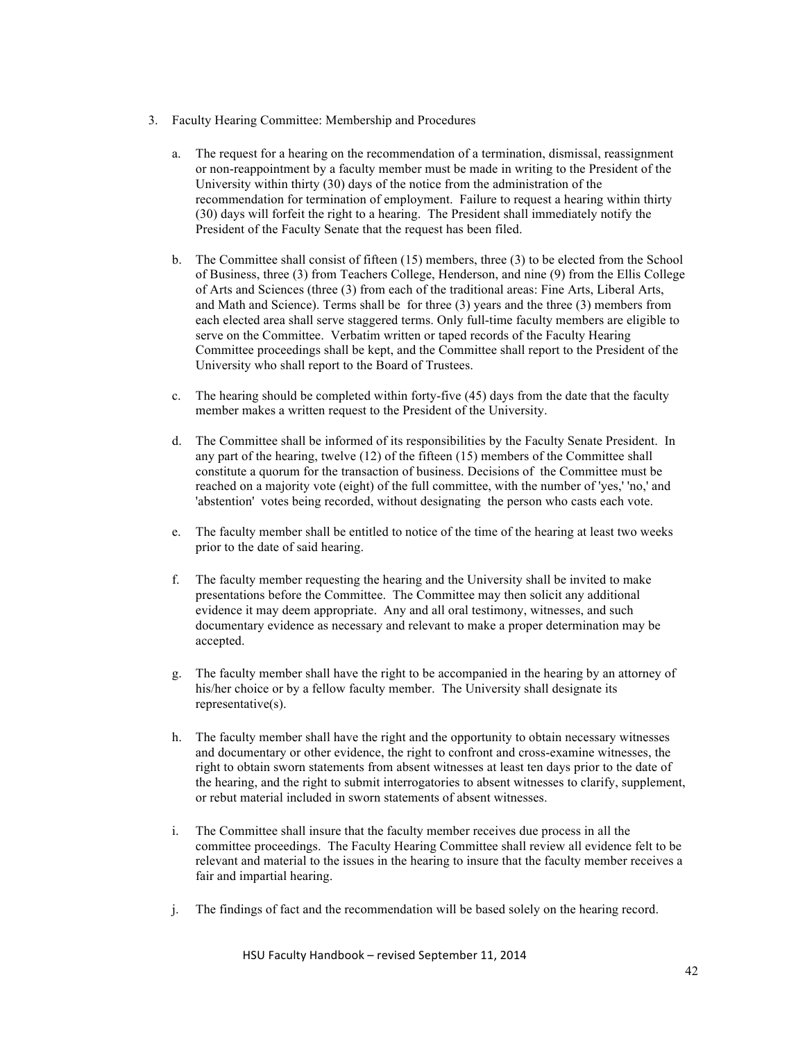3. Faculty Hearing Committee: Membership and Procedures

   a. The request for a hearing on the recommendation of a termination, dismissal, reassignment or non-reappointment by a faculty member must be made in writing to the President of the University within thirty (30) days of the notice from the administration of the recommendation for termination of employment. Failure to request a hearing within thirty (30) days will forfeit the right to a hearing. The President shall immediately notify the President of the Faculty Senate that the request has been filed.

   b. The Committee shall consist of fifteen (15) members, three (3) to be elected from the School of Business, three (3) from Teachers College, Henderson, and nine (9) from the Ellis College of Arts and Sciences (three (3) from each of the traditional areas: Fine Arts, Liberal Arts, and Math and Science). Terms shall be for three (3) years and the three (3) members from each elected area shall serve staggered terms. Only full-time faculty members are eligible to serve on the Committee. Verbatim written or taped records of the Faculty Hearing Committee proceedings shall be kept, and the Committee shall report to the President of the University who shall report to the Board of Trustees.

   c. The hearing should be completed within forty-five (45) days from the date that the faculty member makes a written request to the President of the University.

   d. The Committee shall be informed of its responsibilities by the Faculty Senate President. In any part of the hearing, twelve (12) of the fifteen (15) members of the Committee shall constitute a quorum for the transaction of business. Decisions of the Committee must be reached on a majority vote (eight) of the full committee, with the number of 'yes,' 'no,' and 'abstention' votes being recorded, without designating the person who casts each vote.

   e. The faculty member shall be entitled to notice of the time of the hearing at least two weeks prior to the date of said hearing.

   f. The faculty member requesting the hearing and the University shall be invited to make presentations before the Committee. The Committee may then solicit any additional evidence it may deem appropriate. Any and all oral testimony, witnesses, and such documentary evidence as necessary and relevant to make a proper determination may be accepted.

   g. The faculty member shall have the right to be accompanied in the hearing by an attorney of his/her choice or by a fellow faculty member. The University shall designate its representative(s).

   h. The faculty member shall have the right and the opportunity to obtain necessary witnesses and documentary or other evidence, the right to confront and cross-examine witnesses, the right to obtain sworn statements from absent witnesses at least ten days prior to the date of the hearing, and the right to submit interrogatories to absent witnesses to clarify, supplement, or rebut material included in sworn statements of absent witnesses.

   i. The Committee shall insure that the faculty member receives due process in all the committee proceedings. The Faculty Hearing Committee shall review all evidence felt to be relevant and material to the issues in the hearing to insure that the faculty member receives a fair and impartial hearing.

   j. The findings of fact and the recommendation will be based solely on the hearing record.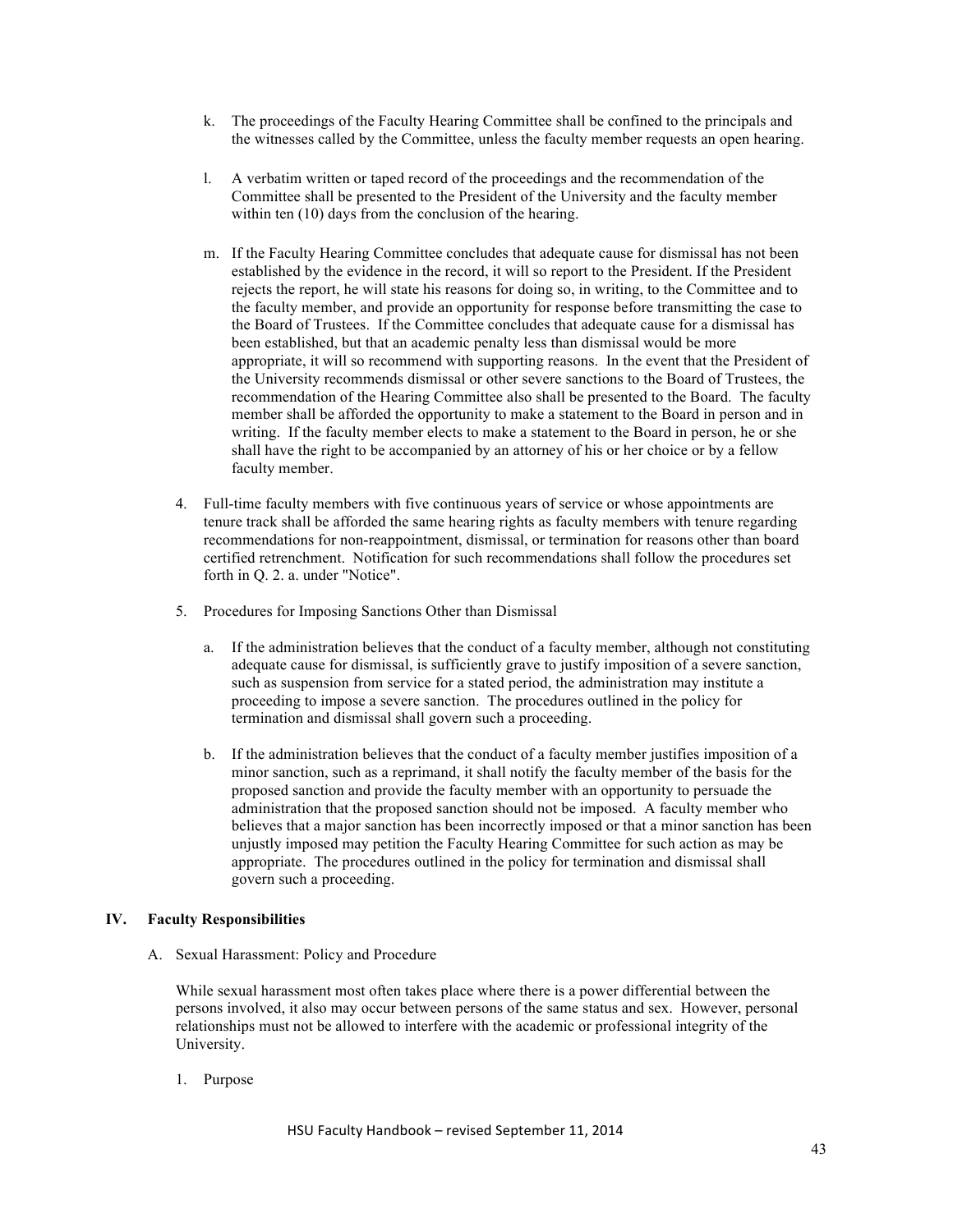k. The proceedings of the Faculty Hearing Committee shall be confined to the principals and the witnesses called by the Committee, unless the faculty member requests an open hearing.

l. A verbatim written or taped record of the proceedings and the recommendation of the Committee shall be presented to the President of the University and the faculty member within ten (10) days from the conclusion of the hearing.

m. If the Faculty Hearing Committee concludes that adequate cause for dismissal has not been established by the evidence in the record, it will so report to the President. If the President rejects the report, he will state his reasons for doing so, in writing, to the Committee and to the faculty member, and provide an opportunity for response before transmitting the case to the Board of Trustees. If the Committee concludes that adequate cause for a dismissal has been established, but that an academic penalty less than dismissal would be more appropriate, it will so recommend with supporting reasons. In the event that the President of the University recommends dismissal or other severe sanctions to the Board of Trustees, the recommendation of the Hearing Committee also shall be presented to the Board. The faculty member shall be afforded the opportunity to make a statement to the Board in person and in writing. If the faculty member elects to make a statement to the Board in person, he or she shall have the right to be accompanied by an attorney of his or her choice or by a fellow faculty member.

4. Full-time faculty members with five continuous years of service or whose appointments are tenure track shall be afforded the same hearing rights as faculty members with tenure regarding recommendations for non-reappointment, dismissal, or termination for reasons other than board certified retrenchment. Notification for such recommendations shall follow the procedures set forth in Q. 2. a. under "Notice".

5. Procedures for Imposing Sanctions Other than Dismissal

   a. If the administration believes that the conduct of a faculty member, although not constituting adequate cause for dismissal, is sufficiently grave to justify imposition of a severe sanction, such as suspension from service for a stated period, the administration may institute a proceeding to impose a severe sanction. The procedures outlined in the policy for termination and dismissal shall govern such a proceeding.

   b. If the administration believes that the conduct of a faculty member justifies imposition of a minor sanction, such as a reprimand, it shall notify the faculty member of the basis for the proposed sanction and provide the faculty member with an opportunity to persuade the administration that the proposed sanction should not be imposed. A faculty member who believes that a major sanction has been incorrectly imposed or that a minor sanction has been unjustly imposed may petition the Faculty Hearing Committee for such action as may be appropriate. The procedures outlined in the policy for termination and dismissal shall govern such a proceeding.

## IV. Faculty Responsibilities

A. Sexual Harassment: Policy and Procedure

While sexual harassment most often takes place where there is a power differential between the persons involved, it also may occur between persons of the same status and sex. However, personal relationships must not be allowed to interfere with the academic or professional integrity of the University.

1. Purpose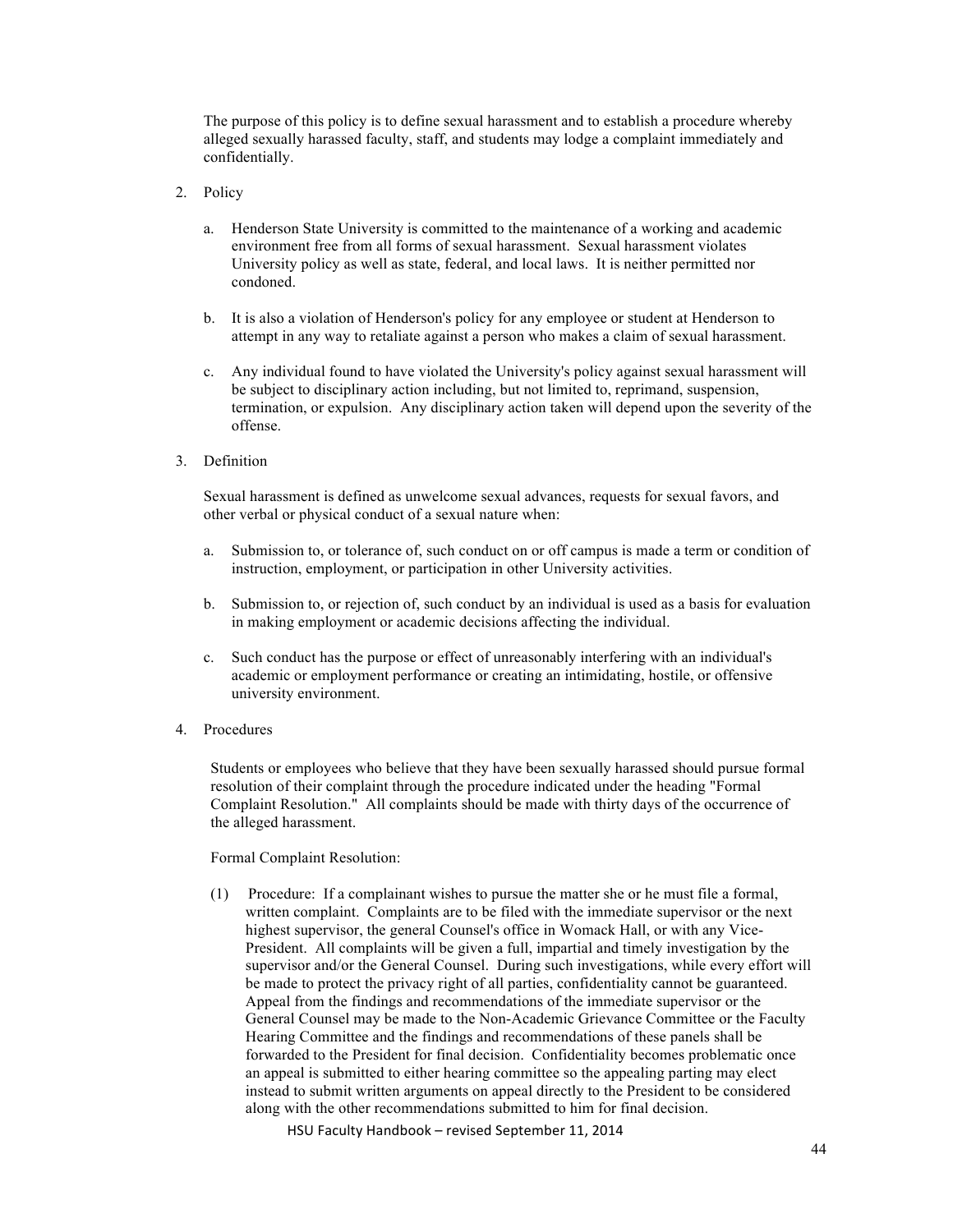The purpose of this policy is to define sexual harassment and to establish a procedure whereby alleged sexually harassed faculty, staff, and students may lodge a complaint immediately and confidentially.

2. Policy

   a. Henderson State University is committed to the maintenance of a working and academic environment free from all forms of sexual harassment. Sexual harassment violates University policy as well as state, federal, and local laws. It is neither permitted nor condoned.

   b. It is also a violation of Henderson's policy for any employee or student at Henderson to attempt in any way to retaliate against a person who makes a claim of sexual harassment.

   c. Any individual found to have violated the University's policy against sexual harassment will be subject to disciplinary action including, but not limited to, reprimand, suspension, termination, or expulsion. Any disciplinary action taken will depend upon the severity of the offense.

3. Definition

   Sexual harassment is defined as unwelcome sexual advances, requests for sexual favors, and other verbal or physical conduct of a sexual nature when:

   a. Submission to, or tolerance of, such conduct on or off campus is made a term or condition of instruction, employment, or participation in other University activities.

   b. Submission to, or rejection of, such conduct by an individual is used as a basis for evaluation in making employment or academic decisions affecting the individual.

   c. Such conduct has the purpose or effect of unreasonably interfering with an individual's academic or employment performance or creating an intimidating, hostile, or offensive university environment.

4. Procedures

   Students or employees who believe that they have been sexually harassed should pursue formal resolution of their complaint through the procedure indicated under the heading "Formal Complaint Resolution." All complaints should be made with thirty days of the occurrence of the alleged harassment.

   Formal Complaint Resolution:

   (1) Procedure: If a complainant wishes to pursue the matter she or he must file a formal, written complaint. Complaints are to be filed with the immediate supervisor or the next highest supervisor, the general Counsel's office in Womack Hall, or with any Vice-President. All complaints will be given a full, impartial and timely investigation by the supervisor and/or the General Counsel. During such investigations, while every effort will be made to protect the privacy right of all parties, confidentiality cannot be guaranteed. Appeal from the findings and recommendations of the immediate supervisor or the General Counsel may be made to the Non-Academic Grievance Committee or the Faculty Hearing Committee and the findings and recommendations of these panels shall be forwarded to the President for final decision. Confidentiality becomes problematic once an appeal is submitted to either hearing committee so the appealing parting may elect instead to submit written arguments on appeal directly to the President to be considered along with the other recommendations submitted to him for final decision.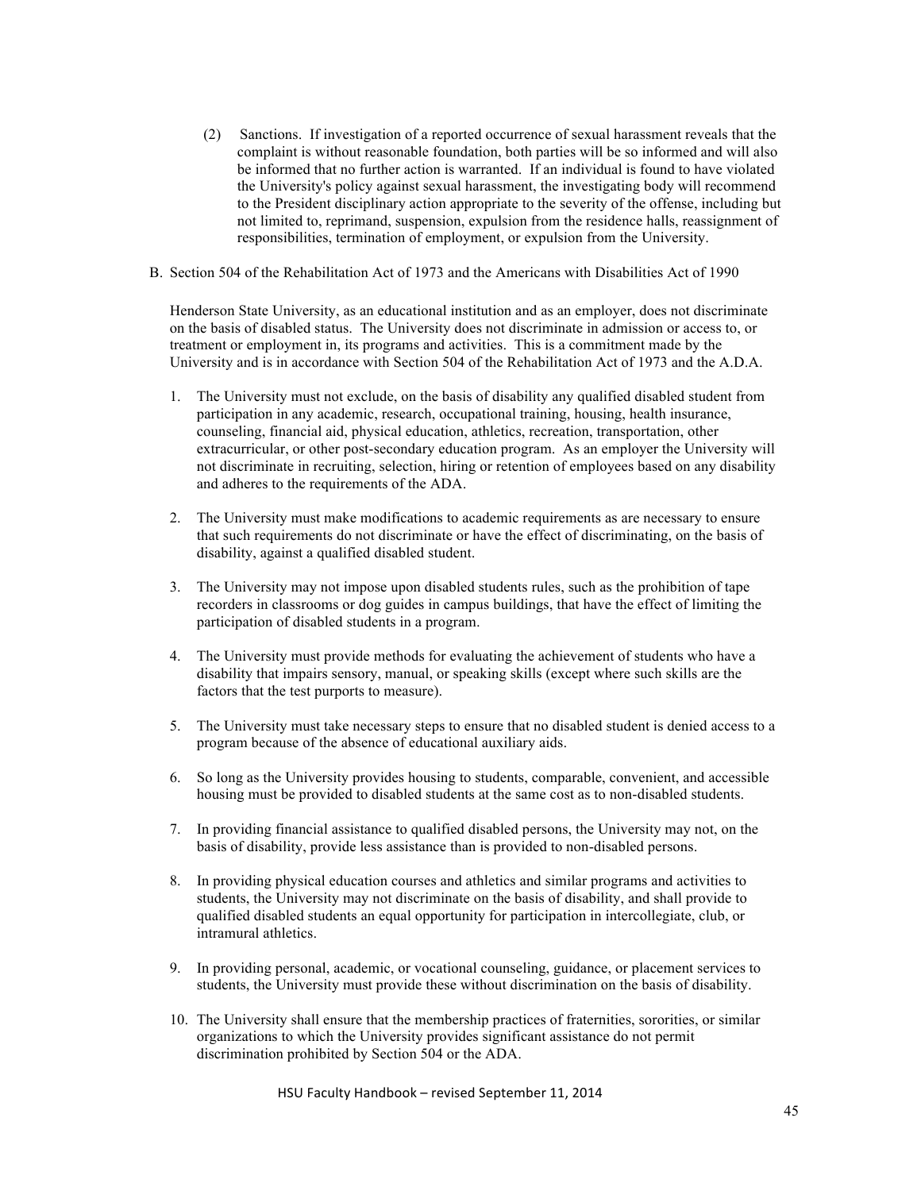(2) Sanctions. If investigation of a reported occurrence of sexual harassment reveals that the complaint is without reasonable foundation, both parties will be so informed and will also be informed that no further action is warranted. If an individual is found to have violated the University's policy against sexual harassment, the investigating body will recommend to the President disciplinary action appropriate to the severity of the offense, including but not limited to, reprimand, suspension, expulsion from the residence halls, reassignment of responsibilities, termination of employment, or expulsion from the University.

B. Section 504 of the Rehabilitation Act of 1973 and the Americans with Disabilities Act of 1990

Henderson State University, as an educational institution and as an employer, does not discriminate on the basis of disabled status. The University does not discriminate in admission or access to, or treatment or employment in, its programs and activities. This is a commitment made by the University and is in accordance with Section 504 of the Rehabilitation Act of 1973 and the A.D.A.

1. The University must not exclude, on the basis of disability any qualified disabled student from participation in any academic, research, occupational training, housing, health insurance, counseling, financial aid, physical education, athletics, recreation, transportation, other extracurricular, or other post-secondary education program. As an employer the University will not discriminate in recruiting, selection, hiring or retention of employees based on any disability and adheres to the requirements of the ADA.

2. The University must make modifications to academic requirements as are necessary to ensure that such requirements do not discriminate or have the effect of discriminating, on the basis of disability, against a qualified disabled student.

3. The University may not impose upon disabled students rules, such as the prohibition of tape recorders in classrooms or dog guides in campus buildings, that have the effect of limiting the participation of disabled students in a program.

4. The University must provide methods for evaluating the achievement of students who have a disability that impairs sensory, manual, or speaking skills (except where such skills are the factors that the test purports to measure).

5. The University must take necessary steps to ensure that no disabled student is denied access to a program because of the absence of educational auxiliary aids.

6. So long as the University provides housing to students, comparable, convenient, and accessible housing must be provided to disabled students at the same cost as to non-disabled students.

7. In providing financial assistance to qualified disabled persons, the University may not, on the basis of disability, provide less assistance than is provided to non-disabled persons.

8. In providing physical education courses and athletics and similar programs and activities to students, the University may not discriminate on the basis of disability, and shall provide to qualified disabled students an equal opportunity for participation in intercollegiate, club, or intramural athletics.

9. In providing personal, academic, or vocational counseling, guidance, or placement services to students, the University must provide these without discrimination on the basis of disability.

10. The University shall ensure that the membership practices of fraternities, sororities, or similar organizations to which the University provides significant assistance do not permit discrimination prohibited by Section 504 or the ADA.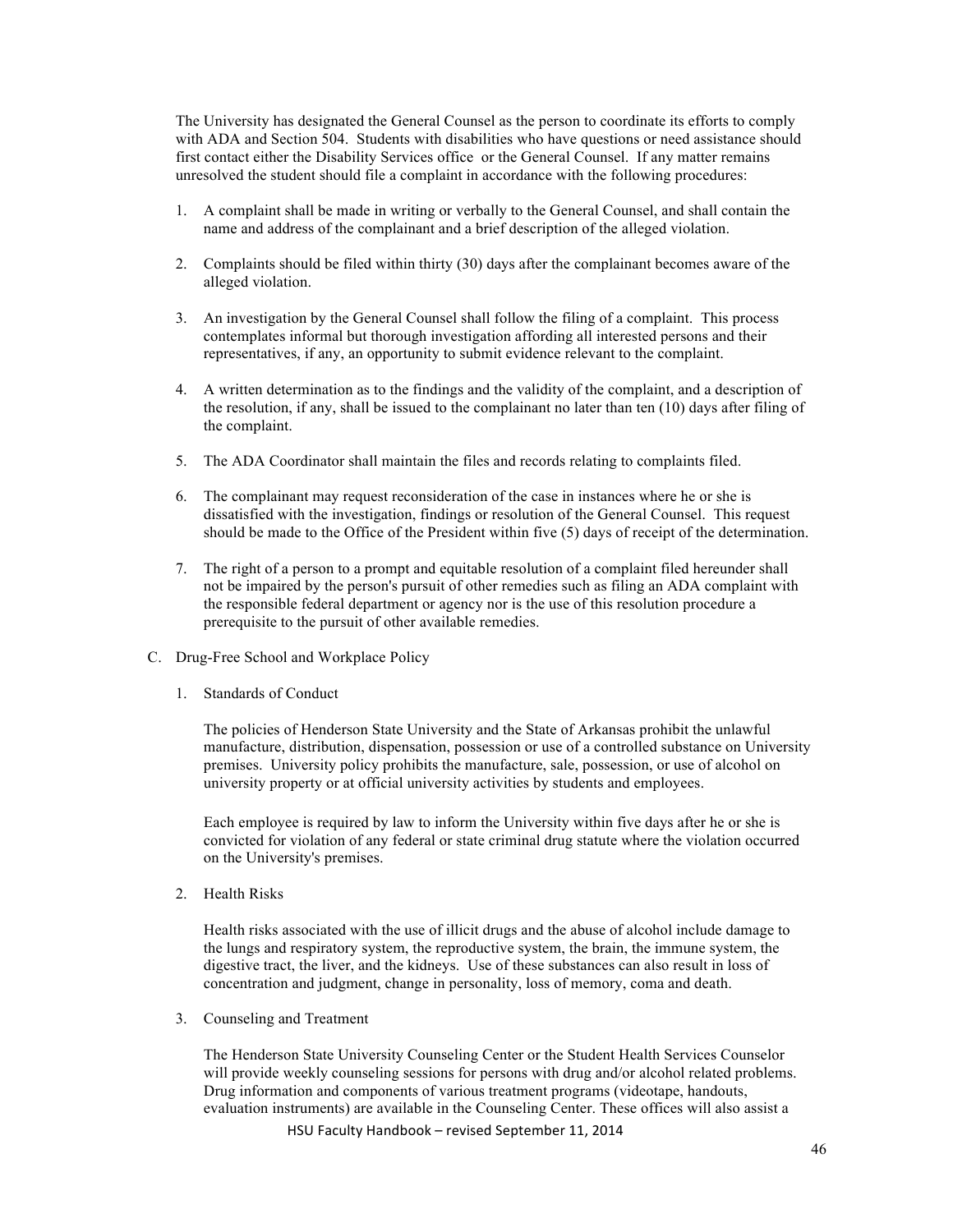The University has designated the General Counsel as the person to coordinate its efforts to comply with ADA and Section 504. Students with disabilities who have questions or need assistance should first contact either the Disability Services office or the General Counsel. If any matter remains unresolved the student should file a complaint in accordance with the following procedures:

1. A complaint shall be made in writing or verbally to the General Counsel, and shall contain the name and address of the complainant and a brief description of the alleged violation.

2. Complaints should be filed within thirty (30) days after the complainant becomes aware of the alleged violation.

3. An investigation by the General Counsel shall follow the filing of a complaint. This process contemplates informal but thorough investigation affording all interested persons and their representatives, if any, an opportunity to submit evidence relevant to the complaint.

4. A written determination as to the findings and the validity of the complaint, and a description of the resolution, if any, shall be issued to the complainant no later than ten (10) days after filing of the complaint.

5. The ADA Coordinator shall maintain the files and records relating to complaints filed.

6. The complainant may request reconsideration of the case in instances where he or she is dissatisfied with the investigation, findings or resolution of the General Counsel. This request should be made to the Office of the President within five (5) days of receipt of the determination.

7. The right of a person to a prompt and equitable resolution of a complaint filed hereunder shall not be impaired by the person's pursuit of other remedies such as filing an ADA complaint with the responsible federal department or agency nor is the use of this resolution procedure a prerequisite to the pursuit of other available remedies.

C. Drug-Free School and Workplace Policy

1. Standards of Conduct

   The policies of Henderson State University and the State of Arkansas prohibit the unlawful manufacture, distribution, dispensation, possession or use of a controlled substance on University premises. University policy prohibits the manufacture, sale, possession, or use of alcohol on university property or at official university activities by students and employees.

   Each employee is required by law to inform the University within five days after he or she is convicted for violation of any federal or state criminal drug statute where the violation occurred on the University's premises.

2. Health Risks

   Health risks associated with the use of illicit drugs and the abuse of alcohol include damage to the lungs and respiratory system, the reproductive system, the brain, the immune system, the digestive tract, the liver, and the kidneys. Use of these substances can also result in loss of concentration and judgment, change in personality, loss of memory, coma and death.

3. Counseling and Treatment

   The Henderson State University Counseling Center or the Student Health Services Counselor will provide weekly counseling sessions for persons with drug and/or alcohol related problems. Drug information and components of various treatment programs (videotape, handouts, evaluation instruments) are available in the Counseling Center. These offices will also assist a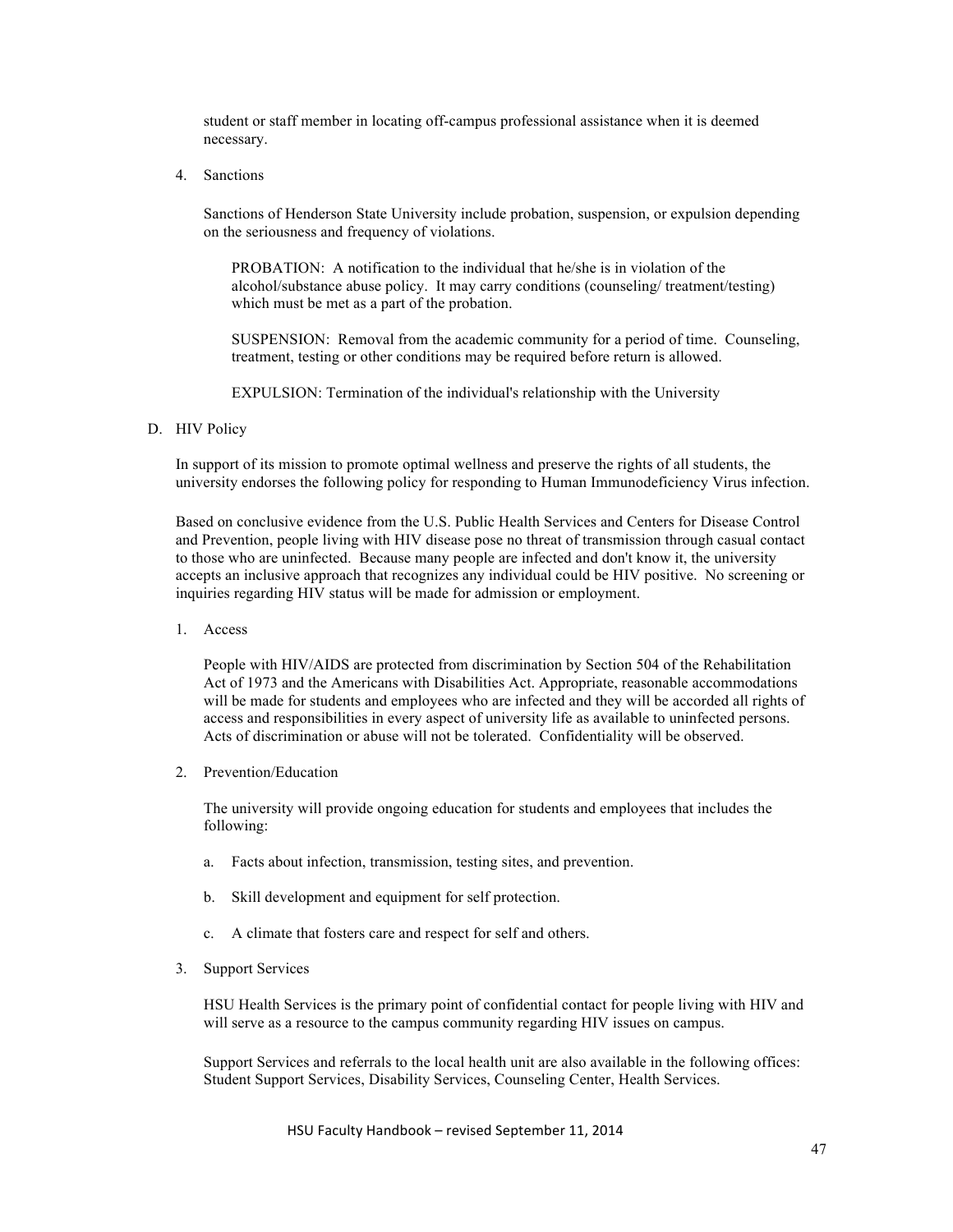student or staff member in locating off-campus professional assistance when it is deemed necessary.

4. Sanctions

   Sanctions of Henderson State University include probation, suspension, or expulsion depending on the seriousness and frequency of violations.

   PROBATION: A notification to the individual that he/she is in violation of the alcohol/substance abuse policy. It may carry conditions (counseling/ treatment/testing) which must be met as a part of the probation.

   SUSPENSION: Removal from the academic community for a period of time. Counseling, treatment, testing or other conditions may be required before return is allowed.

   EXPULSION: Termination of the individual's relationship with the University

D. HIV Policy

In support of its mission to promote optimal wellness and preserve the rights of all students, the university endorses the following policy for responding to Human Immunodeficiency Virus infection.

Based on conclusive evidence from the U.S. Public Health Services and Centers for Disease Control and Prevention, people living with HIV disease pose no threat of transmission through casual contact to those who are uninfected. Because many people are infected and don't know it, the university accepts an inclusive approach that recognizes any individual could be HIV positive. No screening or inquiries regarding HIV status will be made for admission or employment.

1. Access

   People with HIV/AIDS are protected from discrimination by Section 504 of the Rehabilitation Act of 1973 and the Americans with Disabilities Act. Appropriate, reasonable accommodations will be made for students and employees who are infected and they will be accorded all rights of access and responsibilities in every aspect of university life as available to uninfected persons. Acts of discrimination or abuse will not be tolerated. Confidentiality will be observed.

2. Prevention/Education

   The university will provide ongoing education for students and employees that includes the following:

   a. Facts about infection, transmission, testing sites, and prevention.

   b. Skill development and equipment for self protection.

   c. A climate that fosters care and respect for self and others.

3. Support Services

   HSU Health Services is the primary point of confidential contact for people living with HIV and will serve as a resource to the campus community regarding HIV issues on campus.

   Support Services and referrals to the local health unit are also available in the following offices: Student Support Services, Disability Services, Counseling Center, Health Services.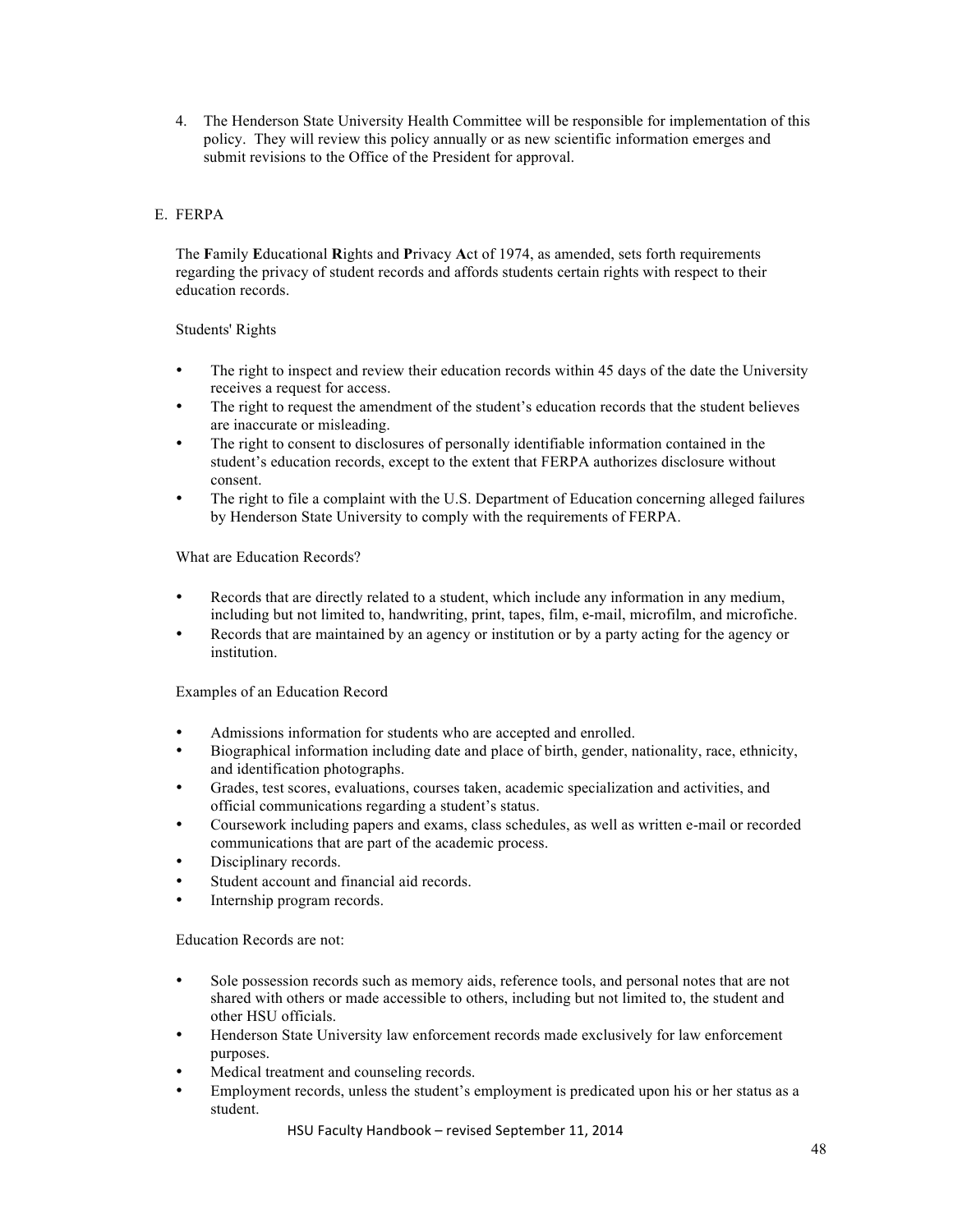4. The Henderson State University Health Committee will be responsible for implementation of this policy. They will review this policy annually or as new scientific information emerges and submit revisions to the Office of the President for approval.

## E. FERPA

The **F**amily **E**ducational **R**ights and **P**rivacy **A**ct of 1974, as amended, sets forth requirements regarding the privacy of student records and affords students certain rights with respect to their education records.

Students' Rights

- The right to inspect and review their education records within 45 days of the date the University receives a request for access.
- The right to request the amendment of the student's education records that the student believes are inaccurate or misleading.
- The right to consent to disclosures of personally identifiable information contained in the student's education records, except to the extent that FERPA authorizes disclosure without consent.
- The right to file a complaint with the U.S. Department of Education concerning alleged failures by Henderson State University to comply with the requirements of FERPA.

What are Education Records?

- Records that are directly related to a student, which include any information in any medium, including but not limited to, handwriting, print, tapes, film, e-mail, microfilm, and microfiche.
- Records that are maintained by an agency or institution or by a party acting for the agency or institution.

Examples of an Education Record

- Admissions information for students who are accepted and enrolled.
- Biographical information including date and place of birth, gender, nationality, race, ethnicity, and identification photographs.
- Grades, test scores, evaluations, courses taken, academic specialization and activities, and official communications regarding a student's status.
- Coursework including papers and exams, class schedules, as well as written e-mail or recorded communications that are part of the academic process.
- Disciplinary records.
- Student account and financial aid records.
- Internship program records.

Education Records are not:

- Sole possession records such as memory aids, reference tools, and personal notes that are not shared with others or made accessible to others, including but not limited to, the student and other HSU officials.
- Henderson State University law enforcement records made exclusively for law enforcement purposes.
- Medical treatment and counseling records.
- Employment records, unless the student's employment is predicated upon his or her status as a student.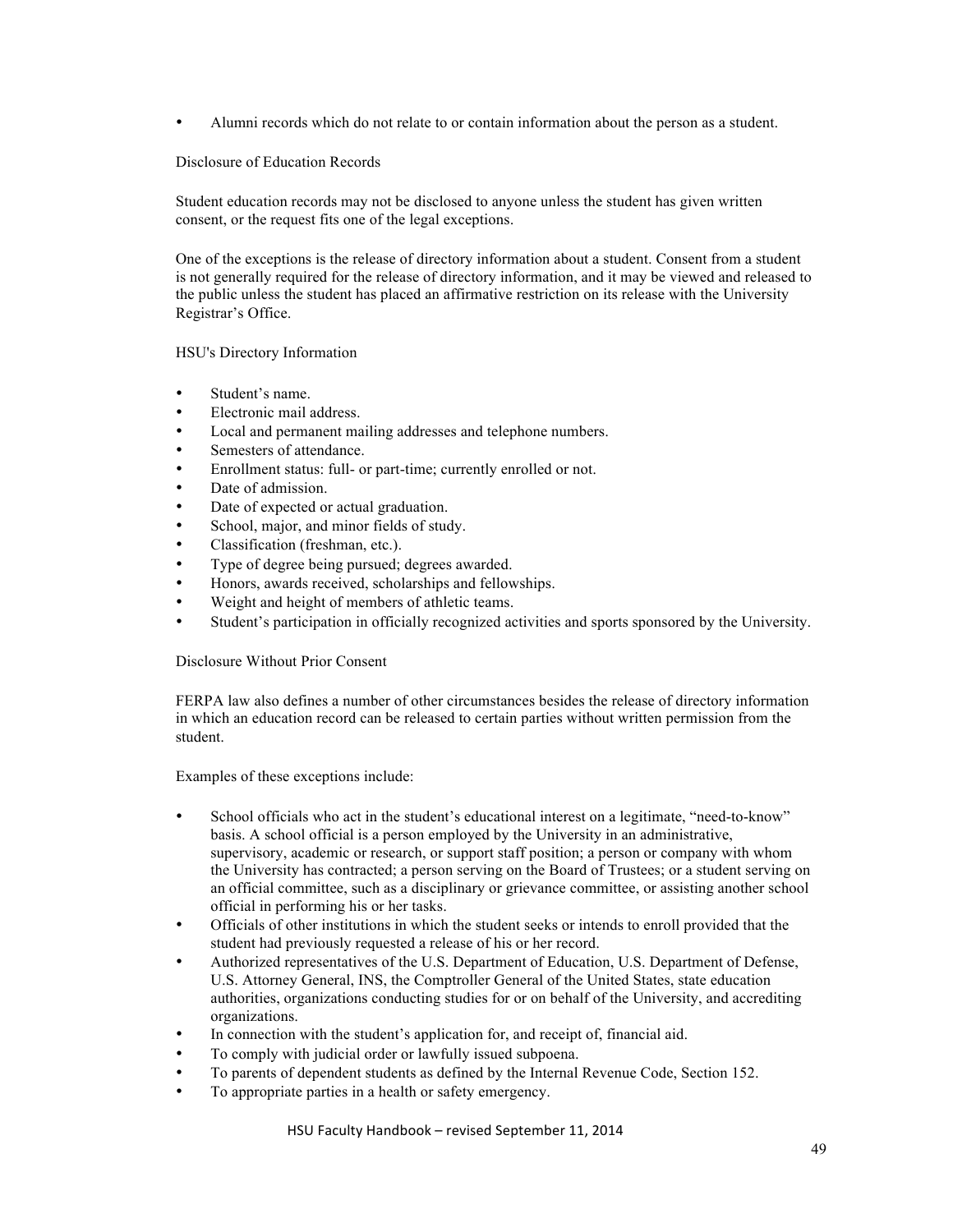- Alumni records which do not relate to or contain information about the person as a student.

Disclosure of Education Records

Student education records may not be disclosed to anyone unless the student has given written consent, or the request fits one of the legal exceptions.

One of the exceptions is the release of directory information about a student. Consent from a student is not generally required for the release of directory information, and it may be viewed and released to the public unless the student has placed an affirmative restriction on its release with the University Registrar's Office.

HSU's Directory Information

- Student's name.
- Electronic mail address.
- Local and permanent mailing addresses and telephone numbers.
- Semesters of attendance.
- Enrollment status: full- or part-time; currently enrolled or not.
- Date of admission.
- Date of expected or actual graduation.
- School, major, and minor fields of study.
- Classification (freshman, etc.).
- Type of degree being pursued; degrees awarded.
- Honors, awards received, scholarships and fellowships.
- Weight and height of members of athletic teams.
- Student's participation in officially recognized activities and sports sponsored by the University.

Disclosure Without Prior Consent

FERPA law also defines a number of other circumstances besides the release of directory information in which an education record can be released to certain parties without written permission from the student.

Examples of these exceptions include:

- School officials who act in the student's educational interest on a legitimate, "need-to-know" basis. A school official is a person employed by the University in an administrative, supervisory, academic or research, or support staff position; a person or company with whom the University has contracted; a person serving on the Board of Trustees; or a student serving on an official committee, such as a disciplinary or grievance committee, or assisting another school official in performing his or her tasks.
- Officials of other institutions in which the student seeks or intends to enroll provided that the student had previously requested a release of his or her record.
- Authorized representatives of the U.S. Department of Education, U.S. Department of Defense, U.S. Attorney General, INS, the Comptroller General of the United States, state education authorities, organizations conducting studies for or on behalf of the University, and accrediting organizations.
- In connection with the student's application for, and receipt of, financial aid.
- To comply with judicial order or lawfully issued subpoena.
- To parents of dependent students as defined by the Internal Revenue Code, Section 152.
- To appropriate parties in a health or safety emergency.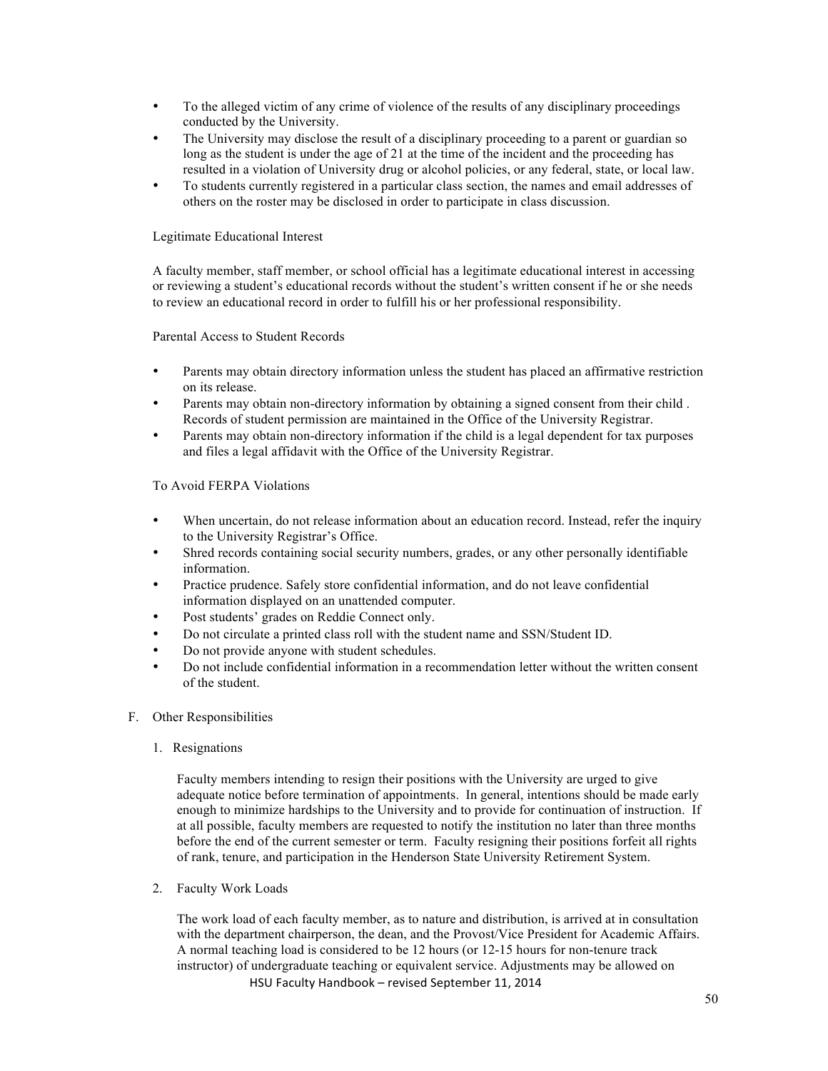- To the alleged victim of any crime of violence of the results of any disciplinary proceedings conducted by the University.
- The University may disclose the result of a disciplinary proceeding to a parent or guardian so long as the student is under the age of 21 at the time of the incident and the proceeding has resulted in a violation of University drug or alcohol policies, or any federal, state, or local law.
- To students currently registered in a particular class section, the names and email addresses of others on the roster may be disclosed in order to participate in class discussion.

Legitimate Educational Interest

A faculty member, staff member, or school official has a legitimate educational interest in accessing or reviewing a student's educational records without the student's written consent if he or she needs to review an educational record in order to fulfill his or her professional responsibility.

Parental Access to Student Records

- Parents may obtain directory information unless the student has placed an affirmative restriction on its release.
- Parents may obtain non-directory information by obtaining a signed consent from their child . Records of student permission are maintained in the Office of the University Registrar.
- Parents may obtain non-directory information if the child is a legal dependent for tax purposes and files a legal affidavit with the Office of the University Registrar.

To Avoid FERPA Violations

- When uncertain, do not release information about an education record. Instead, refer the inquiry to the University Registrar's Office.
- Shred records containing social security numbers, grades, or any other personally identifiable information.
- Practice prudence. Safely store confidential information, and do not leave confidential information displayed on an unattended computer.
- Post students' grades on Reddie Connect only.
- Do not circulate a printed class roll with the student name and SSN/Student ID.
- Do not provide anyone with student schedules.
- Do not include confidential information in a recommendation letter without the written consent of the student.

F. Other Responsibilities

1. Resignations

Faculty members intending to resign their positions with the University are urged to give adequate notice before termination of appointments. In general, intentions should be made early enough to minimize hardships to the University and to provide for continuation of instruction. If at all possible, faculty members are requested to notify the institution no later than three months before the end of the current semester or term. Faculty resigning their positions forfeit all rights of rank, tenure, and participation in the Henderson State University Retirement System.

2. Faculty Work Loads

The work load of each faculty member, as to nature and distribution, is arrived at in consultation with the department chairperson, the dean, and the Provost/Vice President for Academic Affairs. A normal teaching load is considered to be 12 hours (or 12-15 hours for non-tenure track instructor) of undergraduate teaching or equivalent service. Adjustments may be allowed on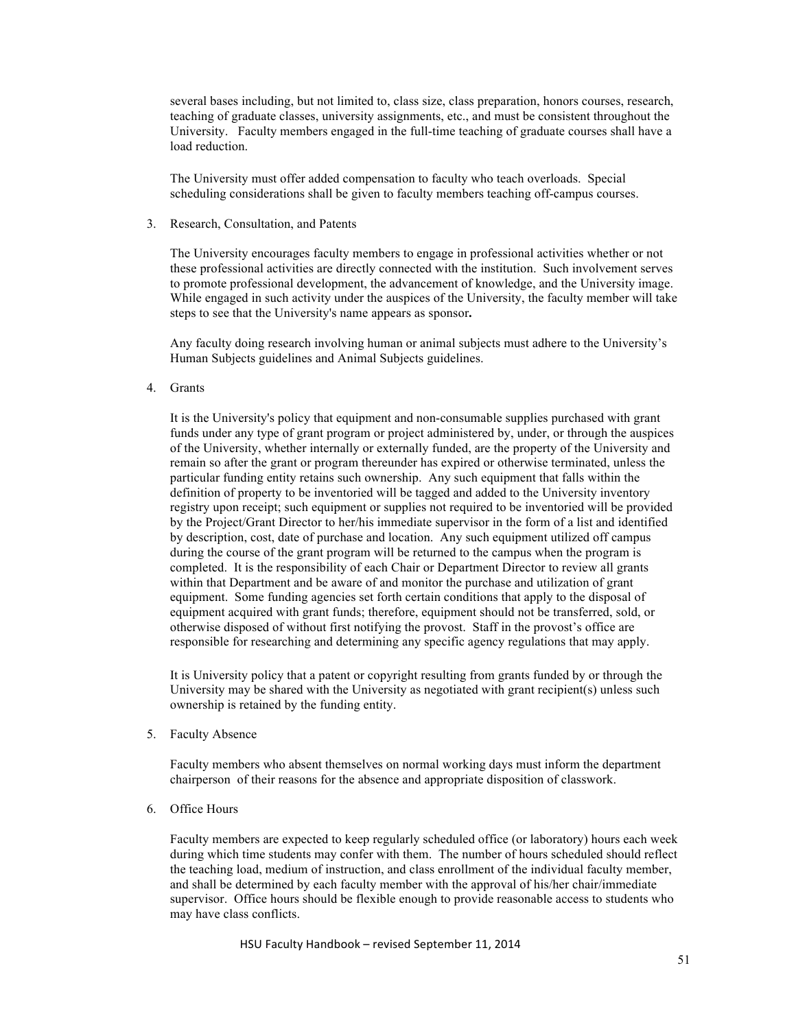several bases including, but not limited to, class size, class preparation, honors courses, research, teaching of graduate classes, university assignments, etc., and must be consistent throughout the University. Faculty members engaged in the full-time teaching of graduate courses shall have a load reduction.

The University must offer added compensation to faculty who teach overloads. Special scheduling considerations shall be given to faculty members teaching off-campus courses.

3. Research, Consultation, and Patents

   The University encourages faculty members to engage in professional activities whether or not these professional activities are directly connected with the institution. Such involvement serves to promote professional development, the advancement of knowledge, and the University image. While engaged in such activity under the auspices of the University, the faculty member will take steps to see that the University's name appears as sponsor**.**

   Any faculty doing research involving human or animal subjects must adhere to the University's Human Subjects guidelines and Animal Subjects guidelines.

4. Grants

   It is the University's policy that equipment and non-consumable supplies purchased with grant funds under any type of grant program or project administered by, under, or through the auspices of the University, whether internally or externally funded, are the property of the University and remain so after the grant or program thereunder has expired or otherwise terminated, unless the particular funding entity retains such ownership. Any such equipment that falls within the definition of property to be inventoried will be tagged and added to the University inventory registry upon receipt; such equipment or supplies not required to be inventoried will be provided by the Project/Grant Director to her/his immediate supervisor in the form of a list and identified by description, cost, date of purchase and location. Any such equipment utilized off campus during the course of the grant program will be returned to the campus when the program is completed. It is the responsibility of each Chair or Department Director to review all grants within that Department and be aware of and monitor the purchase and utilization of grant equipment. Some funding agencies set forth certain conditions that apply to the disposal of equipment acquired with grant funds; therefore, equipment should not be transferred, sold, or otherwise disposed of without first notifying the provost. Staff in the provost's office are responsible for researching and determining any specific agency regulations that may apply.

   It is University policy that a patent or copyright resulting from grants funded by or through the University may be shared with the University as negotiated with grant recipient(s) unless such ownership is retained by the funding entity.

5. Faculty Absence

   Faculty members who absent themselves on normal working days must inform the department chairperson of their reasons for the absence and appropriate disposition of classwork.

6. Office Hours

   Faculty members are expected to keep regularly scheduled office (or laboratory) hours each week during which time students may confer with them. The number of hours scheduled should reflect the teaching load, medium of instruction, and class enrollment of the individual faculty member, and shall be determined by each faculty member with the approval of his/her chair/immediate supervisor. Office hours should be flexible enough to provide reasonable access to students who may have class conflicts.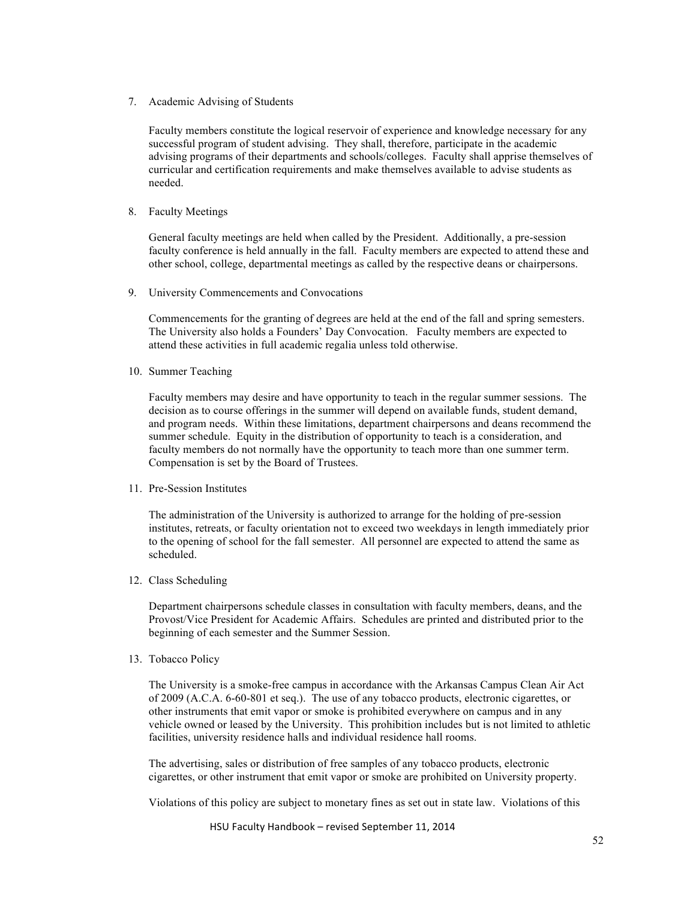7. Academic Advising of Students

   Faculty members constitute the logical reservoir of experience and knowledge necessary for any successful program of student advising. They shall, therefore, participate in the academic advising programs of their departments and schools/colleges. Faculty shall apprise themselves of curricular and certification requirements and make themselves available to advise students as needed.

8. Faculty Meetings

   General faculty meetings are held when called by the President. Additionally, a pre-session faculty conference is held annually in the fall. Faculty members are expected to attend these and other school, college, departmental meetings as called by the respective deans or chairpersons.

9. University Commencements and Convocations

   Commencements for the granting of degrees are held at the end of the fall and spring semesters. The University also holds a Founders' Day Convocation. Faculty members are expected to attend these activities in full academic regalia unless told otherwise.

10. Summer Teaching

    Faculty members may desire and have opportunity to teach in the regular summer sessions. The decision as to course offerings in the summer will depend on available funds, student demand, and program needs. Within these limitations, department chairpersons and deans recommend the summer schedule. Equity in the distribution of opportunity to teach is a consideration, and faculty members do not normally have the opportunity to teach more than one summer term. Compensation is set by the Board of Trustees.

11. Pre-Session Institutes

    The administration of the University is authorized to arrange for the holding of pre-session institutes, retreats, or faculty orientation not to exceed two weekdays in length immediately prior to the opening of school for the fall semester. All personnel are expected to attend the same as scheduled.

12. Class Scheduling

    Department chairpersons schedule classes in consultation with faculty members, deans, and the Provost/Vice President for Academic Affairs. Schedules are printed and distributed prior to the beginning of each semester and the Summer Session.

13. Tobacco Policy

    The University is a smoke-free campus in accordance with the Arkansas Campus Clean Air Act of 2009 (A.C.A. 6-60-801 et seq.). The use of any tobacco products, electronic cigarettes, or other instruments that emit vapor or smoke is prohibited everywhere on campus and in any vehicle owned or leased by the University. This prohibition includes but is not limited to athletic facilities, university residence halls and individual residence hall rooms.

    The advertising, sales or distribution of free samples of any tobacco products, electronic cigarettes, or other instrument that emit vapor or smoke are prohibited on University property.

    Violations of this policy are subject to monetary fines as set out in state law. Violations of this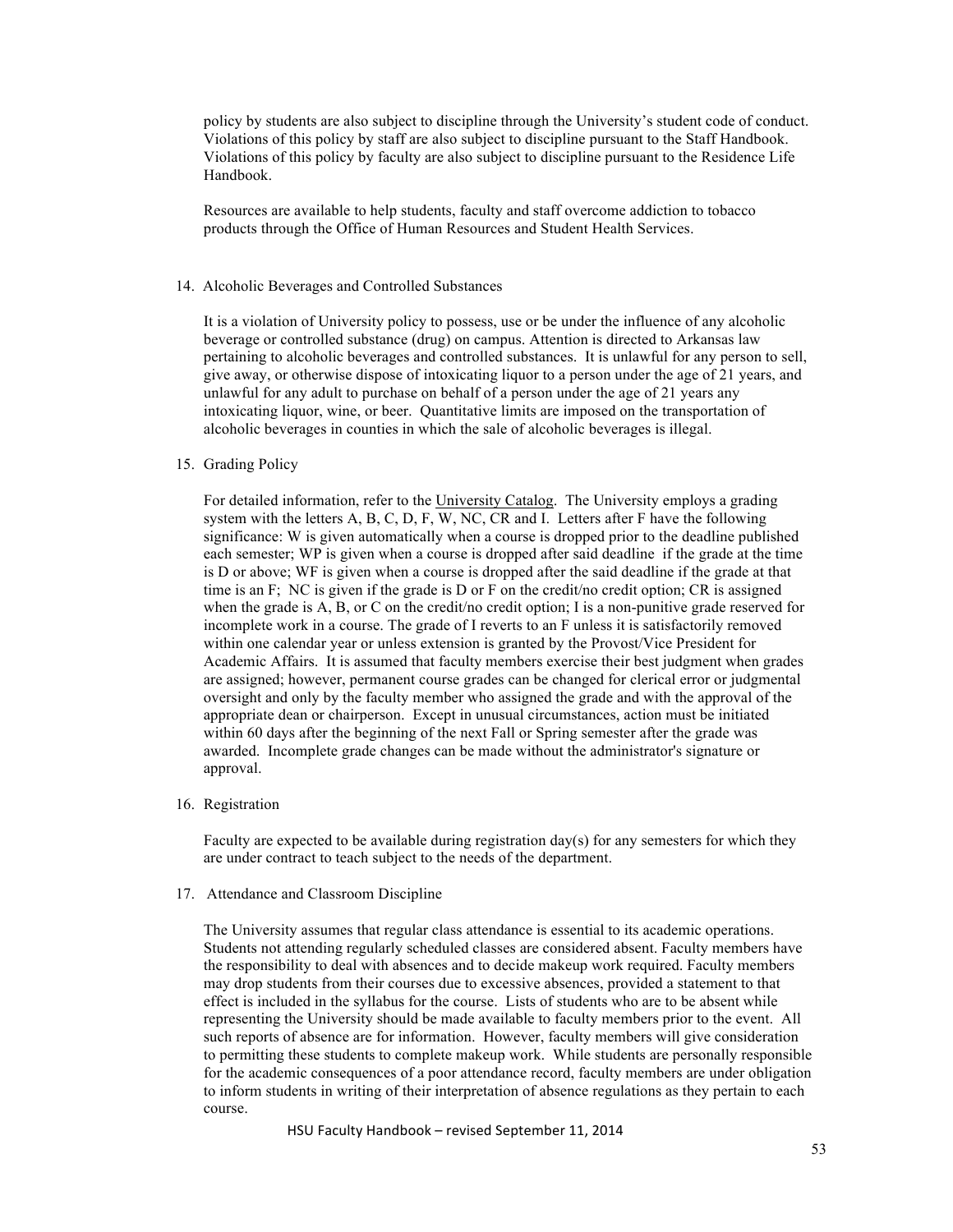policy by students are also subject to discipline through the University's student code of conduct. Violations of this policy by staff are also subject to discipline pursuant to the Staff Handbook. Violations of this policy by faculty are also subject to discipline pursuant to the Residence Life Handbook.

Resources are available to help students, faculty and staff overcome addiction to tobacco products through the Office of Human Resources and Student Health Services.

14. Alcoholic Beverages and Controlled Substances

    It is a violation of University policy to possess, use or be under the influence of any alcoholic beverage or controlled substance (drug) on campus. Attention is directed to Arkansas law pertaining to alcoholic beverages and controlled substances. It is unlawful for any person to sell, give away, or otherwise dispose of intoxicating liquor to a person under the age of 21 years, and unlawful for any adult to purchase on behalf of a person under the age of 21 years any intoxicating liquor, wine, or beer. Quantitative limits are imposed on the transportation of alcoholic beverages in counties in which the sale of alcoholic beverages is illegal.

15. Grading Policy

    For detailed information, refer to the University Catalog. The University employs a grading system with the letters A, B, C, D, F, W, NC, CR and I. Letters after F have the following significance: W is given automatically when a course is dropped prior to the deadline published each semester; WP is given when a course is dropped after said deadline if the grade at the time is D or above; WF is given when a course is dropped after the said deadline if the grade at that time is an F; NC is given if the grade is D or F on the credit/no credit option; CR is assigned when the grade is A, B, or C on the credit/no credit option; I is a non-punitive grade reserved for incomplete work in a course. The grade of I reverts to an F unless it is satisfactorily removed within one calendar year or unless extension is granted by the Provost/Vice President for Academic Affairs. It is assumed that faculty members exercise their best judgment when grades are assigned; however, permanent course grades can be changed for clerical error or judgmental oversight and only by the faculty member who assigned the grade and with the approval of the appropriate dean or chairperson. Except in unusual circumstances, action must be initiated within 60 days after the beginning of the next Fall or Spring semester after the grade was awarded. Incomplete grade changes can be made without the administrator's signature or approval.

16. Registration

    Faculty are expected to be available during registration day(s) for any semesters for which they are under contract to teach subject to the needs of the department.

17. Attendance and Classroom Discipline

    The University assumes that regular class attendance is essential to its academic operations. Students not attending regularly scheduled classes are considered absent. Faculty members have the responsibility to deal with absences and to decide makeup work required. Faculty members may drop students from their courses due to excessive absences, provided a statement to that effect is included in the syllabus for the course. Lists of students who are to be absent while representing the University should be made available to faculty members prior to the event. All such reports of absence are for information. However, faculty members will give consideration to permitting these students to complete makeup work. While students are personally responsible for the academic consequences of a poor attendance record, faculty members are under obligation to inform students in writing of their interpretation of absence regulations as they pertain to each course.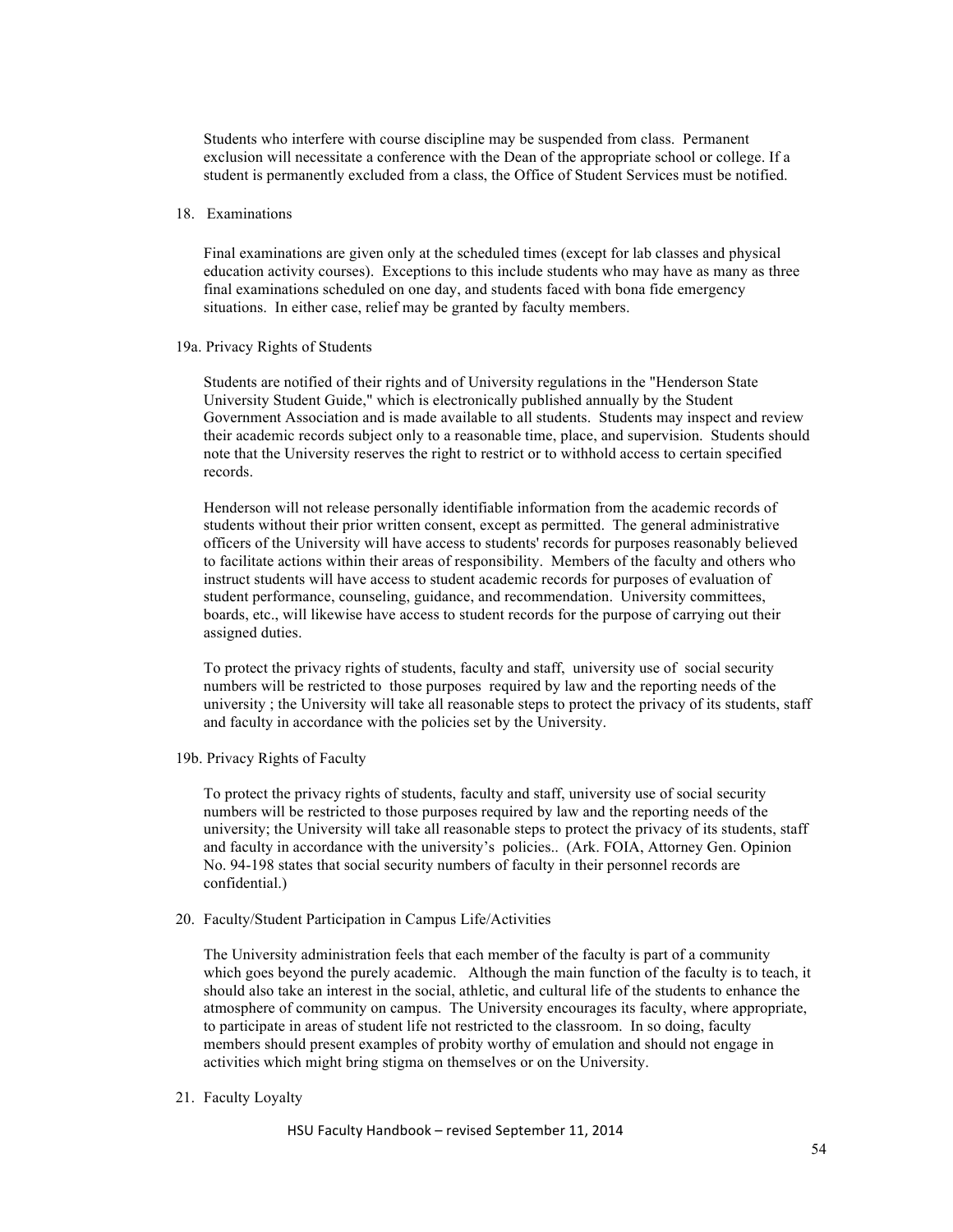Students who interfere with course discipline may be suspended from class. Permanent exclusion will necessitate a conference with the Dean of the appropriate school or college. If a student is permanently excluded from a class, the Office of Student Services must be notified.

18. Examinations

Final examinations are given only at the scheduled times (except for lab classes and physical education activity courses). Exceptions to this include students who may have as many as three final examinations scheduled on one day, and students faced with bona fide emergency situations. In either case, relief may be granted by faculty members.

19a. Privacy Rights of Students

Students are notified of their rights and of University regulations in the "Henderson State University Student Guide," which is electronically published annually by the Student Government Association and is made available to all students. Students may inspect and review their academic records subject only to a reasonable time, place, and supervision. Students should note that the University reserves the right to restrict or to withhold access to certain specified records.

Henderson will not release personally identifiable information from the academic records of students without their prior written consent, except as permitted. The general administrative officers of the University will have access to students' records for purposes reasonably believed to facilitate actions within their areas of responsibility. Members of the faculty and others who instruct students will have access to student academic records for purposes of evaluation of student performance, counseling, guidance, and recommendation. University committees, boards, etc., will likewise have access to student records for the purpose of carrying out their assigned duties.

To protect the privacy rights of students, faculty and staff, university use of social security numbers will be restricted to those purposes required by law and the reporting needs of the university ; the University will take all reasonable steps to protect the privacy of its students, staff and faculty in accordance with the policies set by the University.

19b. Privacy Rights of Faculty

To protect the privacy rights of students, faculty and staff, university use of social security numbers will be restricted to those purposes required by law and the reporting needs of the university; the University will take all reasonable steps to protect the privacy of its students, staff and faculty in accordance with the university's policies.. (Ark. FOIA, Attorney Gen. Opinion No. 94-198 states that social security numbers of faculty in their personnel records are confidential.)

20. Faculty/Student Participation in Campus Life/Activities

The University administration feels that each member of the faculty is part of a community which goes beyond the purely academic. Although the main function of the faculty is to teach, it should also take an interest in the social, athletic, and cultural life of the students to enhance the atmosphere of community on campus. The University encourages its faculty, where appropriate, to participate in areas of student life not restricted to the classroom. In so doing, faculty members should present examples of probity worthy of emulation and should not engage in activities which might bring stigma on themselves or on the University.

21. Faculty Loyalty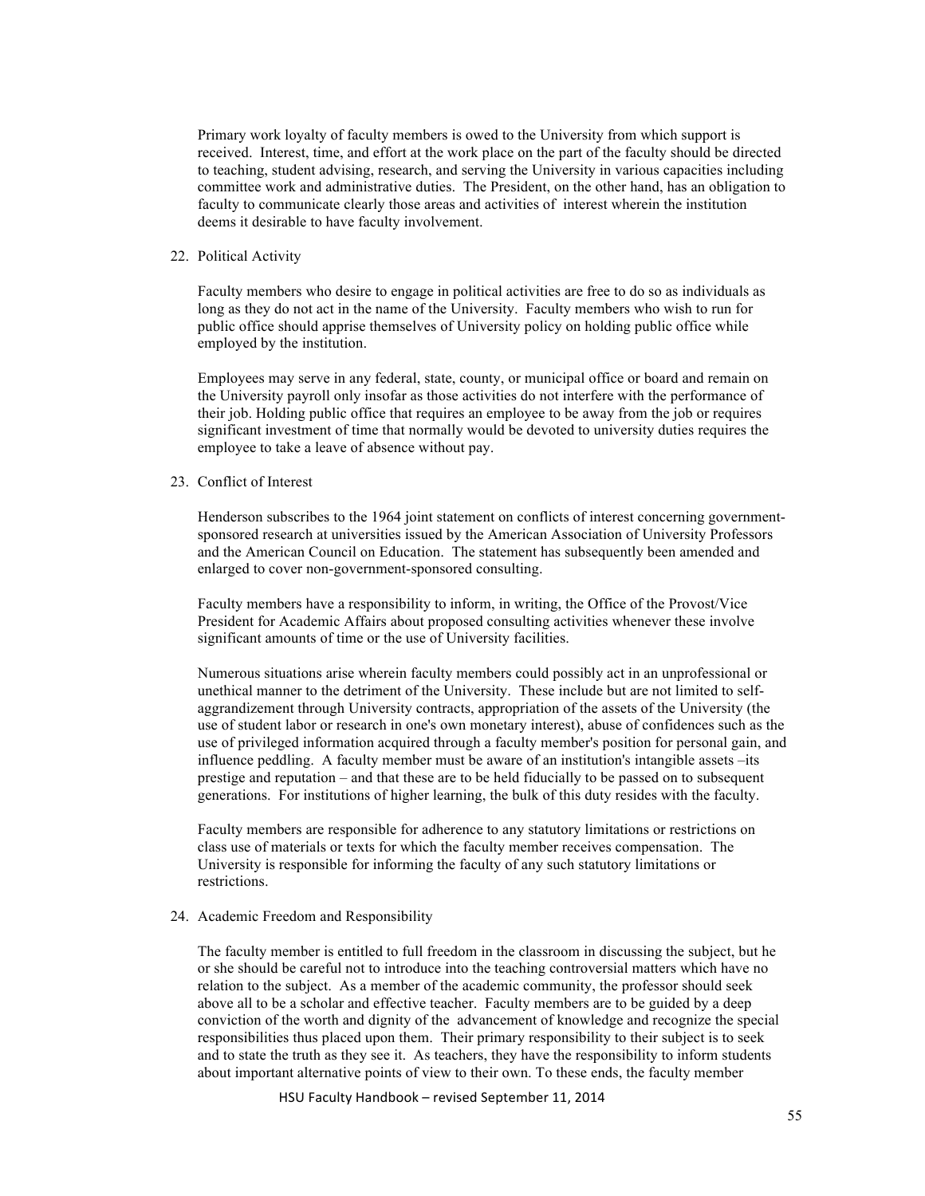Primary work loyalty of faculty members is owed to the University from which support is received. Interest, time, and effort at the work place on the part of the faculty should be directed to teaching, student advising, research, and serving the University in various capacities including committee work and administrative duties. The President, on the other hand, has an obligation to faculty to communicate clearly those areas and activities of interest wherein the institution deems it desirable to have faculty involvement.

22. Political Activity

Faculty members who desire to engage in political activities are free to do so as individuals as long as they do not act in the name of the University. Faculty members who wish to run for public office should apprise themselves of University policy on holding public office while employed by the institution.

Employees may serve in any federal, state, county, or municipal office or board and remain on the University payroll only insofar as those activities do not interfere with the performance of their job. Holding public office that requires an employee to be away from the job or requires significant investment of time that normally would be devoted to university duties requires the employee to take a leave of absence without pay.

23. Conflict of Interest

Henderson subscribes to the 1964 joint statement on conflicts of interest concerning government-sponsored research at universities issued by the American Association of University Professors and the American Council on Education. The statement has subsequently been amended and enlarged to cover non-government-sponsored consulting.

Faculty members have a responsibility to inform, in writing, the Office of the Provost/Vice President for Academic Affairs about proposed consulting activities whenever these involve significant amounts of time or the use of University facilities.

Numerous situations arise wherein faculty members could possibly act in an unprofessional or unethical manner to the detriment of the University. These include but are not limited to self-aggrandizement through University contracts, appropriation of the assets of the University (the use of student labor or research in one's own monetary interest), abuse of confidences such as the use of privileged information acquired through a faculty member's position for personal gain, and influence peddling. A faculty member must be aware of an institution's intangible assets –its prestige and reputation – and that these are to be held fiducially to be passed on to subsequent generations. For institutions of higher learning, the bulk of this duty resides with the faculty.

Faculty members are responsible for adherence to any statutory limitations or restrictions on class use of materials or texts for which the faculty member receives compensation. The University is responsible for informing the faculty of any such statutory limitations or restrictions.

24. Academic Freedom and Responsibility

The faculty member is entitled to full freedom in the classroom in discussing the subject, but he or she should be careful not to introduce into the teaching controversial matters which have no relation to the subject. As a member of the academic community, the professor should seek above all to be a scholar and effective teacher. Faculty members are to be guided by a deep conviction of the worth and dignity of the advancement of knowledge and recognize the special responsibilities thus placed upon them. Their primary responsibility to their subject is to seek and to state the truth as they see it. As teachers, they have the responsibility to inform students about important alternative points of view to their own. To these ends, the faculty member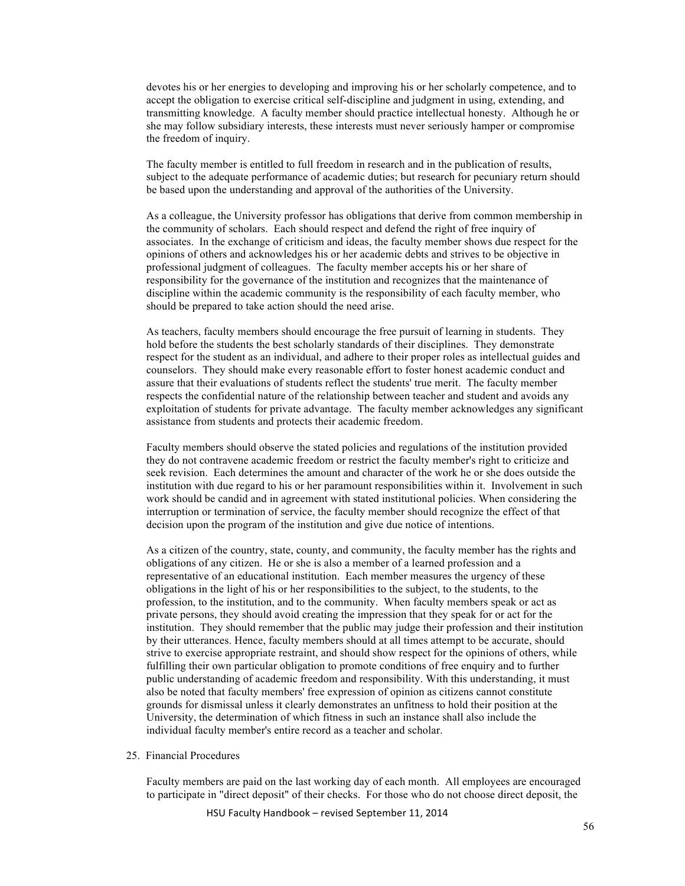devotes his or her energies to developing and improving his or her scholarly competence, and to accept the obligation to exercise critical self-discipline and judgment in using, extending, and transmitting knowledge. A faculty member should practice intellectual honesty. Although he or she may follow subsidiary interests, these interests must never seriously hamper or compromise the freedom of inquiry.

The faculty member is entitled to full freedom in research and in the publication of results, subject to the adequate performance of academic duties; but research for pecuniary return should be based upon the understanding and approval of the authorities of the University.

As a colleague, the University professor has obligations that derive from common membership in the community of scholars. Each should respect and defend the right of free inquiry of associates. In the exchange of criticism and ideas, the faculty member shows due respect for the opinions of others and acknowledges his or her academic debts and strives to be objective in professional judgment of colleagues. The faculty member accepts his or her share of responsibility for the governance of the institution and recognizes that the maintenance of discipline within the academic community is the responsibility of each faculty member, who should be prepared to take action should the need arise.

As teachers, faculty members should encourage the free pursuit of learning in students. They hold before the students the best scholarly standards of their disciplines. They demonstrate respect for the student as an individual, and adhere to their proper roles as intellectual guides and counselors. They should make every reasonable effort to foster honest academic conduct and assure that their evaluations of students reflect the students' true merit. The faculty member respects the confidential nature of the relationship between teacher and student and avoids any exploitation of students for private advantage. The faculty member acknowledges any significant assistance from students and protects their academic freedom.

Faculty members should observe the stated policies and regulations of the institution provided they do not contravene academic freedom or restrict the faculty member's right to criticize and seek revision. Each determines the amount and character of the work he or she does outside the institution with due regard to his or her paramount responsibilities within it. Involvement in such work should be candid and in agreement with stated institutional policies. When considering the interruption or termination of service, the faculty member should recognize the effect of that decision upon the program of the institution and give due notice of intentions.

As a citizen of the country, state, county, and community, the faculty member has the rights and obligations of any citizen. He or she is also a member of a learned profession and a representative of an educational institution. Each member measures the urgency of these obligations in the light of his or her responsibilities to the subject, to the students, to the profession, to the institution, and to the community. When faculty members speak or act as private persons, they should avoid creating the impression that they speak for or act for the institution. They should remember that the public may judge their profession and their institution by their utterances. Hence, faculty members should at all times attempt to be accurate, should strive to exercise appropriate restraint, and should show respect for the opinions of others, while fulfilling their own particular obligation to promote conditions of free enquiry and to further public understanding of academic freedom and responsibility. With this understanding, it must also be noted that faculty members' free expression of opinion as citizens cannot constitute grounds for dismissal unless it clearly demonstrates an unfitness to hold their position at the University, the determination of which fitness in such an instance shall also include the individual faculty member's entire record as a teacher and scholar.

25. Financial Procedures

Faculty members are paid on the last working day of each month. All employees are encouraged to participate in "direct deposit" of their checks. For those who do not choose direct deposit, the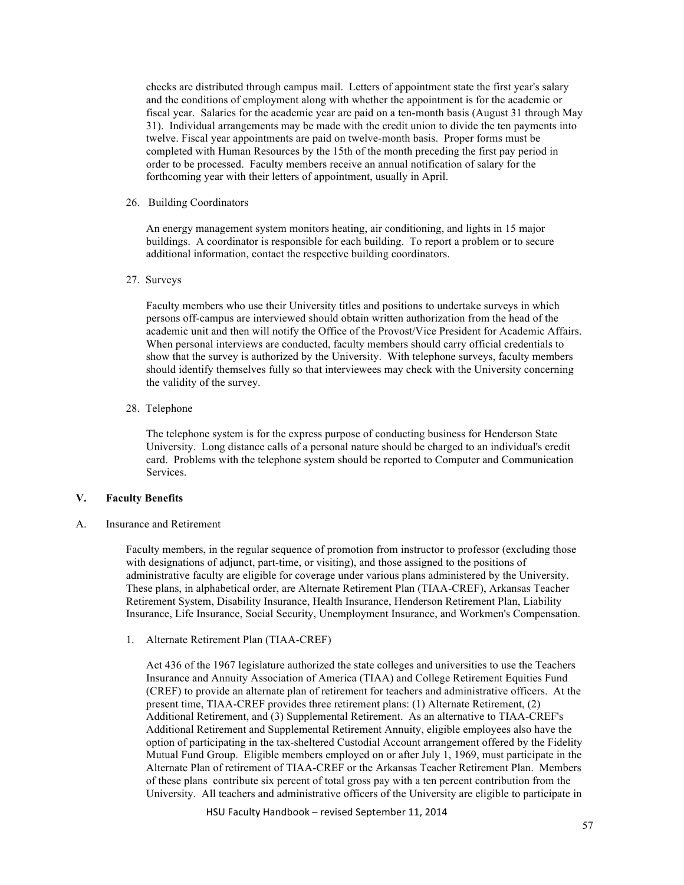checks are distributed through campus mail. Letters of appointment state the first year's salary and the conditions of employment along with whether the appointment is for the academic or fiscal year. Salaries for the academic year are paid on a ten-month basis (August 31 through May 31). Individual arrangements may be made with the credit union to divide the ten payments into twelve. Fiscal year appointments are paid on twelve-month basis. Proper forms must be completed with Human Resources by the 15th of the month preceding the first pay period in order to be processed. Faculty members receive an annual notification of salary for the forthcoming year with their letters of appointment, usually in April.

26. Building Coordinators

An energy management system monitors heating, air conditioning, and lights in 15 major buildings. A coordinator is responsible for each building. To report a problem or to secure additional information, contact the respective building coordinators.

27. Surveys

Faculty members who use their University titles and positions to undertake surveys in which persons off-campus are interviewed should obtain written authorization from the head of the academic unit and then will notify the Office of the Provost/Vice President for Academic Affairs. When personal interviews are conducted, faculty members should carry official credentials to show that the survey is authorized by the University. With telephone surveys, faculty members should identify themselves fully so that interviewees may check with the University concerning the validity of the survey.

28. Telephone

The telephone system is for the express purpose of conducting business for Henderson State University. Long distance calls of a personal nature should be charged to an individual's credit card. Problems with the telephone system should be reported to Computer and Communication Services.

## V. Faculty Benefits

### A. Insurance and Retirement

Faculty members, in the regular sequence of promotion from instructor to professor (excluding those with designations of adjunct, part-time, or visiting), and those assigned to the positions of administrative faculty are eligible for coverage under various plans administered by the University. These plans, in alphabetical order, are Alternate Retirement Plan (TIAA-CREF), Arkansas Teacher Retirement System, Disability Insurance, Health Insurance, Henderson Retirement Plan, Liability Insurance, Life Insurance, Social Security, Unemployment Insurance, and Workmen's Compensation.

1. Alternate Retirement Plan (TIAA-CREF)

Act 436 of the 1967 legislature authorized the state colleges and universities to use the Teachers Insurance and Annuity Association of America (TIAA) and College Retirement Equities Fund (CREF) to provide an alternate plan of retirement for teachers and administrative officers. At the present time, TIAA-CREF provides three retirement plans: (1) Alternate Retirement, (2) Additional Retirement, and (3) Supplemental Retirement. As an alternative to TIAA-CREF's Additional Retirement and Supplemental Retirement Annuity, eligible employees also have the option of participating in the tax-sheltered Custodial Account arrangement offered by the Fidelity Mutual Fund Group. Eligible members employed on or after July 1, 1969, must participate in the Alternate Plan of retirement of TIAA-CREF or the Arkansas Teacher Retirement Plan. Members of these plans contribute six percent of total gross pay with a ten percent contribution from the University. All teachers and administrative officers of the University are eligible to participate in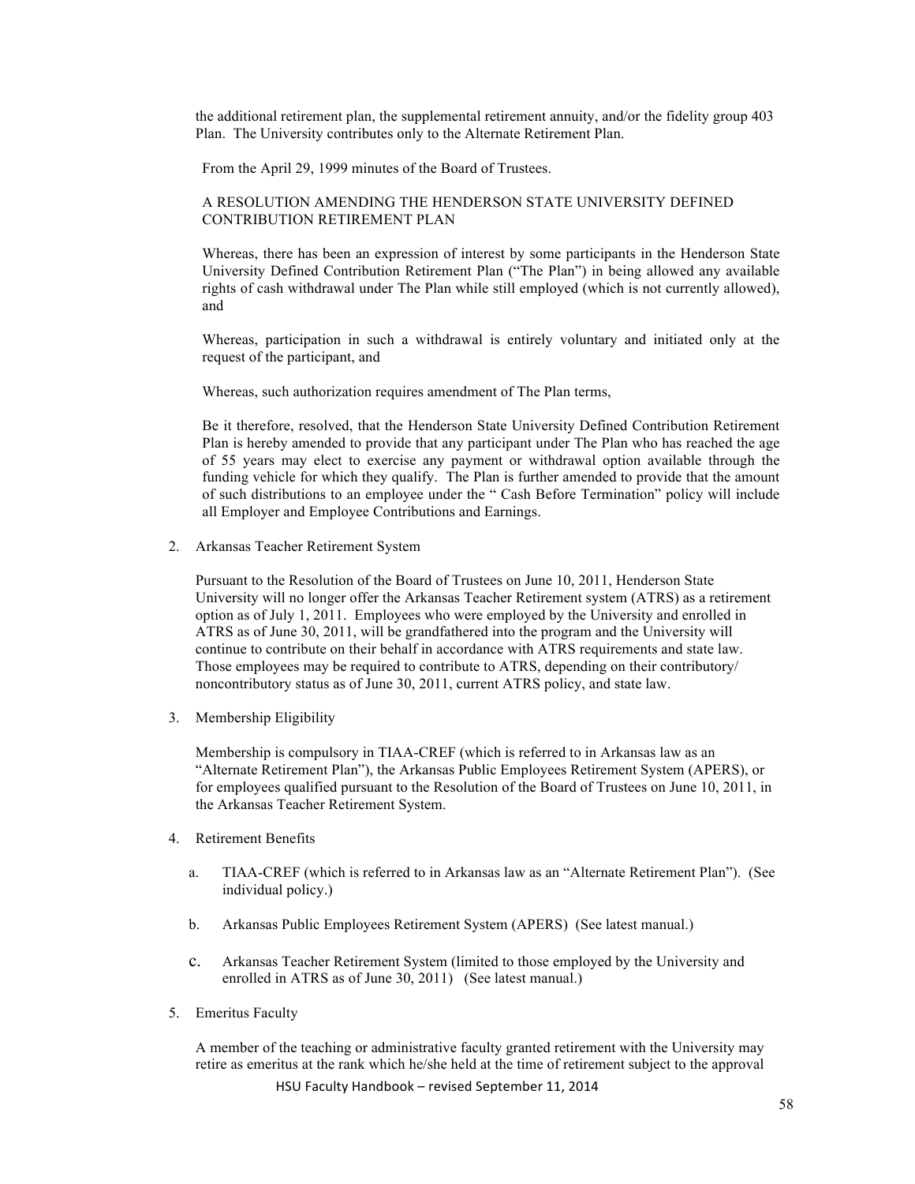the additional retirement plan, the supplemental retirement annuity, and/or the fidelity group 403 Plan. The University contributes only to the Alternate Retirement Plan.

From the April 29, 1999 minutes of the Board of Trustees.

A RESOLUTION AMENDING THE HENDERSON STATE UNIVERSITY DEFINED CONTRIBUTION RETIREMENT PLAN

Whereas, there has been an expression of interest by some participants in the Henderson State University Defined Contribution Retirement Plan ("The Plan") in being allowed any available rights of cash withdrawal under The Plan while still employed (which is not currently allowed), and

Whereas, participation in such a withdrawal is entirely voluntary and initiated only at the request of the participant, and

Whereas, such authorization requires amendment of The Plan terms,

Be it therefore, resolved, that the Henderson State University Defined Contribution Retirement Plan is hereby amended to provide that any participant under The Plan who has reached the age of 55 years may elect to exercise any payment or withdrawal option available through the funding vehicle for which they qualify. The Plan is further amended to provide that the amount of such distributions to an employee under the " Cash Before Termination" policy will include all Employer and Employee Contributions and Earnings.

2. Arkansas Teacher Retirement System

   Pursuant to the Resolution of the Board of Trustees on June 10, 2011, Henderson State University will no longer offer the Arkansas Teacher Retirement system (ATRS) as a retirement option as of July 1, 2011. Employees who were employed by the University and enrolled in ATRS as of June 30, 2011, will be grandfathered into the program and the University will continue to contribute on their behalf in accordance with ATRS requirements and state law. Those employees may be required to contribute to ATRS, depending on their contributory/noncontributory status as of June 30, 2011, current ATRS policy, and state law.

3. Membership Eligibility

   Membership is compulsory in TIAA-CREF (which is referred to in Arkansas law as an "Alternate Retirement Plan"), the Arkansas Public Employees Retirement System (APERS), or for employees qualified pursuant to the Resolution of the Board of Trustees on June 10, 2011, in the Arkansas Teacher Retirement System.

4. Retirement Benefits

   a. TIAA-CREF (which is referred to in Arkansas law as an "Alternate Retirement Plan"). (See individual policy.)

   b. Arkansas Public Employees Retirement System (APERS) (See latest manual.)

   c. Arkansas Teacher Retirement System (limited to those employed by the University and enrolled in ATRS as of June 30, 2011) (See latest manual.)

5. Emeritus Faculty

   A member of the teaching or administrative faculty granted retirement with the University may retire as emeritus at the rank which he/she held at the time of retirement subject to the approval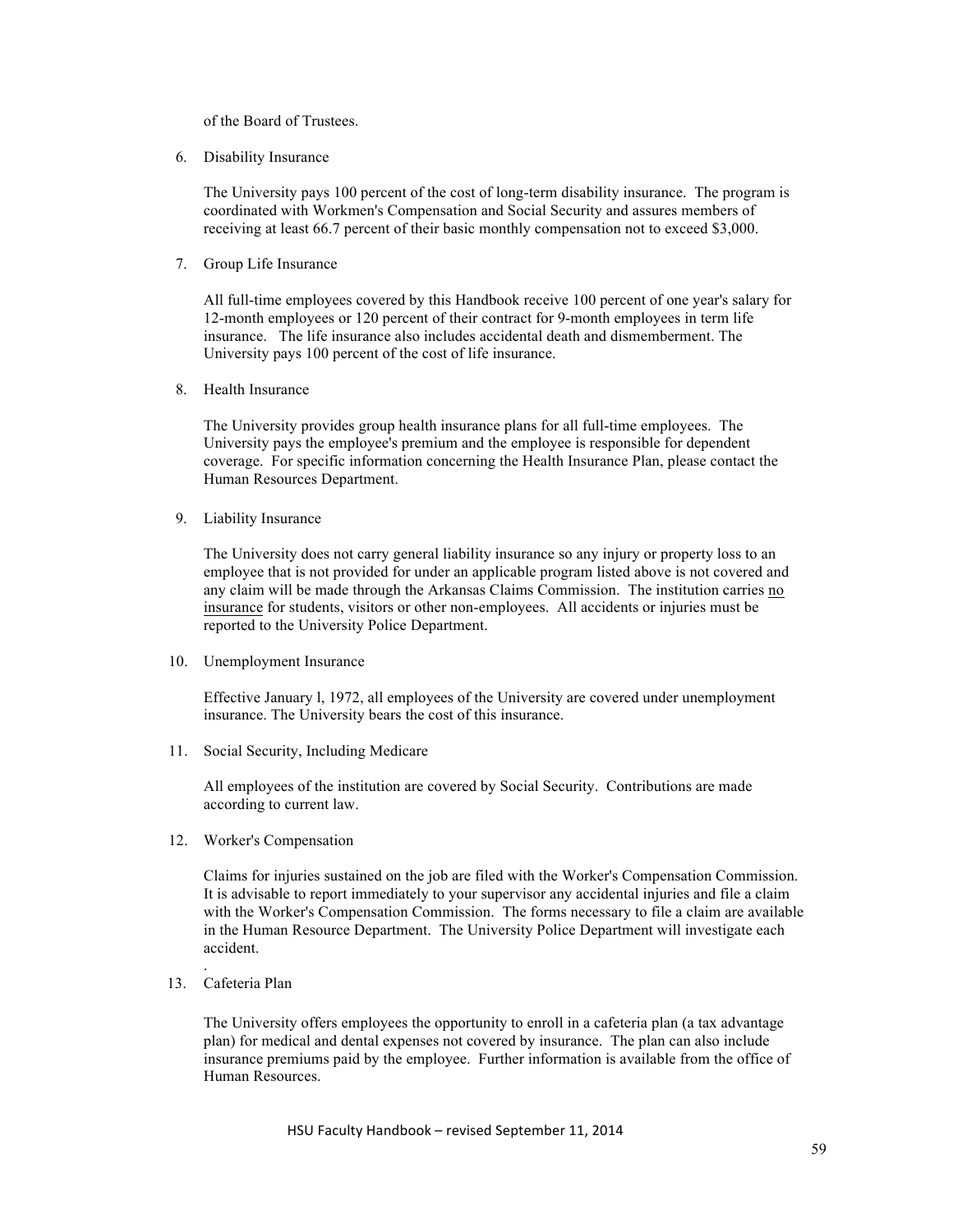of the Board of Trustees.

6. Disability Insurance

   The University pays 100 percent of the cost of long-term disability insurance. The program is coordinated with Workmen's Compensation and Social Security and assures members of receiving at least 66.7 percent of their basic monthly compensation not to exceed $3,000.

7. Group Life Insurance

   All full-time employees covered by this Handbook receive 100 percent of one year's salary for 12-month employees or 120 percent of their contract for 9-month employees in term life insurance. The life insurance also includes accidental death and dismemberment. The University pays 100 percent of the cost of life insurance.

8. Health Insurance

   The University provides group health insurance plans for all full-time employees. The University pays the employee's premium and the employee is responsible for dependent coverage. For specific information concerning the Health Insurance Plan, please contact the Human Resources Department.

9. Liability Insurance

   The University does not carry general liability insurance so any injury or property loss to an employee that is not provided for under an applicable program listed above is not covered and any claim will be made through the Arkansas Claims Commission. The institution carries <u>no insurance</u> for students, visitors or other non-employees. All accidents or injuries must be reported to the University Police Department.

10. Unemployment Insurance

    Effective January l, 1972, all employees of the University are covered under unemployment insurance. The University bears the cost of this insurance.

11. Social Security, Including Medicare

    All employees of the institution are covered by Social Security. Contributions are made according to current law.

12. Worker's Compensation

    Claims for injuries sustained on the job are filed with the Worker's Compensation Commission. It is advisable to report immediately to your supervisor any accidental injuries and file a claim with the Worker's Compensation Commission. The forms necessary to file a claim are available in the Human Resource Department. The University Police Department will investigate each accident.

    .

13. Cafeteria Plan

    The University offers employees the opportunity to enroll in a cafeteria plan (a tax advantage plan) for medical and dental expenses not covered by insurance. The plan can also include insurance premiums paid by the employee. Further information is available from the office of Human Resources.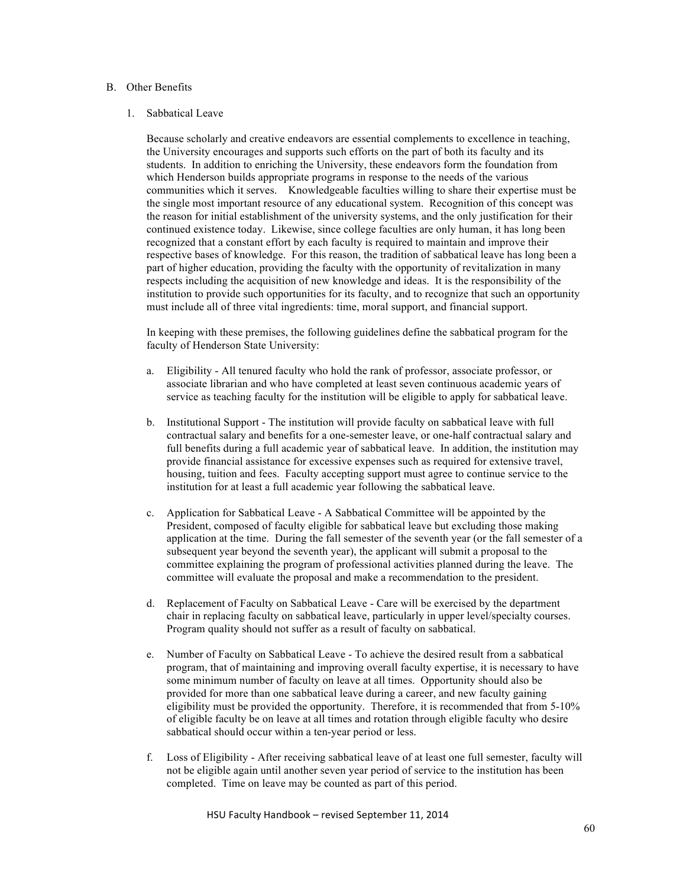## B. Other Benefits

### 1. Sabbatical Leave

Because scholarly and creative endeavors are essential complements to excellence in teaching, the University encourages and supports such efforts on the part of both its faculty and its students. In addition to enriching the University, these endeavors form the foundation from which Henderson builds appropriate programs in response to the needs of the various communities which it serves. Knowledgeable faculties willing to share their expertise must be the single most important resource of any educational system. Recognition of this concept was the reason for initial establishment of the university systems, and the only justification for their continued existence today. Likewise, since college faculties are only human, it has long been recognized that a constant effort by each faculty is required to maintain and improve their respective bases of knowledge. For this reason, the tradition of sabbatical leave has long been a part of higher education, providing the faculty with the opportunity of revitalization in many respects including the acquisition of new knowledge and ideas. It is the responsibility of the institution to provide such opportunities for its faculty, and to recognize that such an opportunity must include all of three vital ingredients: time, moral support, and financial support.

In keeping with these premises, the following guidelines define the sabbatical program for the faculty of Henderson State University:

a. Eligibility - All tenured faculty who hold the rank of professor, associate professor, or associate librarian and who have completed at least seven continuous academic years of service as teaching faculty for the institution will be eligible to apply for sabbatical leave.

b. Institutional Support - The institution will provide faculty on sabbatical leave with full contractual salary and benefits for a one-semester leave, or one-half contractual salary and full benefits during a full academic year of sabbatical leave. In addition, the institution may provide financial assistance for excessive expenses such as required for extensive travel, housing, tuition and fees. Faculty accepting support must agree to continue service to the institution for at least a full academic year following the sabbatical leave.

c. Application for Sabbatical Leave - A Sabbatical Committee will be appointed by the President, composed of faculty eligible for sabbatical leave but excluding those making application at the time. During the fall semester of the seventh year (or the fall semester of a subsequent year beyond the seventh year), the applicant will submit a proposal to the committee explaining the program of professional activities planned during the leave. The committee will evaluate the proposal and make a recommendation to the president.

d. Replacement of Faculty on Sabbatical Leave - Care will be exercised by the department chair in replacing faculty on sabbatical leave, particularly in upper level/specialty courses. Program quality should not suffer as a result of faculty on sabbatical.

e. Number of Faculty on Sabbatical Leave - To achieve the desired result from a sabbatical program, that of maintaining and improving overall faculty expertise, it is necessary to have some minimum number of faculty on leave at all times. Opportunity should also be provided for more than one sabbatical leave during a career, and new faculty gaining eligibility must be provided the opportunity. Therefore, it is recommended that from 5-10% of eligible faculty be on leave at all times and rotation through eligible faculty who desire sabbatical should occur within a ten-year period or less.

f. Loss of Eligibility - After receiving sabbatical leave of at least one full semester, faculty will not be eligible again until another seven year period of service to the institution has been completed. Time on leave may be counted as part of this period.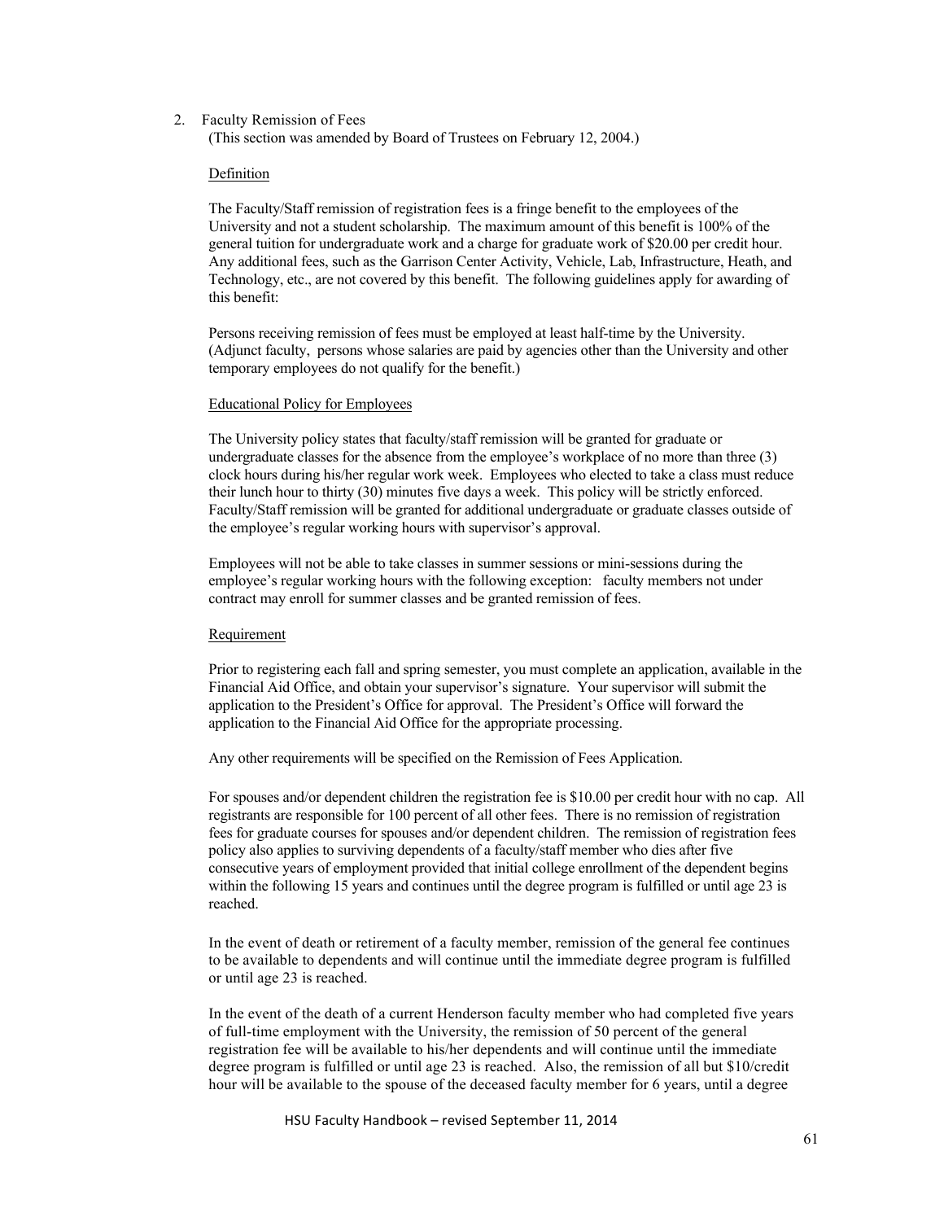2. Faculty Remission of Fees
(This section was amended by Board of Trustees on February 12, 2004.)

Definition

The Faculty/Staff remission of registration fees is a fringe benefit to the employees of the University and not a student scholarship. The maximum amount of this benefit is 100% of the general tuition for undergraduate work and a charge for graduate work of $20.00 per credit hour. Any additional fees, such as the Garrison Center Activity, Vehicle, Lab, Infrastructure, Heath, and Technology, etc., are not covered by this benefit. The following guidelines apply for awarding of this benefit:

Persons receiving remission of fees must be employed at least half-time by the University. (Adjunct faculty, persons whose salaries are paid by agencies other than the University and other temporary employees do not qualify for the benefit.)

Educational Policy for Employees

The University policy states that faculty/staff remission will be granted for graduate or undergraduate classes for the absence from the employee's workplace of no more than three (3) clock hours during his/her regular work week. Employees who elected to take a class must reduce their lunch hour to thirty (30) minutes five days a week. This policy will be strictly enforced. Faculty/Staff remission will be granted for additional undergraduate or graduate classes outside of the employee's regular working hours with supervisor's approval.

Employees will not be able to take classes in summer sessions or mini-sessions during the employee's regular working hours with the following exception: faculty members not under contract may enroll for summer classes and be granted remission of fees.

Requirement

Prior to registering each fall and spring semester, you must complete an application, available in the Financial Aid Office, and obtain your supervisor's signature. Your supervisor will submit the application to the President's Office for approval. The President's Office will forward the application to the Financial Aid Office for the appropriate processing.

Any other requirements will be specified on the Remission of Fees Application.

For spouses and/or dependent children the registration fee is $10.00 per credit hour with no cap. All registrants are responsible for 100 percent of all other fees. There is no remission of registration fees for graduate courses for spouses and/or dependent children. The remission of registration fees policy also applies to surviving dependents of a faculty/staff member who dies after five consecutive years of employment provided that initial college enrollment of the dependent begins within the following 15 years and continues until the degree program is fulfilled or until age 23 is reached.

In the event of death or retirement of a faculty member, remission of the general fee continues to be available to dependents and will continue until the immediate degree program is fulfilled or until age 23 is reached.

In the event of the death of a current Henderson faculty member who had completed five years of full-time employment with the University, the remission of 50 percent of the general registration fee will be available to his/her dependents and will continue until the immediate degree program is fulfilled or until age 23 is reached. Also, the remission of all but $10/credit hour will be available to the spouse of the deceased faculty member for 6 years, until a degree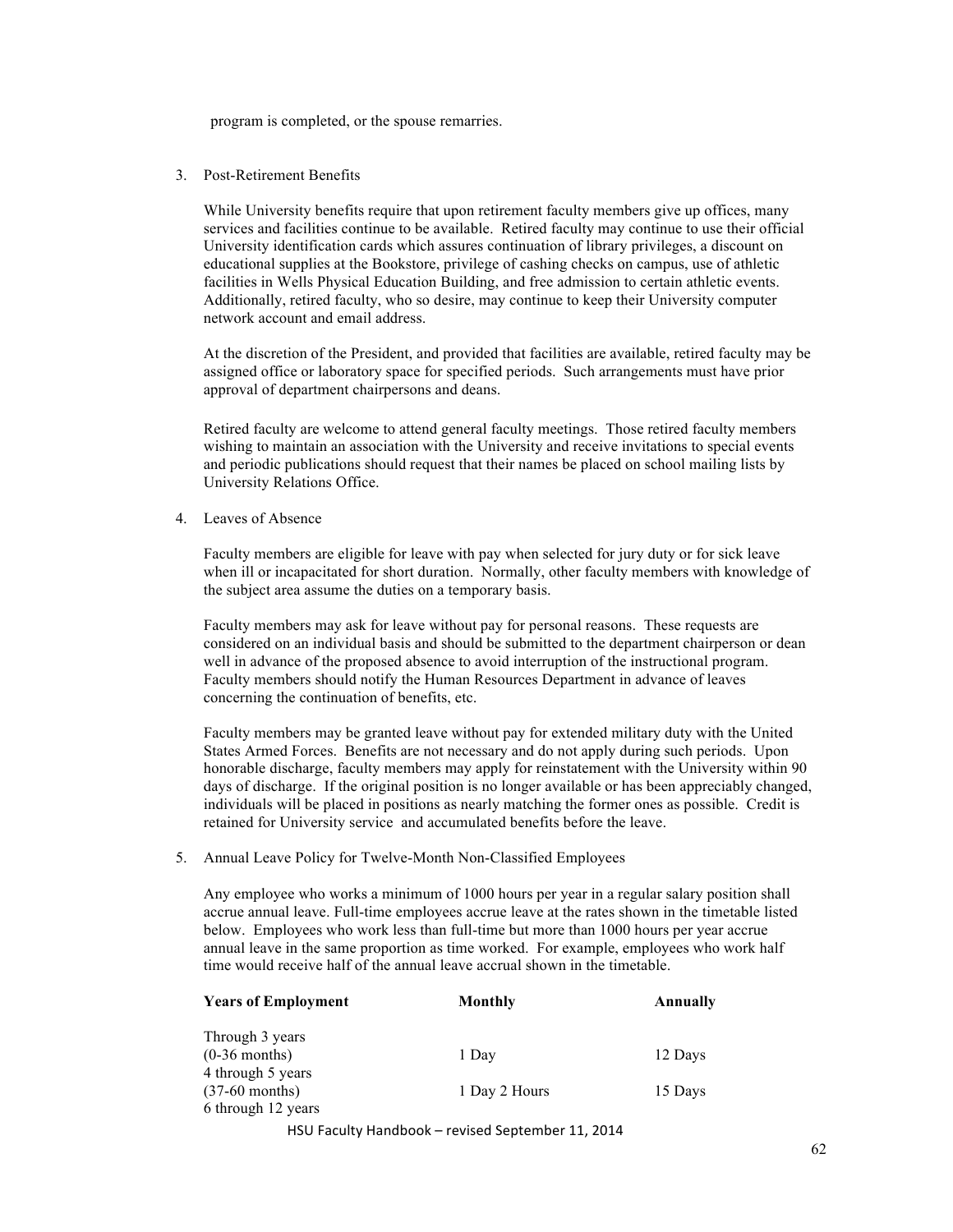program is completed, or the spouse remarries.

3. Post-Retirement Benefits

   While University benefits require that upon retirement faculty members give up offices, many services and facilities continue to be available. Retired faculty may continue to use their official University identification cards which assures continuation of library privileges, a discount on educational supplies at the Bookstore, privilege of cashing checks on campus, use of athletic facilities in Wells Physical Education Building, and free admission to certain athletic events. Additionally, retired faculty, who so desire, may continue to keep their University computer network account and email address.

   At the discretion of the President, and provided that facilities are available, retired faculty may be assigned office or laboratory space for specified periods. Such arrangements must have prior approval of department chairpersons and deans.

   Retired faculty are welcome to attend general faculty meetings. Those retired faculty members wishing to maintain an association with the University and receive invitations to special events and periodic publications should request that their names be placed on school mailing lists by University Relations Office.

4. Leaves of Absence

   Faculty members are eligible for leave with pay when selected for jury duty or for sick leave when ill or incapacitated for short duration. Normally, other faculty members with knowledge of the subject area assume the duties on a temporary basis.

   Faculty members may ask for leave without pay for personal reasons. These requests are considered on an individual basis and should be submitted to the department chairperson or dean well in advance of the proposed absence to avoid interruption of the instructional program. Faculty members should notify the Human Resources Department in advance of leaves concerning the continuation of benefits, etc.

   Faculty members may be granted leave without pay for extended military duty with the United States Armed Forces. Benefits are not necessary and do not apply during such periods. Upon honorable discharge, faculty members may apply for reinstatement with the University within 90 days of discharge. If the original position is no longer available or has been appreciably changed, individuals will be placed in positions as nearly matching the former ones as possible. Credit is retained for University service and accumulated benefits before the leave.

5. Annual Leave Policy for Twelve-Month Non-Classified Employees

   Any employee who works a minimum of 1000 hours per year in a regular salary position shall accrue annual leave. Full-time employees accrue leave at the rates shown in the timetable listed below. Employees who work less than full-time but more than 1000 hours per year accrue annual leave in the same proportion as time worked. For example, employees who work half time would receive half of the annual leave accrual shown in the timetable.

| Years of Employment | Monthly | Annually |
|---|---|---|
| Through 3 years (0-36 months) | 1 Day | 12 Days |
| 4 through 5 years (37-60 months) | 1 Day 2 Hours | 15 Days |
| 6 through 12 years | | |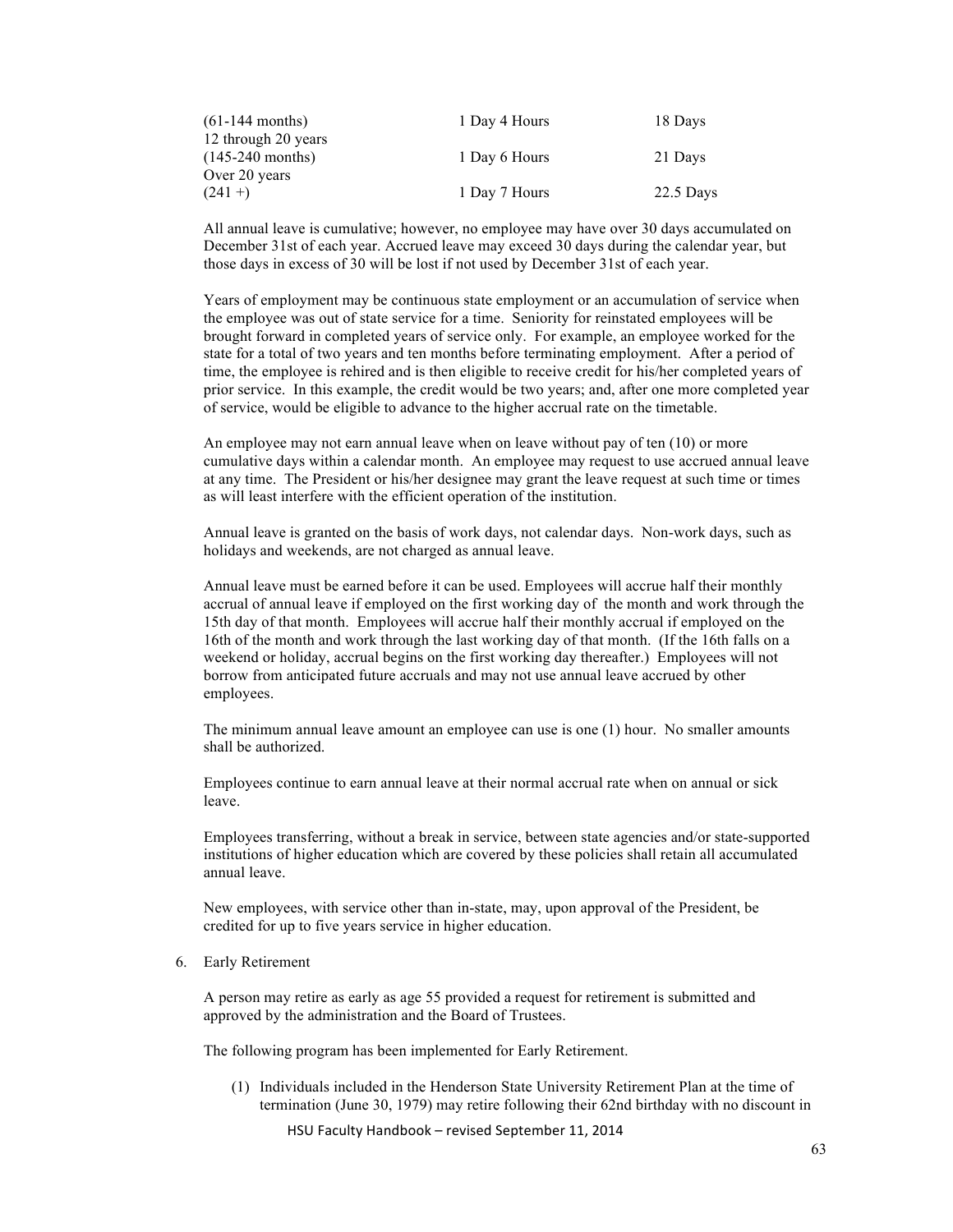| | | |
|---|---|---|
| (61-144 months) | 1 Day 4 Hours | 18 Days |
| 12 through 20 years (145-240 months) | 1 Day 6 Hours | 21 Days |
| Over 20 years (241 +) | 1 Day 7 Hours | 22.5 Days |

All annual leave is cumulative; however, no employee may have over 30 days accumulated on December 31st of each year. Accrued leave may exceed 30 days during the calendar year, but those days in excess of 30 will be lost if not used by December 31st of each year.

Years of employment may be continuous state employment or an accumulation of service when the employee was out of state service for a time. Seniority for reinstated employees will be brought forward in completed years of service only. For example, an employee worked for the state for a total of two years and ten months before terminating employment. After a period of time, the employee is rehired and is then eligible to receive credit for his/her completed years of prior service. In this example, the credit would be two years; and, after one more completed year of service, would be eligible to advance to the higher accrual rate on the timetable.

An employee may not earn annual leave when on leave without pay of ten (10) or more cumulative days within a calendar month. An employee may request to use accrued annual leave at any time. The President or his/her designee may grant the leave request at such time or times as will least interfere with the efficient operation of the institution.

Annual leave is granted on the basis of work days, not calendar days. Non-work days, such as holidays and weekends, are not charged as annual leave.

Annual leave must be earned before it can be used. Employees will accrue half their monthly accrual of annual leave if employed on the first working day of the month and work through the 15th day of that month. Employees will accrue half their monthly accrual if employed on the 16th of the month and work through the last working day of that month. (If the 16th falls on a weekend or holiday, accrual begins on the first working day thereafter.) Employees will not borrow from anticipated future accruals and may not use annual leave accrued by other employees.

The minimum annual leave amount an employee can use is one (1) hour. No smaller amounts shall be authorized.

Employees continue to earn annual leave at their normal accrual rate when on annual or sick leave.

Employees transferring, without a break in service, between state agencies and/or state-supported institutions of higher education which are covered by these policies shall retain all accumulated annual leave.

New employees, with service other than in-state, may, upon approval of the President, be credited for up to five years service in higher education.

6. Early Retirement

A person may retire as early as age 55 provided a request for retirement is submitted and approved by the administration and the Board of Trustees.

The following program has been implemented for Early Retirement.

(1) Individuals included in the Henderson State University Retirement Plan at the time of termination (June 30, 1979) may retire following their 62nd birthday with no discount in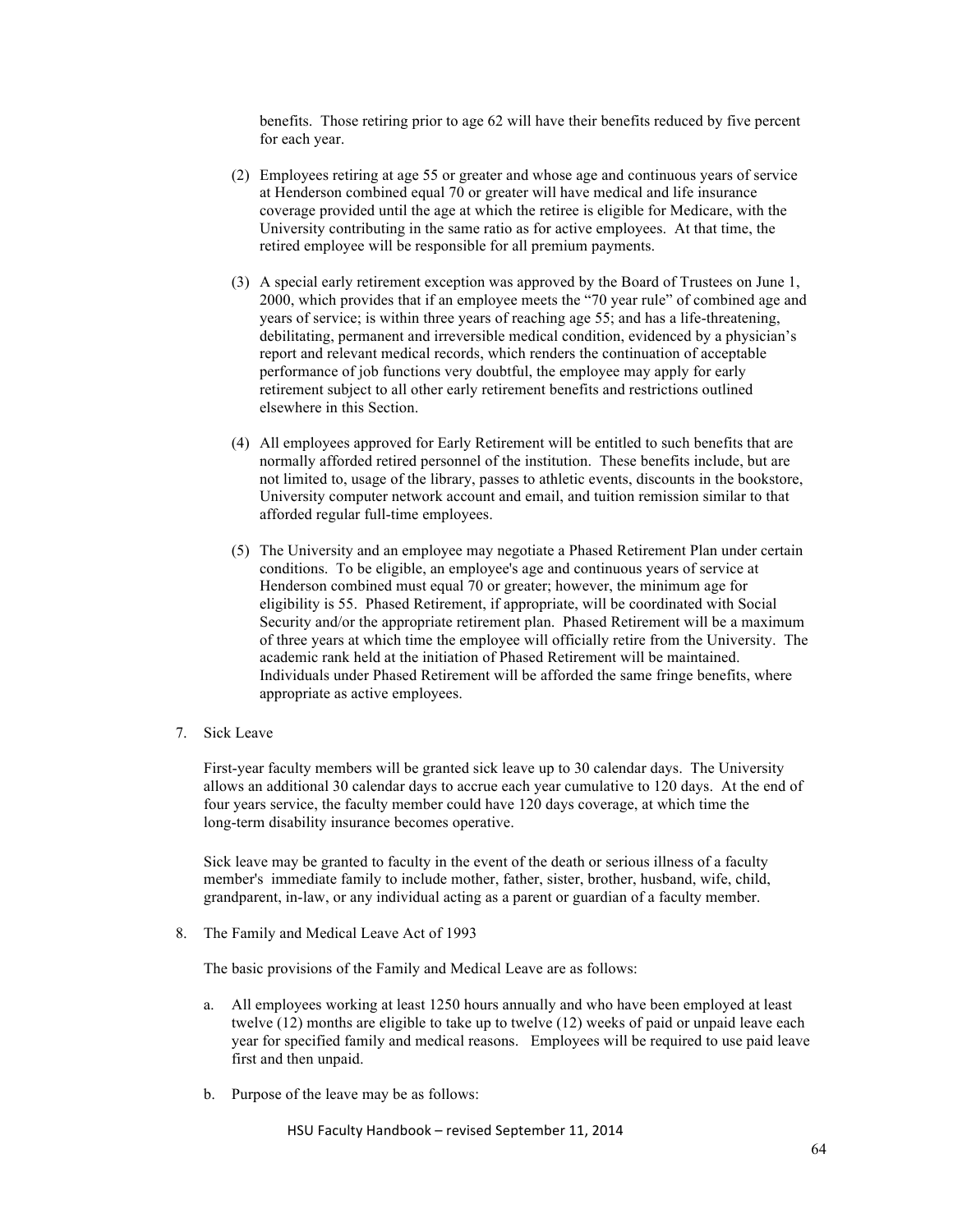benefits. Those retiring prior to age 62 will have their benefits reduced by five percent for each year.

(2) Employees retiring at age 55 or greater and whose age and continuous years of service at Henderson combined equal 70 or greater will have medical and life insurance coverage provided until the age at which the retiree is eligible for Medicare, with the University contributing in the same ratio as for active employees. At that time, the retired employee will be responsible for all premium payments.

(3) A special early retirement exception was approved by the Board of Trustees on June 1, 2000, which provides that if an employee meets the "70 year rule" of combined age and years of service; is within three years of reaching age 55; and has a life-threatening, debilitating, permanent and irreversible medical condition, evidenced by a physician's report and relevant medical records, which renders the continuation of acceptable performance of job functions very doubtful, the employee may apply for early retirement subject to all other early retirement benefits and restrictions outlined elsewhere in this Section.

(4) All employees approved for Early Retirement will be entitled to such benefits that are normally afforded retired personnel of the institution. These benefits include, but are not limited to, usage of the library, passes to athletic events, discounts in the bookstore, University computer network account and email, and tuition remission similar to that afforded regular full-time employees.

(5) The University and an employee may negotiate a Phased Retirement Plan under certain conditions. To be eligible, an employee's age and continuous years of service at Henderson combined must equal 70 or greater; however, the minimum age for eligibility is 55. Phased Retirement, if appropriate, will be coordinated with Social Security and/or the appropriate retirement plan. Phased Retirement will be a maximum of three years at which time the employee will officially retire from the University. The academic rank held at the initiation of Phased Retirement will be maintained. Individuals under Phased Retirement will be afforded the same fringe benefits, where appropriate as active employees.

7. Sick Leave

First-year faculty members will be granted sick leave up to 30 calendar days. The University allows an additional 30 calendar days to accrue each year cumulative to 120 days. At the end of four years service, the faculty member could have 120 days coverage, at which time the long-term disability insurance becomes operative.

Sick leave may be granted to faculty in the event of the death or serious illness of a faculty member's immediate family to include mother, father, sister, brother, husband, wife, child, grandparent, in-law, or any individual acting as a parent or guardian of a faculty member.

8. The Family and Medical Leave Act of 1993

The basic provisions of the Family and Medical Leave are as follows:

a. All employees working at least 1250 hours annually and who have been employed at least twelve (12) months are eligible to take up to twelve (12) weeks of paid or unpaid leave each year for specified family and medical reasons. Employees will be required to use paid leave first and then unpaid.

b. Purpose of the leave may be as follows: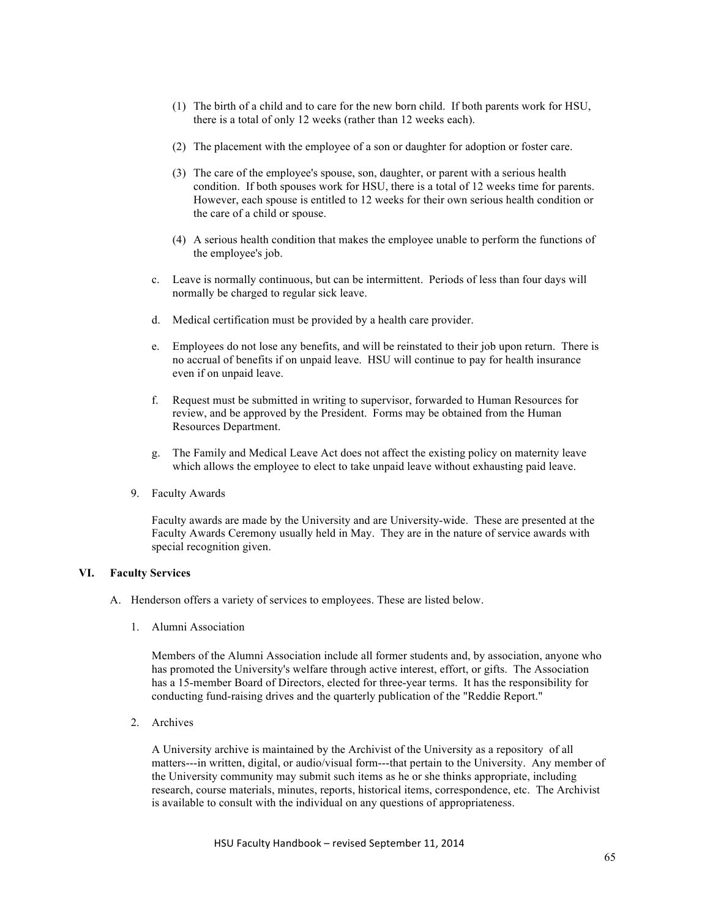(1) The birth of a child and to care for the new born child. If both parents work for HSU, there is a total of only 12 weeks (rather than 12 weeks each).

(2) The placement with the employee of a son or daughter for adoption or foster care.

(3) The care of the employee's spouse, son, daughter, or parent with a serious health condition. If both spouses work for HSU, there is a total of 12 weeks time for parents. However, each spouse is entitled to 12 weeks for their own serious health condition or the care of a child or spouse.

(4) A serious health condition that makes the employee unable to perform the functions of the employee's job.

c. Leave is normally continuous, but can be intermittent. Periods of less than four days will normally be charged to regular sick leave.

d. Medical certification must be provided by a health care provider.

e. Employees do not lose any benefits, and will be reinstated to their job upon return. There is no accrual of benefits if on unpaid leave. HSU will continue to pay for health insurance even if on unpaid leave.

f. Request must be submitted in writing to supervisor, forwarded to Human Resources for review, and be approved by the President. Forms may be obtained from the Human Resources Department.

g. The Family and Medical Leave Act does not affect the existing policy on maternity leave which allows the employee to elect to take unpaid leave without exhausting paid leave.

9. Faculty Awards

Faculty awards are made by the University and are University-wide. These are presented at the Faculty Awards Ceremony usually held in May. They are in the nature of service awards with special recognition given.

## VI. Faculty Services

A. Henderson offers a variety of services to employees. These are listed below.

1. Alumni Association

Members of the Alumni Association include all former students and, by association, anyone who has promoted the University's welfare through active interest, effort, or gifts. The Association has a 15-member Board of Directors, elected for three-year terms. It has the responsibility for conducting fund-raising drives and the quarterly publication of the "Reddie Report."

2. Archives

A University archive is maintained by the Archivist of the University as a repository of all matters---in written, digital, or audio/visual form---that pertain to the University. Any member of the University community may submit such items as he or she thinks appropriate, including research, course materials, minutes, reports, historical items, correspondence, etc. The Archivist is available to consult with the individual on any questions of appropriateness.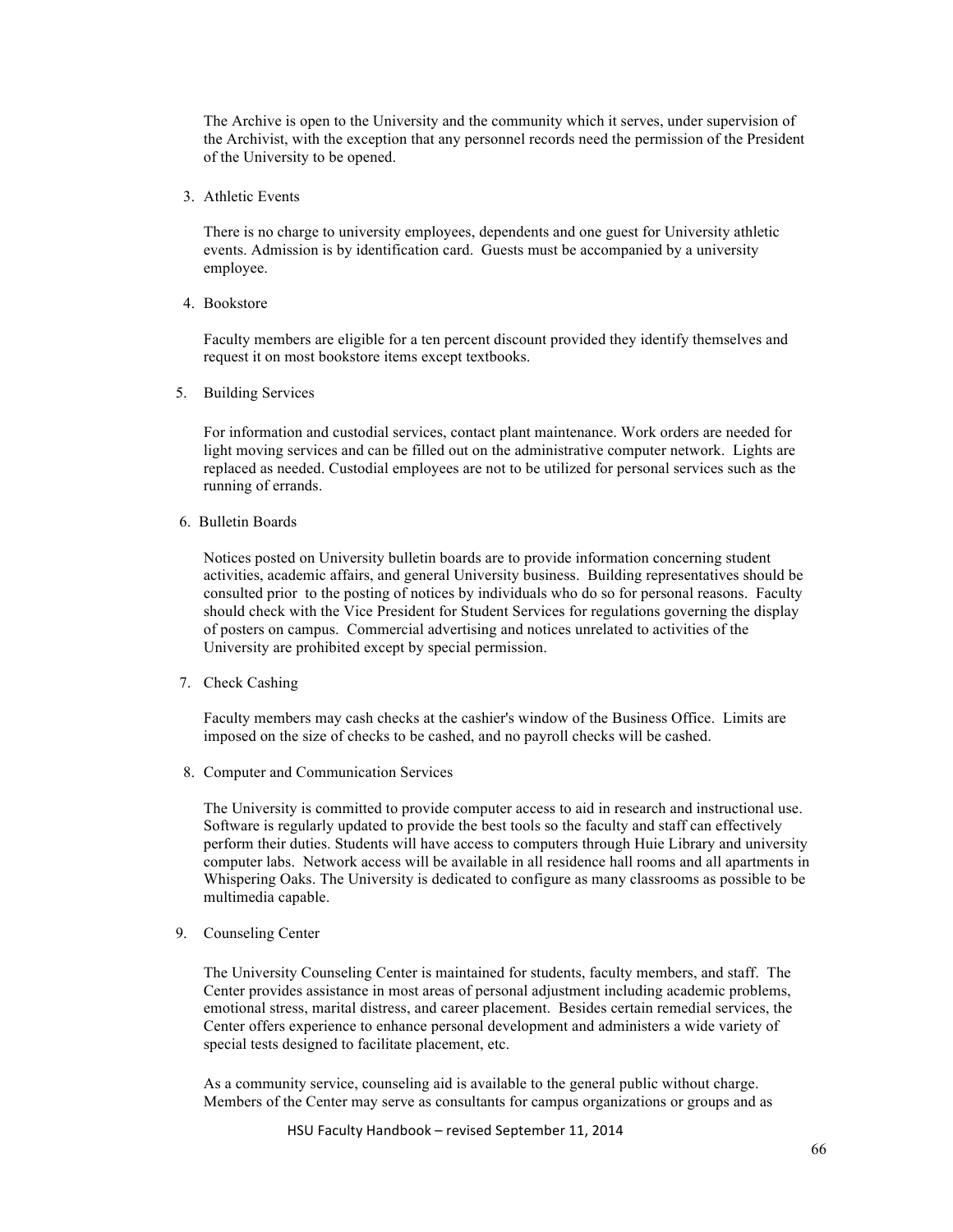The Archive is open to the University and the community which it serves, under supervision of the Archivist, with the exception that any personnel records need the permission of the President of the University to be opened.

3. Athletic Events

   There is no charge to university employees, dependents and one guest for University athletic events. Admission is by identification card. Guests must be accompanied by a university employee.

4. Bookstore

   Faculty members are eligible for a ten percent discount provided they identify themselves and request it on most bookstore items except textbooks.

5. Building Services

   For information and custodial services, contact plant maintenance. Work orders are needed for light moving services and can be filled out on the administrative computer network. Lights are replaced as needed. Custodial employees are not to be utilized for personal services such as the running of errands.

6. Bulletin Boards

   Notices posted on University bulletin boards are to provide information concerning student activities, academic affairs, and general University business. Building representatives should be consulted prior to the posting of notices by individuals who do so for personal reasons. Faculty should check with the Vice President for Student Services for regulations governing the display of posters on campus. Commercial advertising and notices unrelated to activities of the University are prohibited except by special permission.

7. Check Cashing

   Faculty members may cash checks at the cashier's window of the Business Office. Limits are imposed on the size of checks to be cashed, and no payroll checks will be cashed.

8. Computer and Communication Services

   The University is committed to provide computer access to aid in research and instructional use. Software is regularly updated to provide the best tools so the faculty and staff can effectively perform their duties. Students will have access to computers through Huie Library and university computer labs. Network access will be available in all residence hall rooms and all apartments in Whispering Oaks. The University is dedicated to configure as many classrooms as possible to be multimedia capable.

9. Counseling Center

   The University Counseling Center is maintained for students, faculty members, and staff. The Center provides assistance in most areas of personal adjustment including academic problems, emotional stress, marital distress, and career placement. Besides certain remedial services, the Center offers experience to enhance personal development and administers a wide variety of special tests designed to facilitate placement, etc.

   As a community service, counseling aid is available to the general public without charge. Members of the Center may serve as consultants for campus organizations or groups and as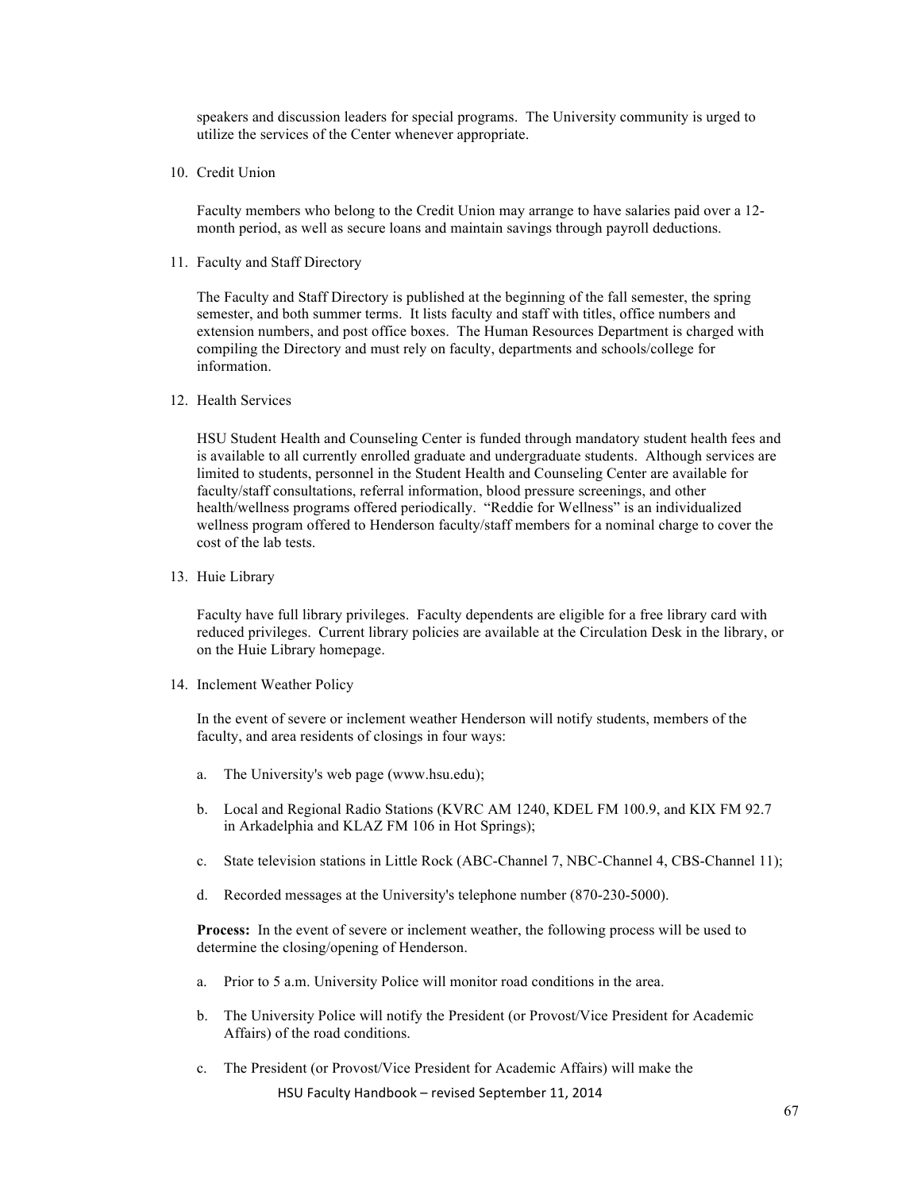speakers and discussion leaders for special programs. The University community is urged to utilize the services of the Center whenever appropriate.

10. Credit Union

    Faculty members who belong to the Credit Union may arrange to have salaries paid over a 12-month period, as well as secure loans and maintain savings through payroll deductions.

11. Faculty and Staff Directory

    The Faculty and Staff Directory is published at the beginning of the fall semester, the spring semester, and both summer terms. It lists faculty and staff with titles, office numbers and extension numbers, and post office boxes. The Human Resources Department is charged with compiling the Directory and must rely on faculty, departments and schools/college for information.

12. Health Services

    HSU Student Health and Counseling Center is funded through mandatory student health fees and is available to all currently enrolled graduate and undergraduate students. Although services are limited to students, personnel in the Student Health and Counseling Center are available for faculty/staff consultations, referral information, blood pressure screenings, and other health/wellness programs offered periodically. "Reddie for Wellness" is an individualized wellness program offered to Henderson faculty/staff members for a nominal charge to cover the cost of the lab tests.

13. Huie Library

    Faculty have full library privileges. Faculty dependents are eligible for a free library card with reduced privileges. Current library policies are available at the Circulation Desk in the library, or on the Huie Library homepage.

14. Inclement Weather Policy

    In the event of severe or inclement weather Henderson will notify students, members of the faculty, and area residents of closings in four ways:

    a. The University's web page (www.hsu.edu);

    b. Local and Regional Radio Stations (KVRC AM 1240, KDEL FM 100.9, and KIX FM 92.7 in Arkadelphia and KLAZ FM 106 in Hot Springs);

    c. State television stations in Little Rock (ABC-Channel 7, NBC-Channel 4, CBS-Channel 11);

    d. Recorded messages at the University's telephone number (870-230-5000).

    **Process:** In the event of severe or inclement weather, the following process will be used to determine the closing/opening of Henderson.

    a. Prior to 5 a.m. University Police will monitor road conditions in the area.

    b. The University Police will notify the President (or Provost/Vice President for Academic Affairs) of the road conditions.

    c. The President (or Provost/Vice President for Academic Affairs) will make the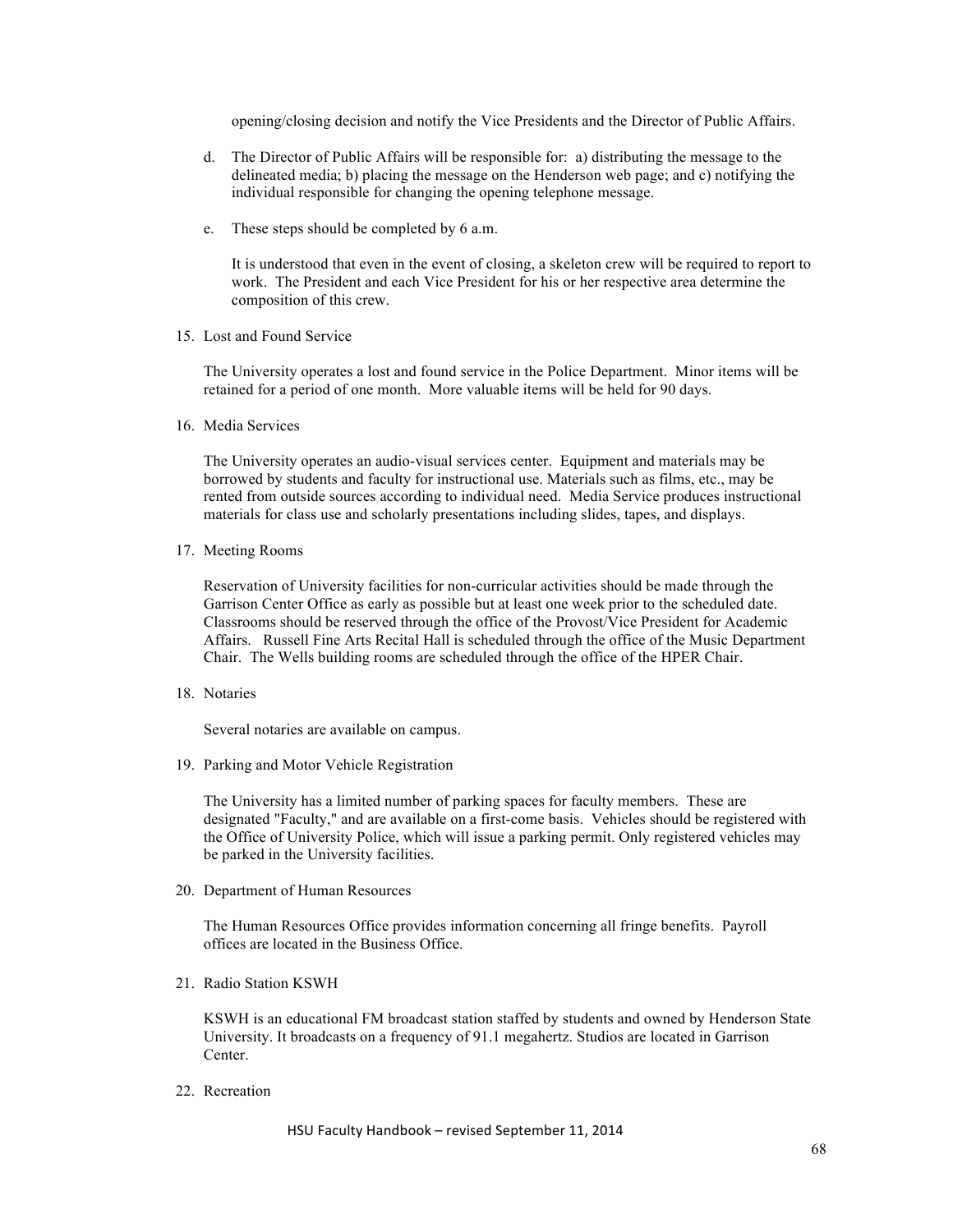opening/closing decision and notify the Vice Presidents and the Director of Public Affairs.

d. The Director of Public Affairs will be responsible for: a) distributing the message to the delineated media; b) placing the message on the Henderson web page; and c) notifying the individual responsible for changing the opening telephone message.

e. These steps should be completed by 6 a.m.

It is understood that even in the event of closing, a skeleton crew will be required to report to work. The President and each Vice President for his or her respective area determine the composition of this crew.

15. Lost and Found Service

The University operates a lost and found service in the Police Department. Minor items will be retained for a period of one month. More valuable items will be held for 90 days.

16. Media Services

The University operates an audio-visual services center. Equipment and materials may be borrowed by students and faculty for instructional use. Materials such as films, etc., may be rented from outside sources according to individual need. Media Service produces instructional materials for class use and scholarly presentations including slides, tapes, and displays.

17. Meeting Rooms

Reservation of University facilities for non-curricular activities should be made through the Garrison Center Office as early as possible but at least one week prior to the scheduled date. Classrooms should be reserved through the office of the Provost/Vice President for Academic Affairs. Russell Fine Arts Recital Hall is scheduled through the office of the Music Department Chair. The Wells building rooms are scheduled through the office of the HPER Chair.

18. Notaries

Several notaries are available on campus.

19. Parking and Motor Vehicle Registration

The University has a limited number of parking spaces for faculty members. These are designated "Faculty," and are available on a first-come basis. Vehicles should be registered with the Office of University Police, which will issue a parking permit. Only registered vehicles may be parked in the University facilities.

20. Department of Human Resources

The Human Resources Office provides information concerning all fringe benefits. Payroll offices are located in the Business Office.

21. Radio Station KSWH

KSWH is an educational FM broadcast station staffed by students and owned by Henderson State University. It broadcasts on a frequency of 91.1 megahertz. Studios are located in Garrison Center.

22. Recreation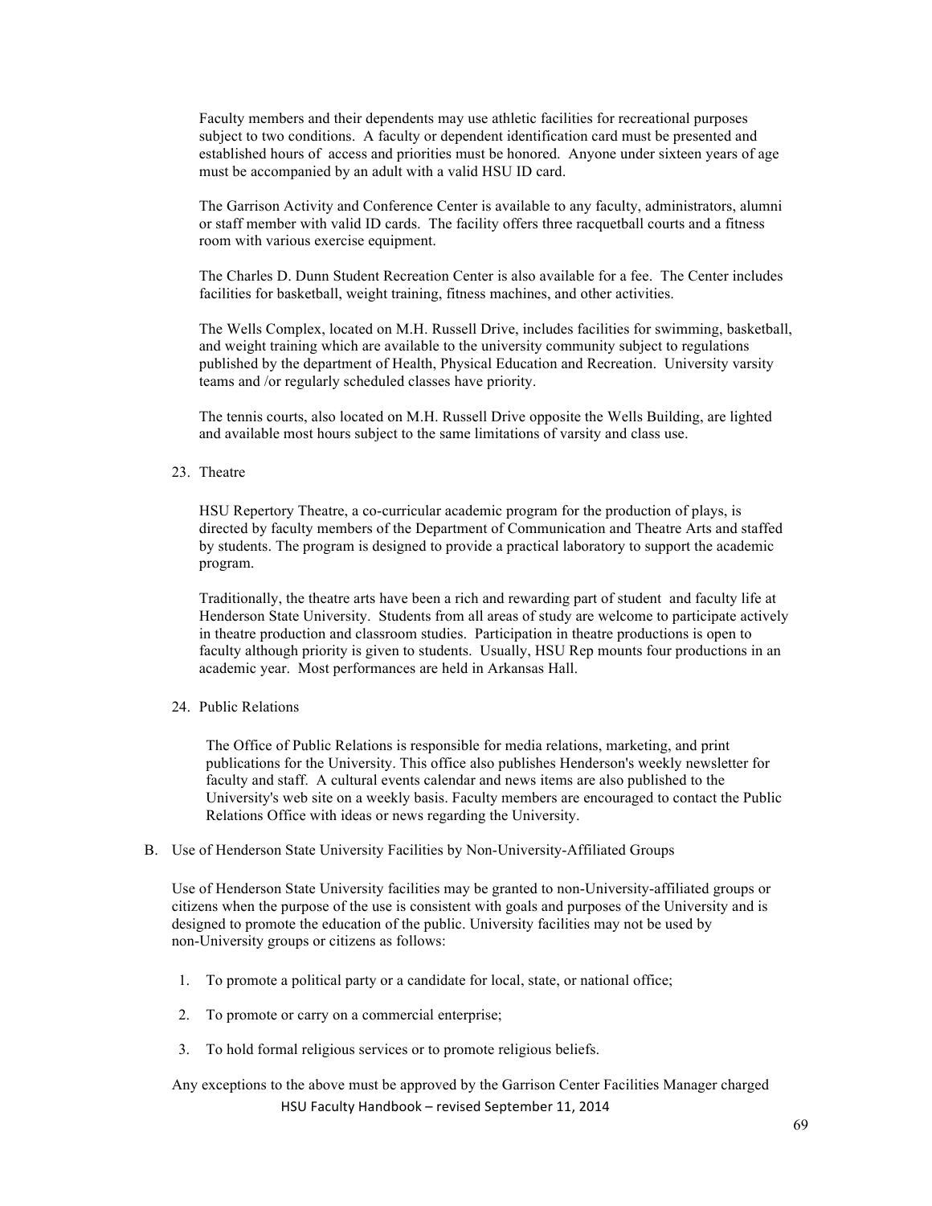Faculty members and their dependents may use athletic facilities for recreational purposes subject to two conditions. A faculty or dependent identification card must be presented and established hours of access and priorities must be honored. Anyone under sixteen years of age must be accompanied by an adult with a valid HSU ID card.

The Garrison Activity and Conference Center is available to any faculty, administrators, alumni or staff member with valid ID cards. The facility offers three racquetball courts and a fitness room with various exercise equipment.

The Charles D. Dunn Student Recreation Center is also available for a fee. The Center includes facilities for basketball, weight training, fitness machines, and other activities.

The Wells Complex, located on M.H. Russell Drive, includes facilities for swimming, basketball, and weight training which are available to the university community subject to regulations published by the department of Health, Physical Education and Recreation. University varsity teams and /or regularly scheduled classes have priority.

The tennis courts, also located on M.H. Russell Drive opposite the Wells Building, are lighted and available most hours subject to the same limitations of varsity and class use.

23. Theatre

HSU Repertory Theatre, a co-curricular academic program for the production of plays, is directed by faculty members of the Department of Communication and Theatre Arts and staffed by students. The program is designed to provide a practical laboratory to support the academic program.

Traditionally, the theatre arts have been a rich and rewarding part of student and faculty life at Henderson State University. Students from all areas of study are welcome to participate actively in theatre production and classroom studies. Participation in theatre productions is open to faculty although priority is given to students. Usually, HSU Rep mounts four productions in an academic year. Most performances are held in Arkansas Hall.

24. Public Relations

The Office of Public Relations is responsible for media relations, marketing, and print publications for the University. This office also publishes Henderson's weekly newsletter for faculty and staff. A cultural events calendar and news items are also published to the University's web site on a weekly basis. Faculty members are encouraged to contact the Public Relations Office with ideas or news regarding the University.

B. Use of Henderson State University Facilities by Non-University-Affiliated Groups

Use of Henderson State University facilities may be granted to non-University-affiliated groups or citizens when the purpose of the use is consistent with goals and purposes of the University and is designed to promote the education of the public. University facilities may not be used by non-University groups or citizens as follows:

1. To promote a political party or a candidate for local, state, or national office;
2. To promote or carry on a commercial enterprise;
3. To hold formal religious services or to promote religious beliefs.

Any exceptions to the above must be approved by the Garrison Center Facilities Manager charged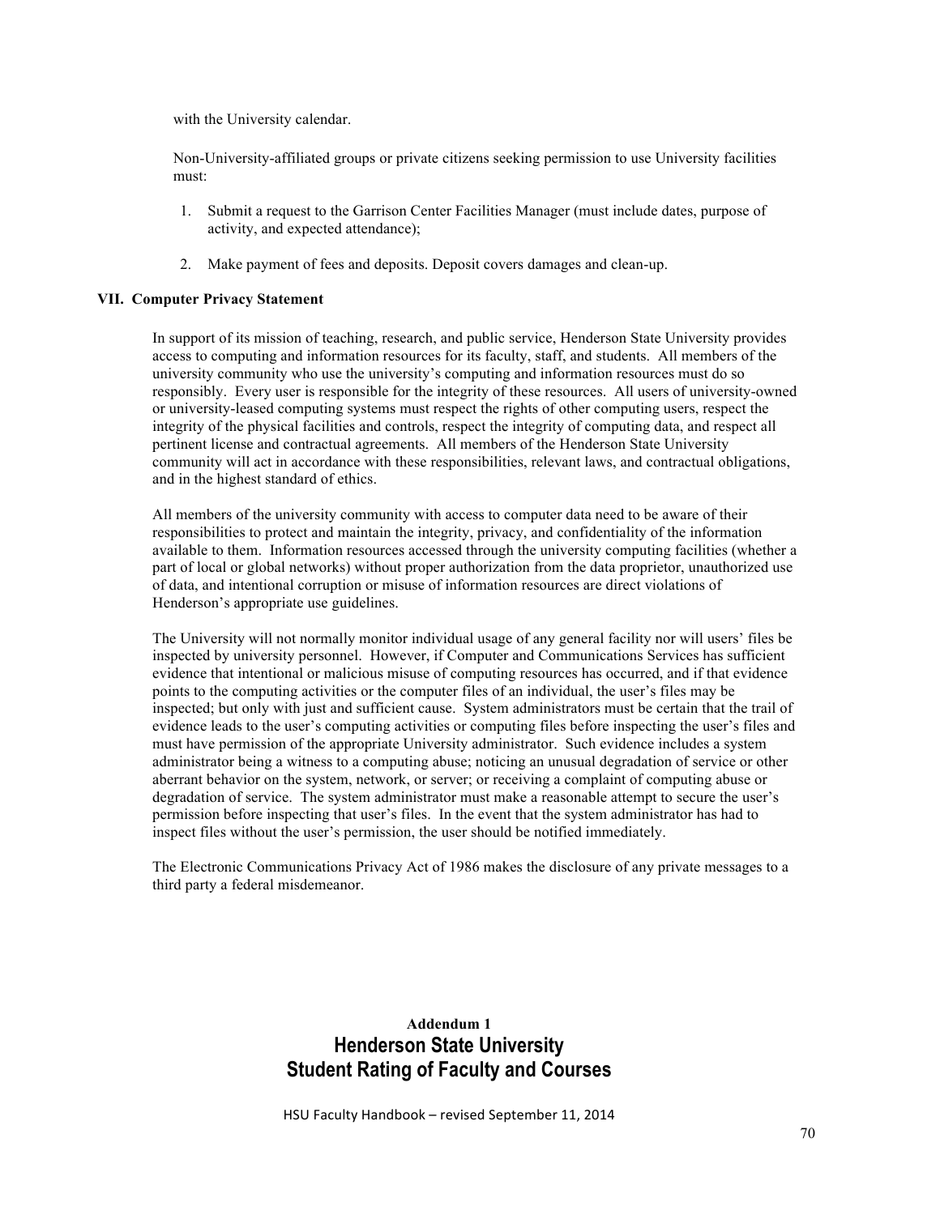with the University calendar.

Non-University-affiliated groups or private citizens seeking permission to use University facilities must:

1. Submit a request to the Garrison Center Facilities Manager (must include dates, purpose of activity, and expected attendance);

2. Make payment of fees and deposits. Deposit covers damages and clean-up.

## VII. Computer Privacy Statement

In support of its mission of teaching, research, and public service, Henderson State University provides access to computing and information resources for its faculty, staff, and students. All members of the university community who use the university's computing and information resources must do so responsibly. Every user is responsible for the integrity of these resources. All users of university-owned or university-leased computing systems must respect the rights of other computing users, respect the integrity of the physical facilities and controls, respect the integrity of computing data, and respect all pertinent license and contractual agreements. All members of the Henderson State University community will act in accordance with these responsibilities, relevant laws, and contractual obligations, and in the highest standard of ethics.

All members of the university community with access to computer data need to be aware of their responsibilities to protect and maintain the integrity, privacy, and confidentiality of the information available to them. Information resources accessed through the university computing facilities (whether a part of local or global networks) without proper authorization from the data proprietor, unauthorized use of data, and intentional corruption or misuse of information resources are direct violations of Henderson's appropriate use guidelines.

The University will not normally monitor individual usage of any general facility nor will users' files be inspected by university personnel. However, if Computer and Communications Services has sufficient evidence that intentional or malicious misuse of computing resources has occurred, and if that evidence points to the computing activities or the computer files of an individual, the user's files may be inspected; but only with just and sufficient cause. System administrators must be certain that the trail of evidence leads to the user's computing activities or computing files before inspecting the user's files and must have permission of the appropriate University administrator. Such evidence includes a system administrator being a witness to a computing abuse; noticing an unusual degradation of service or other aberrant behavior on the system, network, or server; or receiving a complaint of computing abuse or degradation of service. The system administrator must make a reasonable attempt to secure the user's permission before inspecting that user's files. In the event that the system administrator has had to inspect files without the user's permission, the user should be notified immediately.

The Electronic Communications Privacy Act of 1986 makes the disclosure of any private messages to a third party a federal misdemeanor.

**Addendum 1**

# Henderson State University
# Student Rating of Faculty and Courses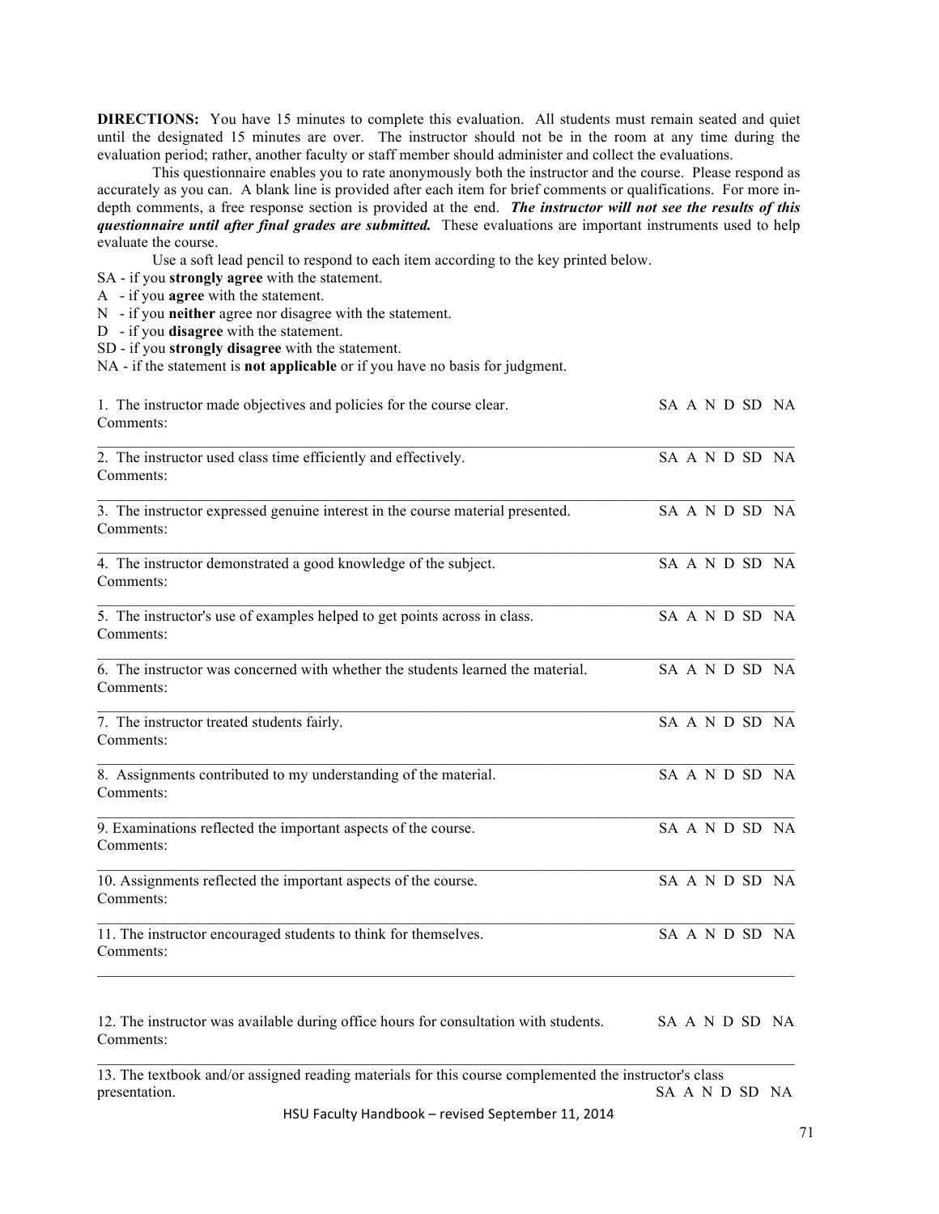**DIRECTIONS:** You have 15 minutes to complete this evaluation. All students must remain seated and quiet until the designated 15 minutes are over. The instructor should not be in the room at any time during the evaluation period; rather, another faculty or staff member should administer and collect the evaluations.

This questionnaire enables you to rate anonymously both the instructor and the course. Please respond as accurately as you can. A blank line is provided after each item for brief comments or qualifications. For more in-depth comments, a free response section is provided at the end. ***The instructor will not see the results of this questionnaire until after final grades are submitted.*** These evaluations are important instruments used to help evaluate the course.

Use a soft lead pencil to respond to each item according to the key printed below.

SA - if you **strongly agree** with the statement.
A - if you **agree** with the statement.
N - if you **neither** agree nor disagree with the statement.
D - if you **disagree** with the statement.
SD - if you **strongly disagree** with the statement.
NA - if the statement is **not applicable** or if you have no basis for judgment.

1. The instructor made objectives and policies for the course clear. SA A N D SD NA
Comments:

---

2. The instructor used class time efficiently and effectively. SA A N D SD NA
Comments:

---

3. The instructor expressed genuine interest in the course material presented. SA A N D SD NA
Comments:

---

4. The instructor demonstrated a good knowledge of the subject. SA A N D SD NA
Comments:

---

5. The instructor's use of examples helped to get points across in class. SA A N D SD NA
Comments:

---

6. The instructor was concerned with whether the students learned the material. SA A N D SD NA
Comments:

---

7. The instructor treated students fairly. SA A N D SD NA
Comments:

---

8. Assignments contributed to my understanding of the material. SA A N D SD NA
Comments:

---

9. Examinations reflected the important aspects of the course. SA A N D SD NA
Comments:

---

10. Assignments reflected the important aspects of the course. SA A N D SD NA
Comments:

---

11. The instructor encouraged students to think for themselves. SA A N D SD NA
Comments:

---

12. The instructor was available during office hours for consultation with students. SA A N D SD NA
Comments:

---

13. The textbook and/or assigned reading materials for this course complemented the instructor's class presentation. SA A N D SD NA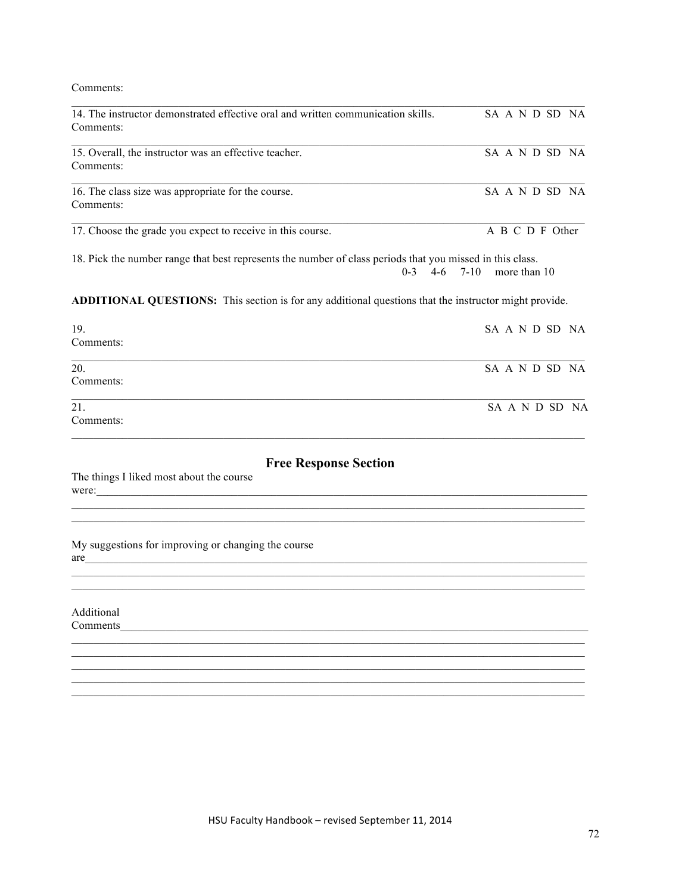Comments:

14. The instructor demonstrated effective oral and written communication skills. SA A N D SD NA
Comments:

15. Overall, the instructor was an effective teacher. SA A N D SD NA
Comments:

16. The class size was appropriate for the course. SA A N D SD NA
Comments:

17. Choose the grade you expect to receive in this course. A B C D F Other

18. Pick the number range that best represents the number of class periods that you missed in this class.
0-3 4-6 7-10 more than 10

**ADDITIONAL QUESTIONS:** This section is for any additional questions that the instructor might provide.

19. SA A N D SD NA
Comments:

20. SA A N D SD NA
Comments:

21. SA A N D SD NA
Comments:

## Free Response Section

The things I liked most about the course were:\_\_\_\_\_\_\_\_\_\_\_\_\_\_\_\_\_\_\_\_\_\_\_\_\_\_\_\_\_\_\_\_\_\_\_\_\_\_\_\_

My suggestions for improving or changing the course are\_\_\_\_\_\_\_\_\_\_\_\_\_\_\_\_\_\_\_\_\_\_\_\_\_\_\_\_\_\_\_\_\_\_\_\_\_\_\_\_

Additional Comments\_\_\_\_\_\_\_\_\_\_\_\_\_\_\_\_\_\_\_\_\_\_\_\_\_\_\_\_\_\_\_\_\_\_\_\_\_\_\_\_

HSU Faculty Handbook – revised September 11, 2014